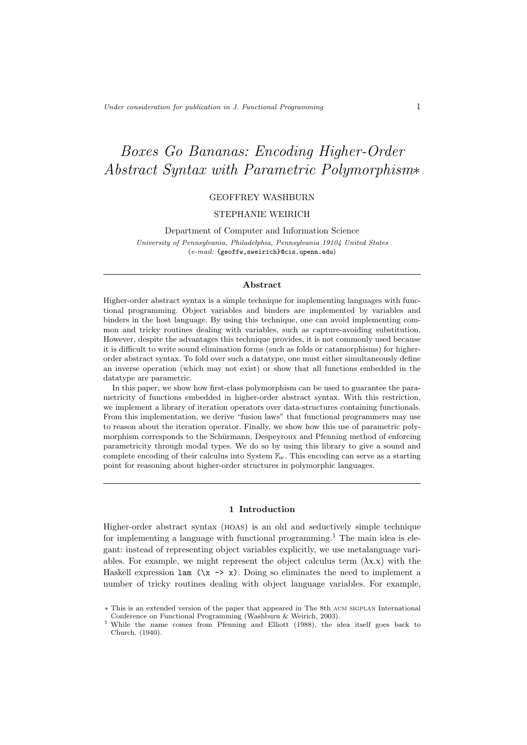# *Boxes Go Bananas: Encoding Higher-Order Abstract Syntax with Parametric Polymorphism*∗

GEOFFREY WASHBURN

STEPHANIE WEIRICH

Department of Computer and Information Science

*University of Pennsylvania, Philadelphia, Pennsylvania 19104 United States*

(*e-mail:* {geoffw,sweirich}@cis.upenn.edu)

## Abstract

Higher-order abstract syntax is a simple technique for implementing languages with functional programming. Object variables and binders are implemented by variables and binders in the host language. By using this technique, one can avoid implementing common and tricky routines dealing with variables, such as capture-avoiding substitution. However, despite the advantages this technique provides, it is not commonly used because it is difficult to write sound elimination forms (such as folds or catamorphisms) for higher-order abstract syntax. To fold over such a datatype, one must either simultaneously define an inverse operation (which may not exist) or show that all functions embedded in the datatype are parametric.

In this paper, we show how first-class polymorphism can be used to guarantee the parametricity of functions embedded in higher-order abstract syntax. With this restriction, we implement a library of iteration operators over data-structures containing functionals. From this implementation, we derive "fusion laws" that functional programmers may use to reason about the iteration operator. Finally, we show how this use of parametric polymorphism corresponds to the Schürmann, Despeyroux and Pfenning method of enforcing parametricity through modal types. We do so by using this library to give a sound and complete encoding of their calculus into System $\mathbb{F}_\omega$. This encoding can serve as a starting point for reasoning about higher-order structures in polymorphic languages.

## 1 Introduction

Higher-order abstract syntax (HOAS) is an old and seductively simple technique for implementing a language with functional programming.[1] The main idea is elegant: instead of representing object variables explicitly, we use metalanguage variables. For example, we might represent the object calculus term $(\lambda x.x)$ with the Haskell expression `lam (\x -> x)`. Doing so eliminates the need to implement a number of tricky routines dealing with object language variables. For example,

∗ This is an extended version of the paper that appeared in The 8th ACM SIGPLAN International Conference on Functional Programming (Washburn & Weirich, 2003).

[1] While the name comes from Pfenning and Elliott (1988), the idea itself goes back to Church. (1940).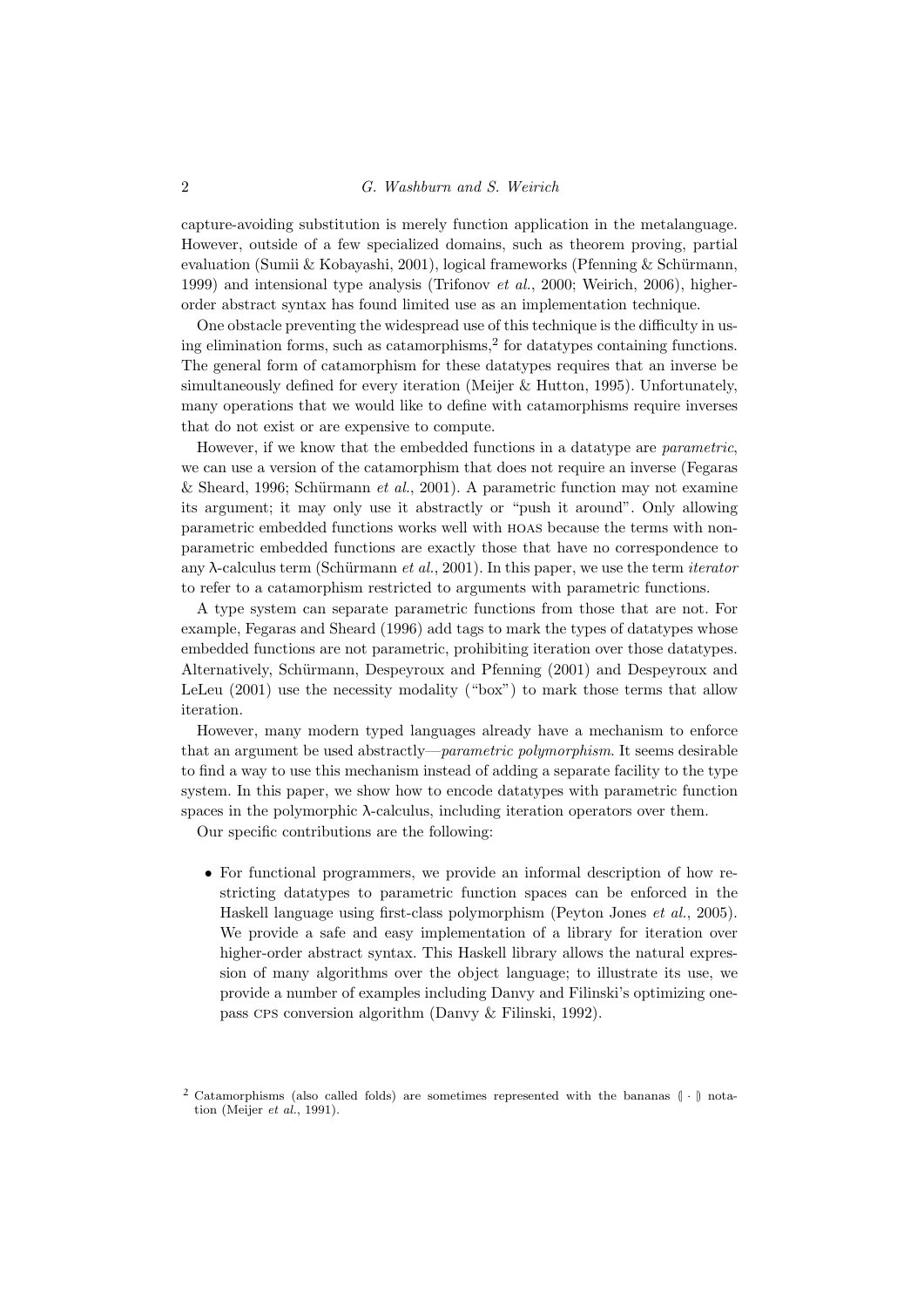capture-avoiding substitution is merely function application in the metalanguage. However, outside of a few specialized domains, such as theorem proving, partial evaluation (Sumii & Kobayashi, 2001), logical frameworks (Pfenning & Schürmann, 1999) and intensional type analysis (Trifonov *et al.*, 2000; Weirich, 2006), higher-order abstract syntax has found limited use as an implementation technique.

One obstacle preventing the widespread use of this technique is the difficulty in using elimination forms, such as catamorphisms,[2] for datatypes containing functions. The general form of catamorphism for these datatypes requires that an inverse be simultaneously defined for every iteration (Meijer & Hutton, 1995). Unfortunately, many operations that we would like to define with catamorphisms require inverses that do not exist or are expensive to compute.

However, if we know that the embedded functions in a datatype are *parametric*, we can use a version of the catamorphism that does not require an inverse (Fegaras & Sheard, 1996; Schürmann *et al.*, 2001). A parametric function may not examine its argument; it may only use it abstractly or "push it around". Only allowing parametric embedded functions works well with HOAS because the terms with non-parametric embedded functions are exactly those that have no correspondence to any λ-calculus term (Schürmann *et al.*, 2001). In this paper, we use the term *iterator* to refer to a catamorphism restricted to arguments with parametric functions.

A type system can separate parametric functions from those that are not. For example, Fegaras and Sheard (1996) add tags to mark the types of datatypes whose embedded functions are not parametric, prohibiting iteration over those datatypes. Alternatively, Schürmann, Despeyroux and Pfenning (2001) and Despeyroux and LeLeu (2001) use the necessity modality ("box") to mark those terms that allow iteration.

However, many modern typed languages already have a mechanism to enforce that an argument be used abstractly—*parametric polymorphism*. It seems desirable to find a way to use this mechanism instead of adding a separate facility to the type system. In this paper, we show how to encode datatypes with parametric function spaces in the polymorphic λ-calculus, including iteration operators over them.

Our specific contributions are the following:

- For functional programmers, we provide an informal description of how restricting datatypes to parametric function spaces can be enforced in the Haskell language using first-class polymorphism (Peyton Jones *et al.*, 2005). We provide a safe and easy implementation of a library for iteration over higher-order abstract syntax. This Haskell library allows the natural expression of many algorithms over the object language; to illustrate its use, we provide a number of examples including Danvy and Filinski's optimizing one-pass CPS conversion algorithm (Danvy & Filinski, 1992).

[2] Catamorphisms (also called folds) are sometimes represented with the bananas $(\!| \cdot |\!)$ notation (Meijer *et al.*, 1991).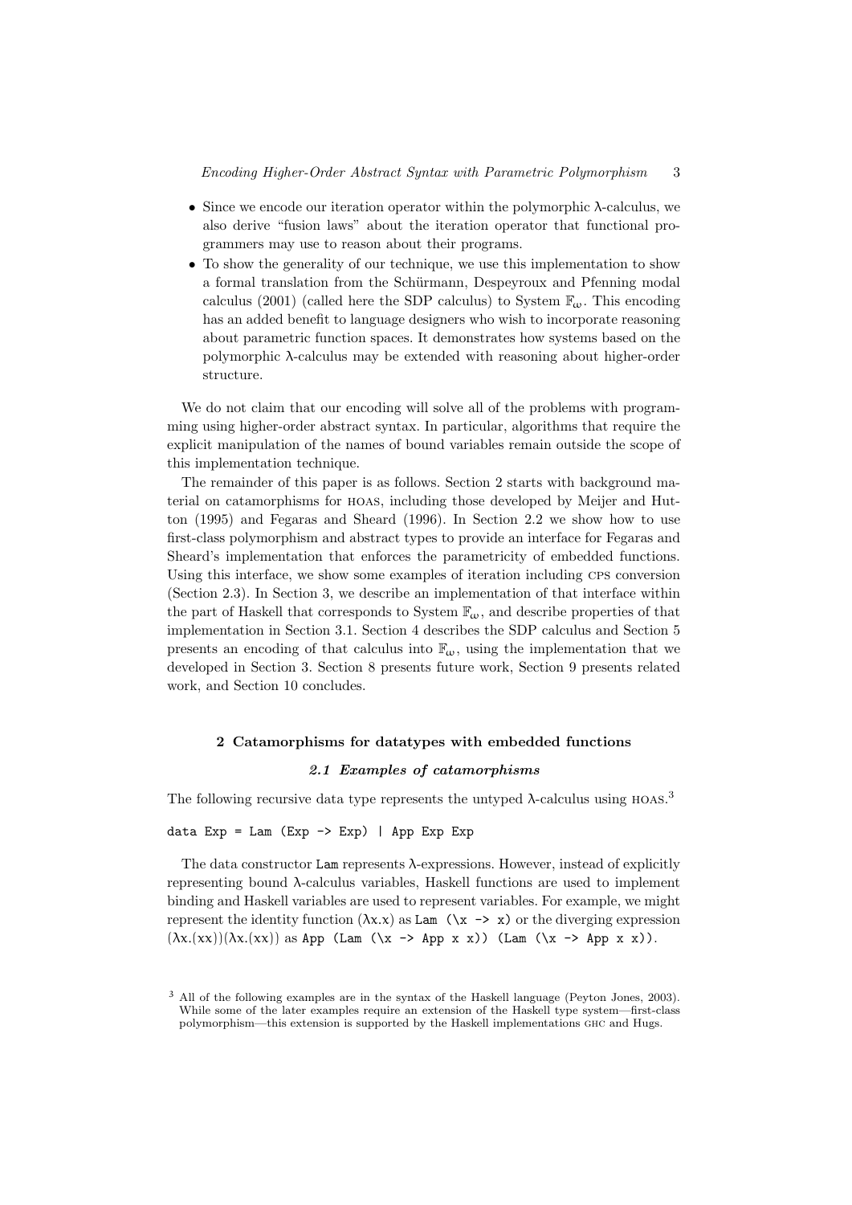- Since we encode our iteration operator within the polymorphic λ-calculus, we also derive "fusion laws" about the iteration operator that functional programmers may use to reason about their programs.
- To show the generality of our technique, we use this implementation to show a formal translation from the Schürmann, Despeyroux and Pfenning modal calculus (2001) (called here the SDP calculus) to System $\mathbb{F}_\omega$. This encoding has an added benefit to language designers who wish to incorporate reasoning about parametric function spaces. It demonstrates how systems based on the polymorphic λ-calculus may be extended with reasoning about higher-order structure.

We do not claim that our encoding will solve all of the problems with programming using higher-order abstract syntax. In particular, algorithms that require the explicit manipulation of the names of bound variables remain outside the scope of this implementation technique.

The remainder of this paper is as follows. Section 2 starts with background material on catamorphisms for HOAS, including those developed by Meijer and Hutton (1995) and Fegaras and Sheard (1996). In Section 2.2 we show how to use first-class polymorphism and abstract types to provide an interface for Fegaras and Sheard's implementation that enforces the parametricity of embedded functions. Using this interface, we show some examples of iteration including CPS conversion (Section 2.3). In Section 3, we describe an implementation of that interface within the part of Haskell that corresponds to System $\mathbb{F}_\omega$, and describe properties of that implementation in Section 3.1. Section 4 describes the SDP calculus and Section 5 presents an encoding of that calculus into $\mathbb{F}_\omega$, using the implementation that we developed in Section 3. Section 8 presents future work, Section 9 presents related work, and Section 10 concludes.

## 2 Catamorphisms for datatypes with embedded functions

### 2.1 Examples of catamorphisms

The following recursive data type represents the untyped λ-calculus using HOAS.[3]

```
data Exp = Lam (Exp -> Exp) | App Exp Exp
```

The data constructor `Lam` represents λ-expressions. However, instead of explicitly representing bound λ-calculus variables, Haskell functions are used to implement binding and Haskell variables are used to represent variables. For example, we might represent the identity function $(\lambda x.x)$ as `Lam (\x -> x)` or the diverging expression $(\lambda x.(xx))(\lambda x.(xx))$ as `App (Lam (\x -> App x x)) (Lam (\x -> App x x))`.

[3] All of the following examples are in the syntax of the Haskell language (Peyton Jones, 2003). While some of the later examples require an extension of the Haskell type system—first-class polymorphism—this extension is supported by the Haskell implementations GHC and Hugs.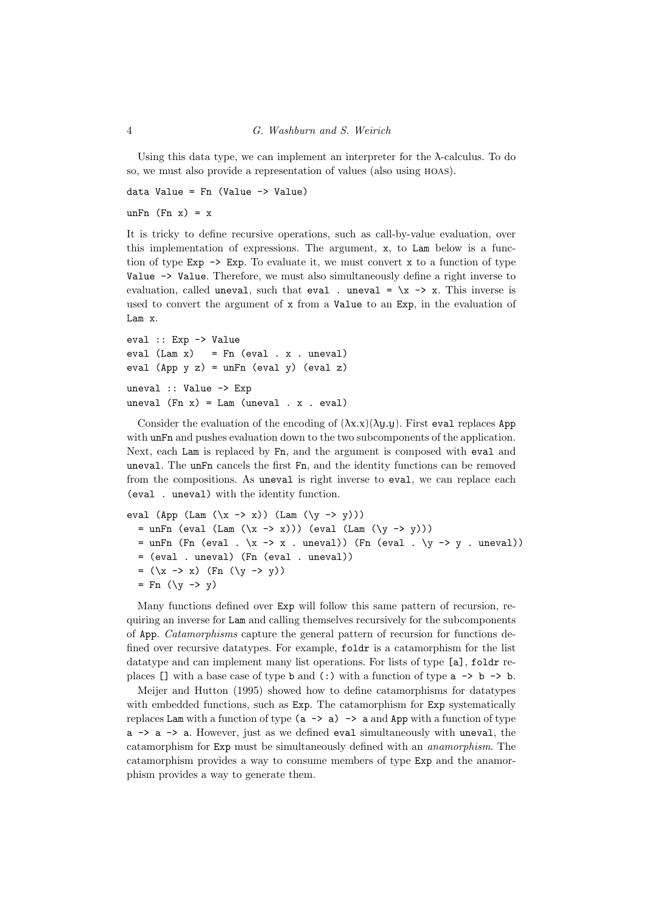Using this data type, we can implement an interpreter for the λ-calculus. To do so, we must also provide a representation of values (also using HOAS).

```
data Value = Fn (Value -> Value)

unFn (Fn x) = x
```

It is tricky to define recursive operations, such as call-by-value evaluation, over this implementation of expressions. The argument, `x`, to `Lam` below is a function of type `Exp -> Exp`. To evaluate it, we must convert `x` to a function of type `Value -> Value`. Therefore, we must also simultaneously define a right inverse to evaluation, called `uneval`, such that `eval . uneval = \x -> x`. This inverse is used to convert the argument of `x` from a `Value` to an `Exp`, in the evaluation of `Lam x`.

```
eval :: Exp -> Value
eval (Lam x)   = Fn (eval . x . uneval)
eval (App y z) = unFn (eval y) (eval z)

uneval :: Value -> Exp
uneval (Fn x) = Lam (uneval . x . eval)
```

Consider the evaluation of the encoding of $(\lambda x.x)(\lambda y.y)$. First `eval` replaces `App` with `unFn` and pushes evaluation down to the two subcomponents of the application. Next, each `Lam` is replaced by `Fn`, and the argument is composed with `eval` and `uneval`. The `unFn` cancels the first `Fn`, and the identity functions can be removed from the compositions. As `uneval` is right inverse to `eval`, we can replace each `(eval . uneval)` with the identity function.

```
eval (App (Lam (\x -> x)) (Lam (\y -> y)))
  = unFn (eval (Lam (\x -> x))) (eval (Lam (\y -> y)))
  = unFn (Fn (eval . \x -> x . uneval)) (Fn (eval . \y -> y . uneval))
  = (eval . uneval) (Fn (eval . uneval))
  = (\x -> x) (Fn (\y -> y))
  = Fn (\y -> y)
```

Many functions defined over `Exp` will follow this same pattern of recursion, requiring an inverse for `Lam` and calling themselves recursively for the subcomponents of `App`. *Catamorphisms* capture the general pattern of recursion for functions defined over recursive datatypes. For example, `foldr` is a catamorphism for the list datatype and can implement many list operations. For lists of type `[a]`, `foldr` replaces `[]` with a base case of type `b` and `(:)` with a function of type `a -> b -> b`.

Meijer and Hutton (1995) showed how to define catamorphisms for datatypes with embedded functions, such as `Exp`. The catamorphism for `Exp` systematically replaces `Lam` with a function of type `(a -> a) -> a` and `App` with a function of type `a -> a -> a`. However, just as we defined `eval` simultaneously with `uneval`, the catamorphism for `Exp` must be simultaneously defined with an *anamorphism*. The catamorphism provides a way to consume members of type `Exp` and the anamorphism provides a way to generate them.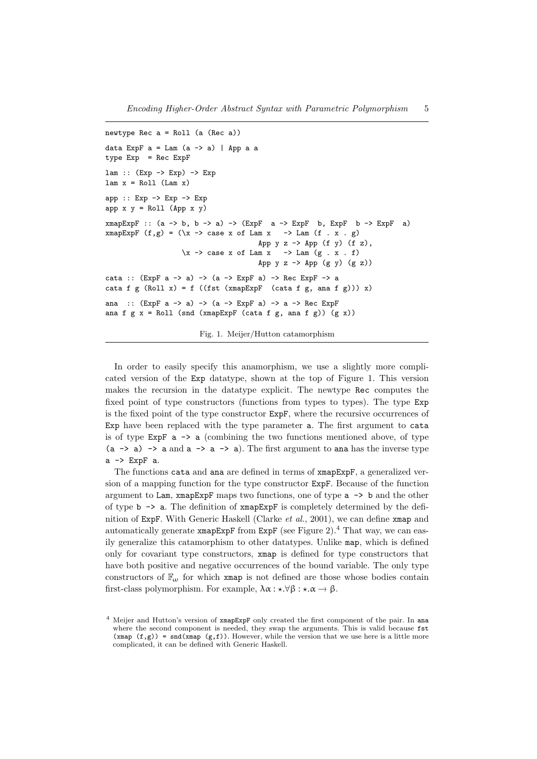```
newtype Rec a = Roll (a (Rec a))

data ExpF a = Lam (a -> a) | App a a
type Exp  = Rec ExpF

lam :: (Exp -> Exp) -> Exp
lam x = Roll (Lam x)

app :: Exp -> Exp -> Exp
app x y = Roll (App x y)

xmapExpF :: (a -> b, b -> a) -> (ExpF  a -> ExpF  b, ExpF  b -> ExpF  a)
xmapExpF (f,g) = (\x -> case x of Lam x   -> Lam (f . x . g)
                                  App y z -> App (f y) (f z),
                  \x -> case x of Lam x   -> Lam (g . x . f)
                                  App y z -> App (g y) (g z))

cata :: (ExpF a -> a) -> (a -> ExpF a) -> Rec ExpF -> a
cata f g (Roll x) = f ((fst (xmapExpF  (cata f g, ana f g))) x)

ana  :: (ExpF a -> a) -> (a -> ExpF a) -> a -> Rec ExpF
ana f g x = Roll (snd (xmapExpF (cata f g, ana f g)) (g x))
```

Fig. 1. Meijer/Hutton catamorphism

In order to easily specify this anamorphism, we use a slightly more complicated version of the `Exp` datatype, shown at the top of Figure 1. This version makes the recursion in the datatype explicit. The newtype `Rec` computes the fixed point of type constructors (functions from types to types). The type `Exp` is the fixed point of the type constructor `ExpF`, where the recursive occurrences of `Exp` have been replaced with the type parameter `a`. The first argument to `cata` is of type `ExpF a -> a` (combining the two functions mentioned above, of type `(a -> a) -> a` and `a -> a -> a`). The first argument to `ana` has the inverse type `a -> ExpF a`.

The functions `cata` and `ana` are defined in terms of `xmapExpF`, a generalized version of a mapping function for the type constructor `ExpF`. Because of the function argument to `Lam`, `xmapExpF` maps two functions, one of type `a -> b` and the other of type `b -> a`. The definition of `xmapExpF` is completely determined by the definition of `ExpF`. With Generic Haskell (Clarke *et al.*, 2001), we can define `xmap` and automatically generate `xmapExpF` from `ExpF` (see Figure 2).[4] That way, we can easily generalize this catamorphism to other datatypes. Unlike `map`, which is defined only for covariant type constructors, `xmap` is defined for type constructors that have both positive and negative occurrences of the bound variable. The only type constructors of $\mathbb{F}_\omega$ for which `xmap` is not defined are those whose bodies contain first-class polymorphism. For example, $\lambda\alpha : \star.\forall\beta : \star.\alpha \to \beta$.

[4] Meijer and Hutton's version of `xmapExpF` only created the first component of the pair. In `ana` where the second component is needed, they swap the arguments. This is valid because `fst (xmap (f,g)) = snd(xmap (g,f))`. However, while the version that we use here is a little more complicated, it can be defined with Generic Haskell.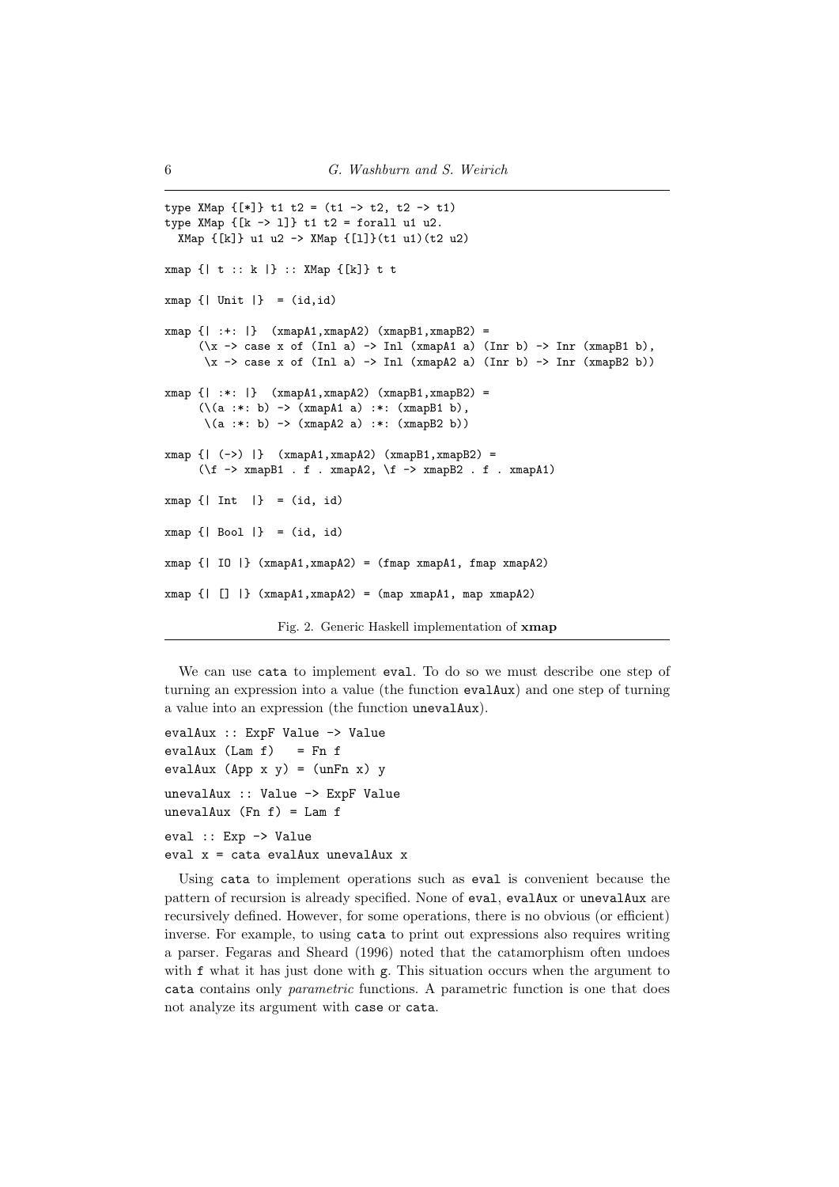```
type XMap {[*]} t1 t2 = (t1 -> t2, t2 -> t1)
type XMap {[k -> l]} t1 t2 = forall u1 u2.
  XMap {[k]} u1 u2 -> XMap {[l]}(t1 u1)(t2 u2)

xmap {| t :: k |} :: XMap {[k]} t t

xmap {| Unit |}  = (id,id)

xmap {| :+: |}  (xmapA1,xmapA2) (xmapB1,xmapB2) =
     (\x -> case x of (Inl a) -> Inl (xmapA1 a) (Inr b) -> Inr (xmapB1 b),
      \x -> case x of (Inl a) -> Inl (xmapA2 a) (Inr b) -> Inr (xmapB2 b))

xmap {| :*: |}  (xmapA1,xmapA2) (xmapB1,xmapB2) =
     (\(a :*: b) -> (xmapA1 a) :*: (xmapB1 b),
      \(a :*: b) -> (xmapA2 a) :*: (xmapB2 b))

xmap {| (->) |}  (xmapA1,xmapA2) (xmapB1,xmapB2) =
     (\f -> xmapB1 . f . xmapA2, \f -> xmapB2 . f . xmapA1)

xmap {| Int  |}  = (id, id)

xmap {| Bool |}  = (id, id)

xmap {| IO |} (xmapA1,xmapA2) = (fmap xmapA1, fmap xmapA2)

xmap {| [] |} (xmapA1,xmapA2) = (map xmapA1, map xmapA2)
```

Fig. 2. Generic Haskell implementation of **xmap**

We can use `cata` to implement `eval`. To do so we must describe one step of turning an expression into a value (the function `evalAux`) and one step of turning a value into an expression (the function `unevalAux`).

```
evalAux :: ExpF Value -> Value
evalAux (Lam f)   = Fn f
evalAux (App x y) = (unFn x) y

unevalAux :: Value -> ExpF Value
unevalAux (Fn f) = Lam f

eval :: Exp -> Value
eval x = cata evalAux unevalAux x
```

Using `cata` to implement operations such as `eval` is convenient because the pattern of recursion is already specified. None of `eval`, `evalAux` or `unevalAux` are recursively defined. However, for some operations, there is no obvious (or efficient) inverse. For example, to using `cata` to print out expressions also requires writing a parser. Fegaras and Sheard (1996) noted that the catamorphism often undoes with `f` what it has just done with `g`. This situation occurs when the argument to `cata` contains only *parametric* functions. A parametric function is one that does not analyze its argument with `case` or `cata`.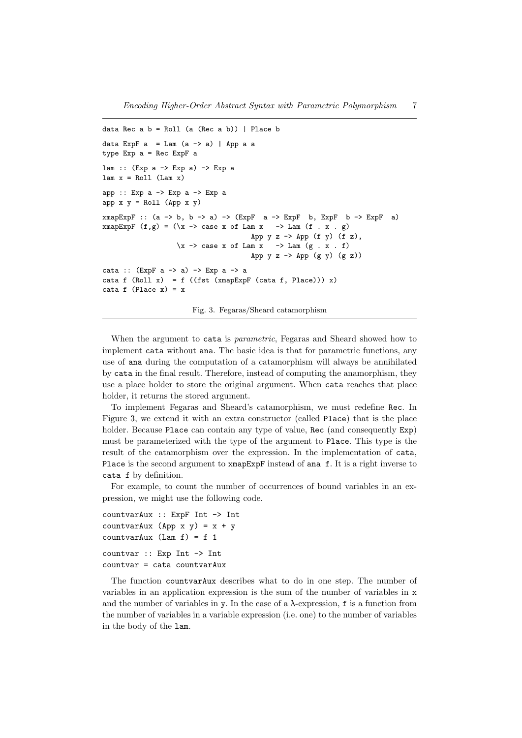```
data Rec a b = Roll (a (Rec a b)) | Place b

data ExpF a  = Lam (a -> a) | App a a
type Exp a = Rec ExpF a

lam :: (Exp a -> Exp a) -> Exp a
lam x = Roll (Lam x)

app :: Exp a -> Exp a -> Exp a
app x y = Roll (App x y)

xmapExpF :: (a -> b, b -> a) -> (ExpF  a -> ExpF  b, ExpF  b -> ExpF  a)
xmapExpF (f,g) = (\x -> case x of Lam x   -> Lam (f . x . g)
                                  App y z -> App (f y) (f z),
                  \x -> case x of Lam x   -> Lam (g . x . f)
                                  App y z -> App (g y) (g z))

cata :: (ExpF a -> a) -> Exp a -> a
cata f (Roll x)  = f ((fst (xmapExpF (cata f, Place))) x)
cata f (Place x) = x
```

Fig. 3. Fegaras/Sheard catamorphism

When the argument to `cata` is *parametric*, Fegaras and Sheard showed how to implement `cata` without `ana`. The basic idea is that for parametric functions, any use of `ana` during the computation of a catamorphism will always be annihilated by `cata` in the final result. Therefore, instead of computing the anamorphism, they use a place holder to store the original argument. When `cata` reaches that place holder, it returns the stored argument.

To implement Fegaras and Sheard's catamorphism, we must redefine `Rec`. In Figure 3, we extend it with an extra constructor (called `Place`) that is the place holder. Because `Place` can contain any type of value, `Rec` (and consequently `Exp`) must be parameterized with the type of the argument to `Place`. This type is the result of the catamorphism over the expression. In the implementation of `cata`, `Place` is the second argument to `xmapExpF` instead of `ana f`. It is a right inverse to `cata f` by definition.

For example, to count the number of occurrences of bound variables in an expression, we might use the following code.

```
countvarAux :: ExpF Int -> Int
countvarAux (App x y) = x + y
countvarAux (Lam f) = f 1

countvar :: Exp Int -> Int
countvar = cata countvarAux
```

The function `countvarAux` describes what to do in one step. The number of variables in an application expression is the sum of the number of variables in `x` and the number of variables in `y`. In the case of a λ-expression, `f` is a function from the number of variables in a variable expression (i.e. one) to the number of variables in the body of the `lam`.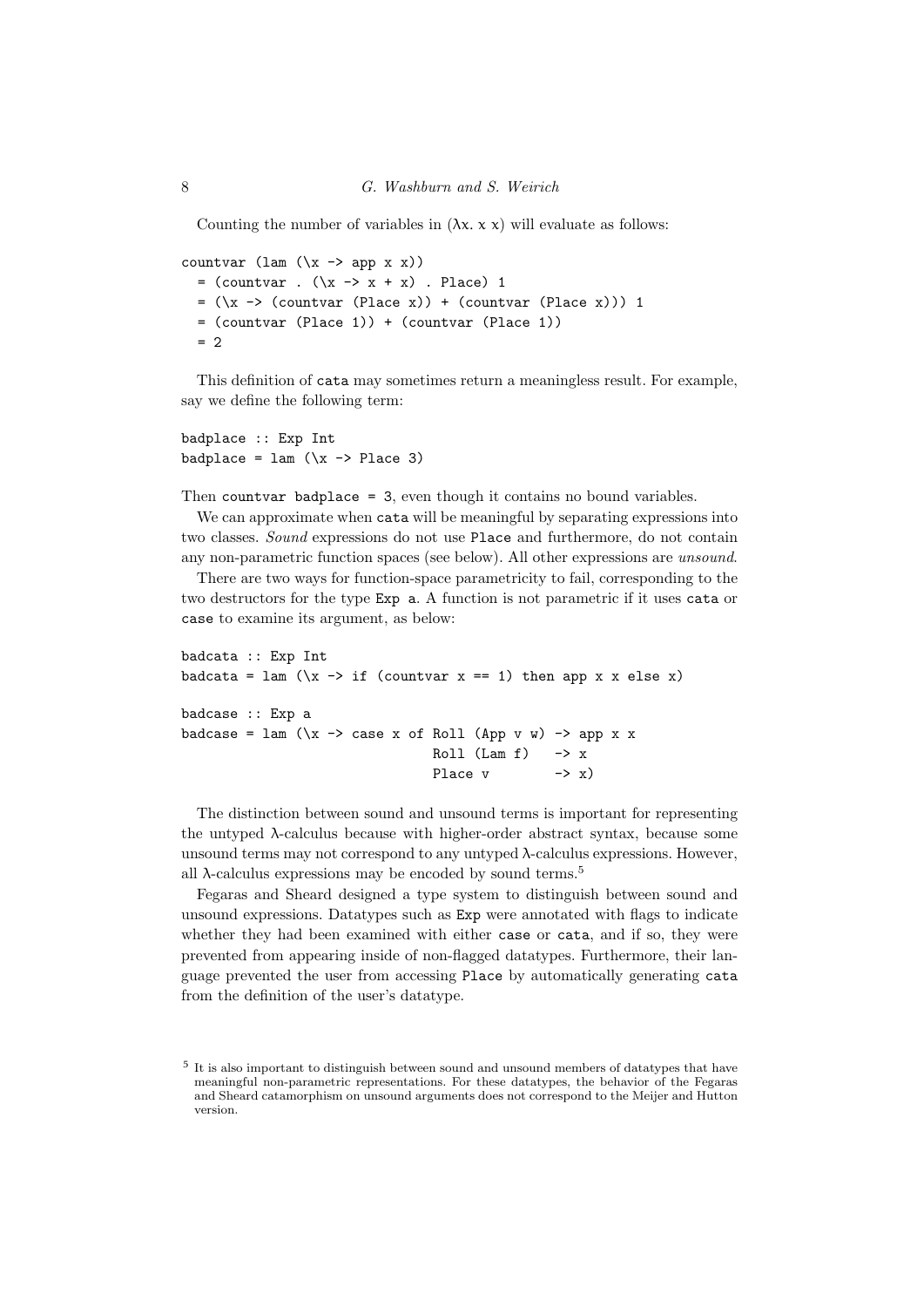Counting the number of variables in ($\lambda$x. x x) will evaluate as follows:

```
countvar (lam (\x -> app x x))
  = (countvar . (\x -> x + x) . Place) 1
  = (\x -> (countvar (Place x)) + (countvar (Place x))) 1
  = (countvar (Place 1)) + (countvar (Place 1))
  = 2
```

This definition of `cata` may sometimes return a meaningless result. For example, say we define the following term:

```
badplace :: Exp Int
badplace = lam (\x -> Place 3)
```

Then `countvar badplace = 3`, even though it contains no bound variables.

We can approximate when `cata` will be meaningful by separating expressions into two classes. *Sound* expressions do not use `Place` and furthermore, do not contain any non-parametric function spaces (see below). All other expressions are *unsound*.

There are two ways for function-space parametricity to fail, corresponding to the two destructors for the type `Exp a`. A function is not parametric if it uses `cata` or `case` to examine its argument, as below:

```
badcata :: Exp Int
badcata = lam (\x -> if (countvar x == 1) then app x x else x)

badcase :: Exp a
badcase = lam (\x -> case x of Roll (App v w) -> app x x
                               Roll (Lam f)   -> x
                               Place v        -> x)
```

The distinction between sound and unsound terms is important for representing the untyped $\lambda$-calculus because with higher-order abstract syntax, because some unsound terms may not correspond to any untyped $\lambda$-calculus expressions. However, all $\lambda$-calculus expressions may be encoded by sound terms.[5]

Fegaras and Sheard designed a type system to distinguish between sound and unsound expressions. Datatypes such as `Exp` were annotated with flags to indicate whether they had been examined with either `case` or `cata`, and if so, they were prevented from appearing inside of non-flagged datatypes. Furthermore, their language prevented the user from accessing `Place` by automatically generating `cata` from the definition of the user's datatype.

[5] It is also important to distinguish between sound and unsound members of datatypes that have meaningful non-parametric representations. For these datatypes, the behavior of the Fegaras and Sheard catamorphism on unsound arguments does not correspond to the Meijer and Hutton version.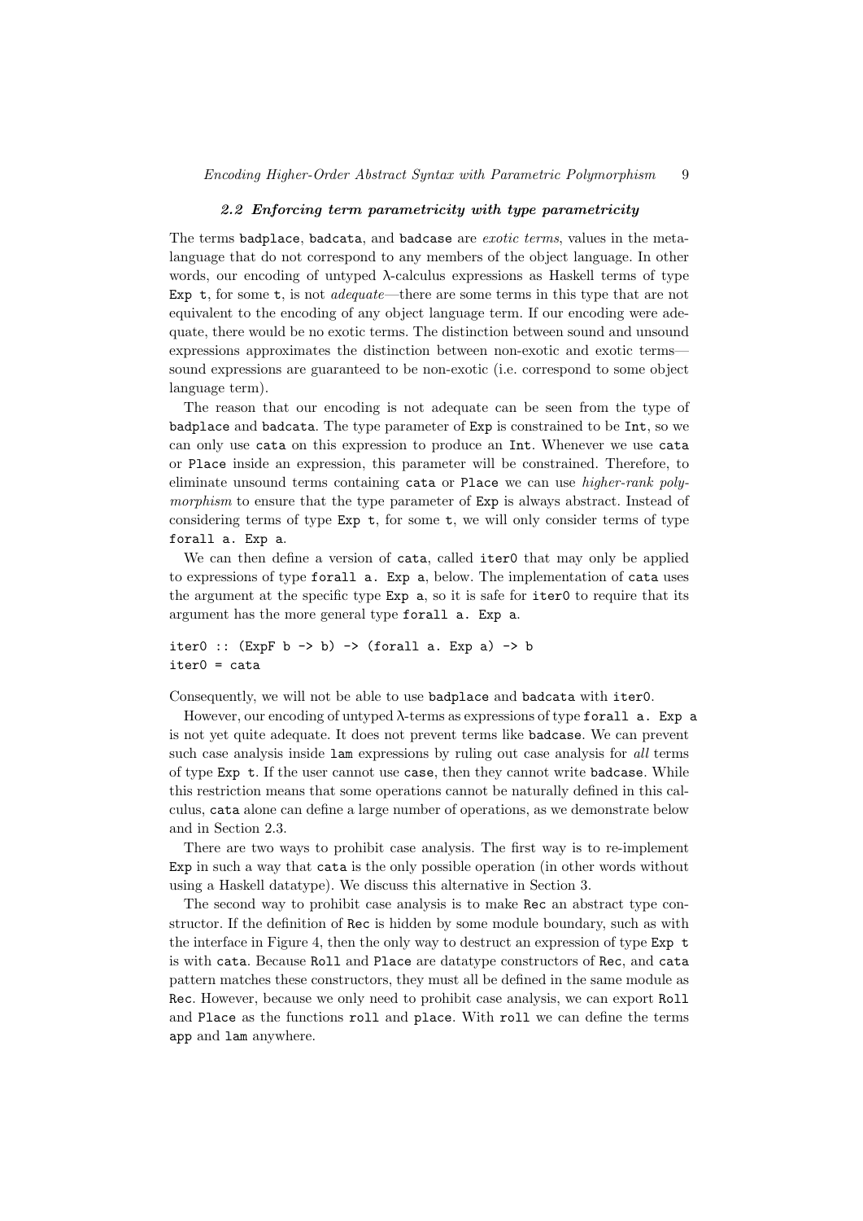### 2.2 *Enforcing term parametricity with type parametricity*

The terms `badplace`, `badcata`, and `badcase` are *exotic terms*, values in the meta-language that do not correspond to any members of the object language. In other words, our encoding of untyped λ-calculus expressions as Haskell terms of type `Exp t`, for some `t`, is not *adequate*—there are some terms in this type that are not equivalent to the encoding of any object language term. If our encoding were adequate, there would be no exotic terms. The distinction between sound and unsound expressions approximates the distinction between non-exotic and exotic terms—sound expressions are guaranteed to be non-exotic (i.e. correspond to some object language term).

The reason that our encoding is not adequate can be seen from the type of `badplace` and `badcata`. The type parameter of `Exp` is constrained to be `Int`, so we can only use `cata` on this expression to produce an `Int`. Whenever we use `cata` or `Place` inside an expression, this parameter will be constrained. Therefore, to eliminate unsound terms containing `cata` or `Place` we can use *higher-rank polymorphism* to ensure that the type parameter of `Exp` is always abstract. Instead of considering terms of type `Exp t`, for some `t`, we will only consider terms of type `forall a. Exp a`.

We can then define a version of `cata`, called `iter0` that may only be applied to expressions of type `forall a. Exp a`, below. The implementation of `cata` uses the argument at the specific type `Exp a`, so it is safe for `iter0` to require that its argument has the more general type `forall a. Exp a`.

```
iter0 :: (ExpF b -> b) -> (forall a. Exp a) -> b
iter0 = cata
```

Consequently, we will not be able to use `badplace` and `badcata` with `iter0`.

However, our encoding of untyped λ-terms as expressions of type `forall a. Exp a` is not yet quite adequate. It does not prevent terms like `badcase`. We can prevent such case analysis inside `lam` expressions by ruling out case analysis for *all* terms of type `Exp t`. If the user cannot use `case`, then they cannot write `badcase`. While this restriction means that some operations cannot be naturally defined in this calculus, `cata` alone can define a large number of operations, as we demonstrate below and in Section 2.3.

There are two ways to prohibit case analysis. The first way is to re-implement `Exp` in such a way that `cata` is the only possible operation (in other words without using a Haskell datatype). We discuss this alternative in Section 3.

The second way to prohibit case analysis is to make `Rec` an abstract type constructor. If the definition of `Rec` is hidden by some module boundary, such as with the interface in Figure 4, then the only way to destruct an expression of type `Exp t` is with `cata`. Because `Roll` and `Place` are datatype constructors of `Rec`, and `cata` pattern matches these constructors, they must all be defined in the same module as `Rec`. However, because we only need to prohibit case analysis, we can export `Roll` and `Place` as the functions `roll` and `place`. With `roll` we can define the terms `app` and `lam` anywhere.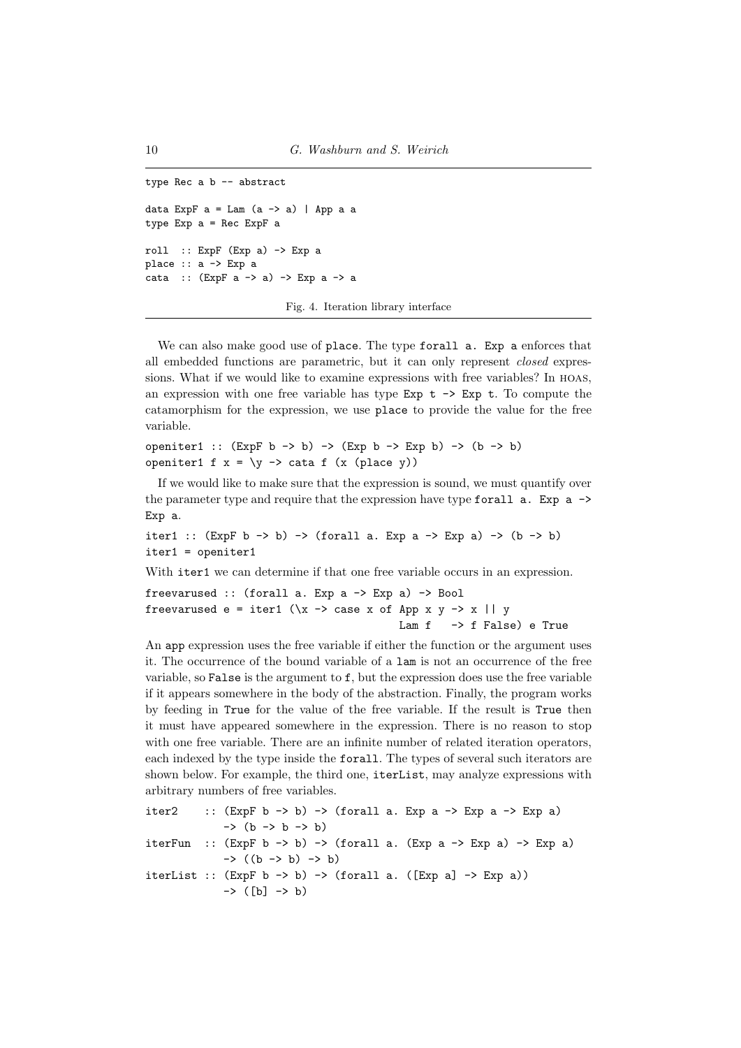```
type Rec a b -- abstract

data ExpF a = Lam (a -> a) | App a a
type Exp a = Rec ExpF a

roll  :: ExpF (Exp a) -> Exp a
place :: a -> Exp a
cata  :: (ExpF a -> a) -> Exp a -> a
```

Fig. 4. Iteration library interface

We can also make good use of `place`. The type `forall a. Exp a` enforces that all embedded functions are parametric, but it can only represent *closed* expressions. What if we would like to examine expressions with free variables? In HOAS, an expression with one free variable has type `Exp t -> Exp t`. To compute the catamorphism for the expression, we use `place` to provide the value for the free variable.

```
openiter1 :: (ExpF b -> b) -> (Exp b -> Exp b) -> (b -> b)
openiter1 f x = \y -> cata f (x (place y))
```

If we would like to make sure that the expression is sound, we must quantify over the parameter type and require that the expression have type `forall a. Exp a -> Exp a`.

```
iter1 :: (ExpF b -> b) -> (forall a. Exp a -> Exp a) -> (b -> b)
iter1 = openiter1
```

With `iter1` we can determine if that one free variable occurs in an expression.

```
freevarused :: (forall a. Exp a -> Exp a) -> Bool
freevarused e = iter1 (\x -> case x of App x y -> x || y
                                       Lam f   -> f False) e True
```

An `app` expression uses the free variable if either the function or the argument uses it. The occurrence of the bound variable of a `lam` is not an occurrence of the free variable, so `False` is the argument to `f`, but the expression does use the free variable if it appears somewhere in the body of the abstraction. Finally, the program works by feeding in `True` for the value of the free variable. If the result is `True` then it must have appeared somewhere in the expression. There is no reason to stop with one free variable. There are an infinite number of related iteration operators, each indexed by the type inside the `forall`. The types of several such iterators are shown below. For example, the third one, `iterList`, may analyze expressions with arbitrary numbers of free variables.

```
iter2    :: (ExpF b -> b) -> (forall a. Exp a -> Exp a -> Exp a)
            -> (b -> b -> b)
iterFun  :: (ExpF b -> b) -> (forall a. (Exp a -> Exp a) -> Exp a)
            -> ((b -> b) -> b)
iterList :: (ExpF b -> b) -> (forall a. ([Exp a] -> Exp a))
            -> ([b] -> b)
```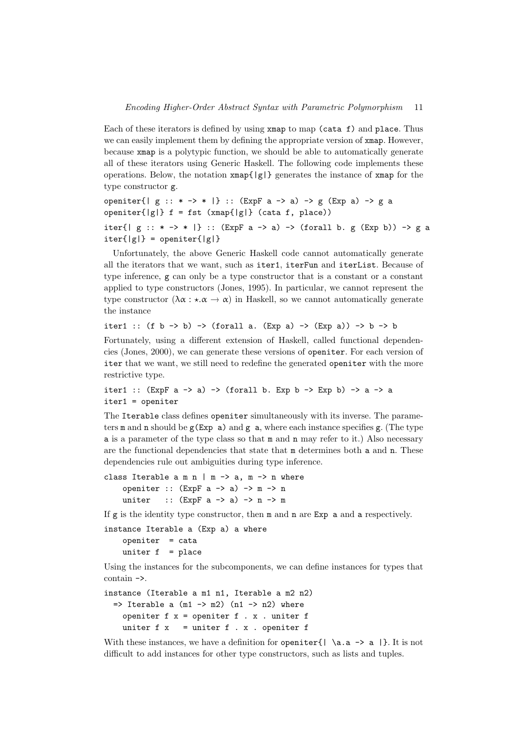Each of these iterators is defined by using `xmap` to map `(cata f)` and `place`. Thus we can easily implement them by defining the appropriate version of `xmap`. However, because `xmap` is a polytypic function, we should be able to automatically generate all of these iterators using Generic Haskell. The following code implements these operations. Below, the notation `xmap{|g|}` generates the instance of `xmap` for the type constructor `g`.

```
openiter{| g :: * -> * |} :: (ExpF a -> a) -> g (Exp a) -> g a
openiter{|g|} f = fst (xmap{|g|} (cata f, place))
```

```
iter{| g :: * -> * |} :: (ExpF a -> a) -> (forall b. g (Exp b)) -> g a
iter{|g|} = openiter{|g|}
```

Unfortunately, the above Generic Haskell code cannot automatically generate all the iterators that we want, such as `iter1`, `iterFun` and `iterList`. Because of type inference, `g` can only be a type constructor that is a constant or a constant applied to type constructors (Jones, 1995). In particular, we cannot represent the type constructor $(\lambda\alpha : \star.\alpha \to \alpha)$ in Haskell, so we cannot automatically generate the instance

```
iter1 :: (f b -> b) -> (forall a. (Exp a) -> (Exp a)) -> b -> b
```

Fortunately, using a different extension of Haskell, called functional dependencies (Jones, 2000), we can generate these versions of `openiter`. For each version of `iter` that we want, we still need to redefine the generated `openiter` with the more restrictive type.

```
iter1 :: (ExpF a -> a) -> (forall b. Exp b -> Exp b) -> a -> a
iter1 = openiter
```

The `Iterable` class defines `openiter` simultaneously with its inverse. The parameters `m` and `n` should be `g(Exp a)` and `g a`, where each instance specifies `g`. (The type `a` is a parameter of the type class so that `m` and `n` may refer to it.) Also necessary are the functional dependencies that state that `m` determines both `a` and `n`. These dependencies rule out ambiguities during type inference.

```
class Iterable a m n | m -> a, m -> n where
    openiter :: (ExpF a -> a) -> m -> n
    uniter   :: (ExpF a -> a) -> n -> m
```

If `g` is the identity type constructor, then `m` and `n` are `Exp a` and `a` respectively.

```
instance Iterable a (Exp a) a where
    openiter  = cata
    uniter f  = place
```

Using the instances for the subcomponents, we can define instances for types that contain `->`.

```
instance (Iterable a m1 n1, Iterable a m2 n2)
  => Iterable a (m1 -> m2) (n1 -> n2) where
    openiter f x = openiter f . x . uniter f
    uniter f x   = uniter f . x . openiter f
```

With these instances, we have a definition for `openiter{| \a.a -> a |}`. It is not difficult to add instances for other type constructors, such as lists and tuples.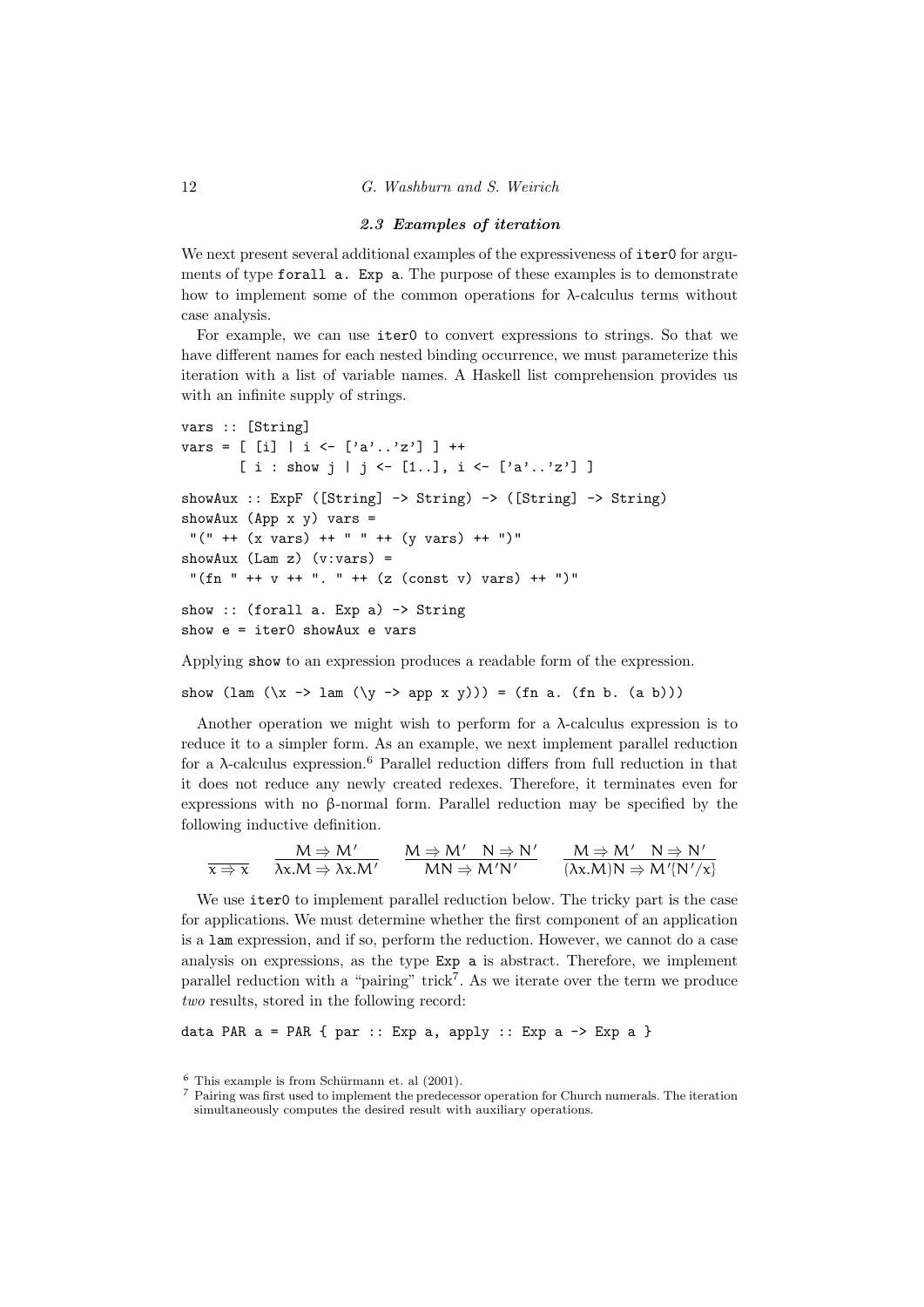### 2.3 Examples of iteration

We next present several additional examples of the expressiveness of `iter0` for arguments of type `forall a. Exp a`. The purpose of these examples is to demonstrate how to implement some of the common operations for λ-calculus terms without case analysis.

For example, we can use `iter0` to convert expressions to strings. So that we have different names for each nested binding occurrence, we must parameterize this iteration with a list of variable names. A Haskell list comprehension provides us with an infinite supply of strings.

```
vars :: [String]
vars = [ [i] | i <- ['a'..'z'] ] ++
       [ i : show j | j <- [1..], i <- ['a'..'z'] ]

showAux :: ExpF ([String] -> String) -> ([String] -> String)
showAux (App x y) vars =
 "(" ++ (x vars) ++ " " ++ (y vars) ++ ")"
showAux (Lam z) (v:vars) =
 "(fn " ++ v ++ ". " ++ (z (const v) vars) ++ ")"

show :: (forall a. Exp a) -> String
show e = iter0 showAux e vars
```

Applying `show` to an expression produces a readable form of the expression.

```
show (lam (\x -> lam (\y -> app x y))) = (fn a. (fn b. (a b)))
```

Another operation we might wish to perform for a λ-calculus expression is to reduce it to a simpler form. As an example, we next implement parallel reduction for a λ-calculus expression.[6] Parallel reduction differs from full reduction in that it does not reduce any newly created redexes. Therefore, it terminates even for expressions with no β-normal form. Parallel reduction may be specified by the following inductive definition.

$$\frac{}{x \Rightarrow x} \qquad \frac{M \Rightarrow M'}{\lambda x.M \Rightarrow \lambda x.M'} \qquad \frac{M \Rightarrow M' \quad N \Rightarrow N'}{MN \Rightarrow M'N'} \qquad \frac{M \Rightarrow M' \quad N \Rightarrow N'}{(\lambda x.M)N \Rightarrow M'\{N'/x\}}$$

We use `iter0` to implement parallel reduction below. The tricky part is the case for applications. We must determine whether the first component of an application is a `lam` expression, and if so, perform the reduction. However, we cannot do a case analysis on expressions, as the type `Exp a` is abstract. Therefore, we implement parallel reduction with a "pairing" trick[7]. As we iterate over the term we produce *two* results, stored in the following record:

```
data PAR a = PAR { par :: Exp a, apply :: Exp a -> Exp a }
```

[6] This example is from Schürmann et. al (2001).

[7] Pairing was first used to implement the predecessor operation for Church numerals. The iteration simultaneously computes the desired result with auxiliary operations.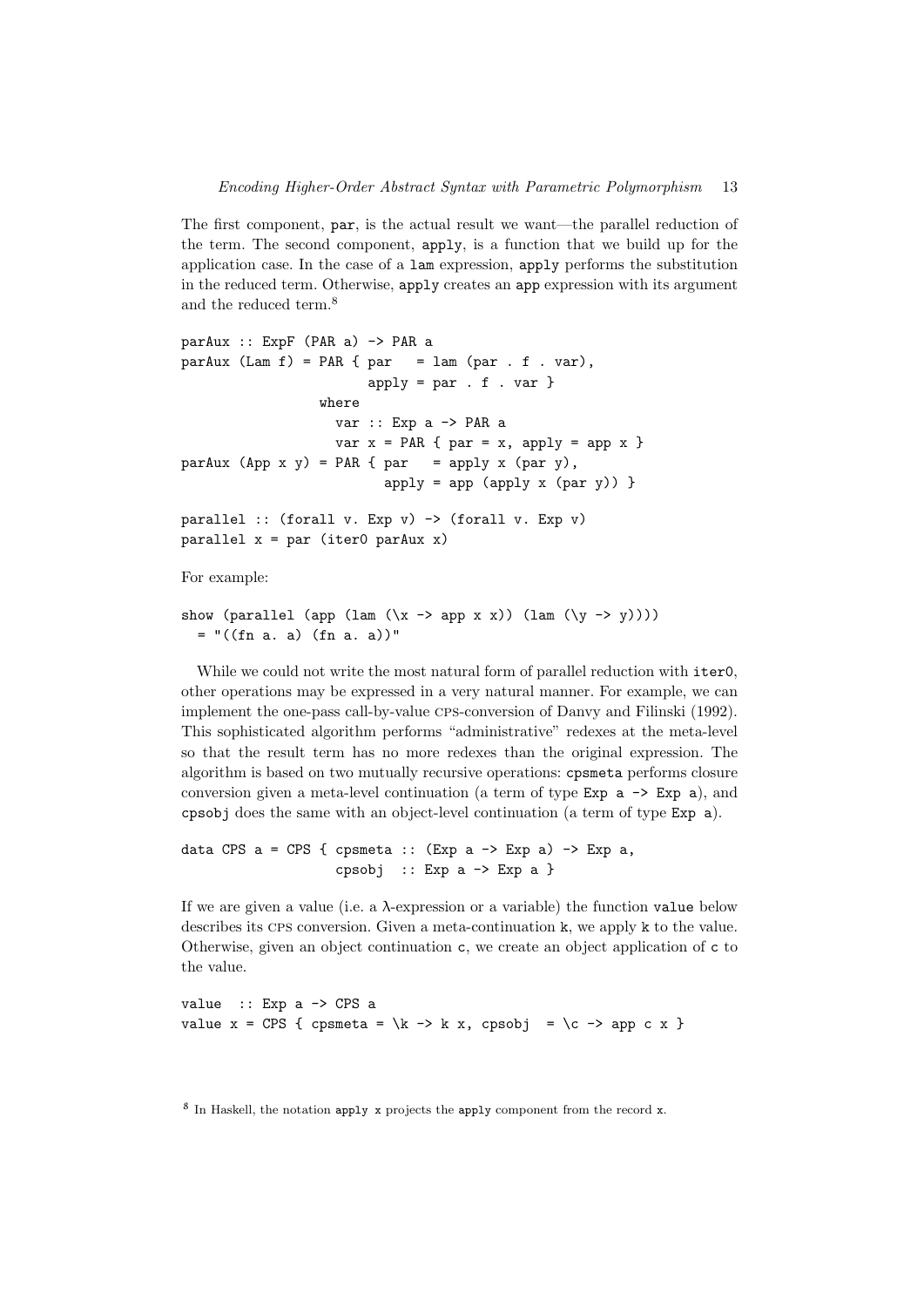The first component, par, is the actual result we want—the parallel reduction of the term. The second component, apply, is a function that we build up for the application case. In the case of a lam expression, apply performs the substitution in the reduced term. Otherwise, apply creates an app expression with its argument and the reduced term.[8]

```
parAux :: ExpF (PAR a) -> PAR a
parAux (Lam f) = PAR { par   = lam (par . f . var),
                       apply = par . f . var }
                 where
                   var :: Exp a -> PAR a
                   var x = PAR { par = x, apply = app x }
parAux (App x y) = PAR { par   = apply x (par y),
                         apply = app (apply x (par y)) }

parallel :: (forall v. Exp v) -> (forall v. Exp v)
parallel x = par (iter0 parAux x)
```

For example:

```
show (parallel (app (lam (\x -> app x x)) (lam (\y -> y))))
  = "((fn a. a) (fn a. a))"
```

While we could not write the most natural form of parallel reduction with iter0, other operations may be expressed in a very natural manner. For example, we can implement the one-pass call-by-value CPS-conversion of Danvy and Filinski (1992). This sophisticated algorithm performs "administrative" redexes at the meta-level so that the result term has no more redexes than the original expression. The algorithm is based on two mutually recursive operations: cpsmeta performs closure conversion given a meta-level continuation (a term of type Exp a -> Exp a), and cpsobj does the same with an object-level continuation (a term of type Exp a).

```
data CPS a = CPS { cpsmeta :: (Exp a -> Exp a) -> Exp a,
                   cpsobj  :: Exp a -> Exp a }
```

If we are given a value (i.e. a λ-expression or a variable) the function value below describes its CPS conversion. Given a meta-continuation k, we apply k to the value. Otherwise, given an object continuation c, we create an object application of c to the value.

```
value  :: Exp a -> CPS a
value x = CPS { cpsmeta = \k -> k x, cpsobj  = \c -> app c x }
```

[8] In Haskell, the notation apply x projects the apply component from the record x.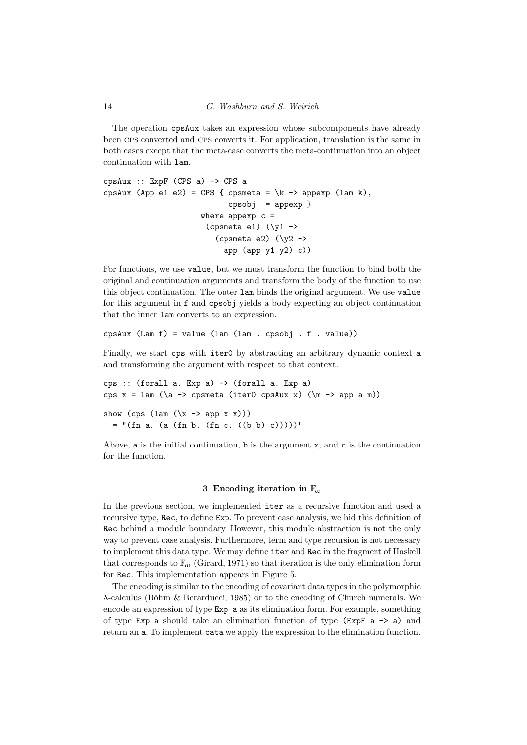The operation `cpsAux` takes an expression whose subcomponents have already been CPS converted and CPS converts it. For application, translation is the same in both cases except that the meta-case converts the meta-continuation into an object continuation with `lam`.

```
cpsAux :: ExpF (CPS a) -> CPS a
cpsAux (App e1 e2) = CPS { cpsmeta = \k -> appexp (lam k),
                           cpsobj  = appexp }
                     where appexp c =
                      (cpsmeta e1) (\y1 ->
                        (cpsmeta e2) (\y2 ->
                          app (app y1 y2) c))
```

For functions, we use `value`, but we must transform the function to bind both the original and continuation arguments and transform the body of the function to use this object continuation. The outer `lam` binds the original argument. We use `value` for this argument in `f` and `cpsobj` yields a body expecting an object continuation that the inner `lam` converts to an expression.

```
cpsAux (Lam f) = value (lam (lam . cpsobj . f . value))
```

Finally, we start `cps` with `iter0` by abstracting an arbitrary dynamic context `a` and transforming the argument with respect to that context.

```
cps :: (forall a. Exp a) -> (forall a. Exp a)
cps x = lam (\a -> cpsmeta (iter0 cpsAux x) (\m -> app a m))

show (cps (lam (\x -> app x x)))
  = "(fn a. (a (fn b. (fn c. ((b b) c)))))"
```

Above, `a` is the initial continuation, `b` is the argument `x`, and `c` is the continuation for the function.

## 3 Encoding iteration in $\mathbb{F}_\omega$

In the previous section, we implemented `iter` as a recursive function and used a recursive type, `Rec`, to define `Exp`. To prevent case analysis, we hid this definition of `Rec` behind a module boundary. However, this module abstraction is not the only way to prevent case analysis. Furthermore, term and type recursion is not necessary to implement this data type. We may define `iter` and `Rec` in the fragment of Haskell that corresponds to $\mathbb{F}_\omega$ (Girard, 1971) so that iteration is the only elimination form for `Rec`. This implementation appears in Figure 5.

The encoding is similar to the encoding of covariant data types in the polymorphic λ-calculus (Böhm & Berarducci, 1985) or to the encoding of Church numerals. We encode an expression of type `Exp a` as its elimination form. For example, something of type `Exp a` should take an elimination function of type `(ExpF a -> a)` and return an `a`. To implement `cata` we apply the expression to the elimination function.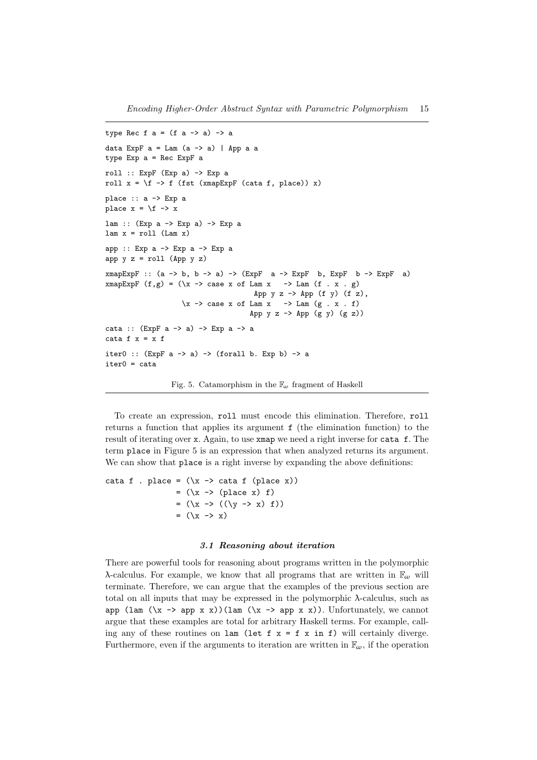```
type Rec f a = (f a -> a) -> a

data ExpF a = Lam (a -> a) | App a a
type Exp a = Rec ExpF a

roll :: ExpF (Exp a) -> Exp a
roll x = \f -> f (fst (xmapExpF (cata f, place)) x)

place :: a -> Exp a
place x = \f -> x

lam :: (Exp a -> Exp a) -> Exp a
lam x = roll (Lam x)

app :: Exp a -> Exp a -> Exp a
app y z = roll (App y z)

xmapExpF :: (a -> b, b -> a) -> (ExpF  a -> ExpF  b, ExpF  b -> ExpF  a)
xmapExpF (f,g) = (\x -> case x of Lam x   -> Lam (f . x . g)
                                   App y z -> App (f y) (f z),
                  \x -> case x of Lam x   -> Lam (g . x . f)
                                  App y z -> App (g y) (g z))

cata :: (ExpF a -> a) -> Exp a -> a
cata f x = x f

iter0 :: (ExpF a -> a) -> (forall b. Exp b) -> a
iter0 = cata
```

Fig. 5. Catamorphism in the $\mathbb{F}_\omega$ fragment of Haskell

To create an expression, `roll` must encode this elimination. Therefore, `roll` returns a function that applies its argument `f` (the elimination function) to the result of iterating over `x`. Again, to use `xmap` we need a right inverse for `cata f`. The term `place` in Figure 5 is an expression that when analyzed returns its argument. We can show that `place` is a right inverse by expanding the above definitions:

```
cata f . place = (\x -> cata f (place x))
               = (\x -> (place x) f)
               = (\x -> ((\y -> x) f))
               = (\x -> x)
```

### 3.1 Reasoning about iteration

There are powerful tools for reasoning about programs written in the polymorphic λ-calculus. For example, we know that all programs that are written in $\mathbb{F}_\omega$ will terminate. Therefore, we can argue that the examples of the previous section are total on all inputs that may be expressed in the polymorphic λ-calculus, such as `app (lam (\x -> app x x))(lam (\x -> app x x))`. Unfortunately, we cannot argue that these examples are total for arbitrary Haskell terms. For example, calling any of these routines on `lam (let f x = f x in f)` will certainly diverge. Furthermore, even if the arguments to iteration are written in $\mathbb{F}_\omega$, if the operation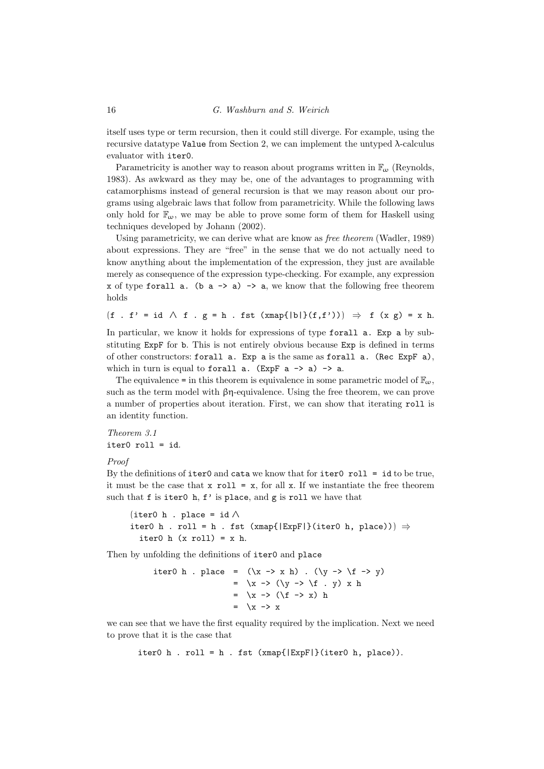itself uses type or term recursion, then it could still diverge. For example, using the recursive datatype `Value` from Section 2, we can implement the untyped λ-calculus evaluator with `iter0`.

Parametricity is another way to reason about programs written in $\mathbb{F}_\omega$ (Reynolds, 1983). As awkward as they may be, one of the advantages to programming with catamorphisms instead of general recursion is that we may reason about our programs using algebraic laws that follow from parametricity. While the following laws only hold for $\mathbb{F}_\omega$, we may be able to prove some form of them for Haskell using techniques developed by Johann (2002).

Using parametricity, we can derive what are know as *free theorem* (Wadler, 1989) about expressions. They are "free" in the sense that we do not actually need to know anything about the implementation of the expression, they just are available merely as consequence of the expression type-checking. For example, any expression `x` of type `forall a. (b a -> a) -> a`, we know that the following free theorem holds

```
(f . f' = id ∧ f . g = h . fst (xmap{|b|}(f,f'))) ⇒ f (x g) = x h.
```

In particular, we know it holds for expressions of type `forall a. Exp a` by substituting `ExpF` for `b`. This is not entirely obvious because `Exp` is defined in terms of other constructors: `forall a. Exp a` is the same as `forall a. (Rec ExpF a)`, which in turn is equal to `forall a. (ExpF a -> a) -> a`.

The equivalence `=` in this theorem is equivalence in some parametric model of $\mathbb{F}_\omega$, such as the term model with βη-equivalence. Using the free theorem, we can prove a number of properties about iteration. First, we can show that iterating `roll` is an identity function.

*Theorem 3.1*
`iter0 roll = id`.

*Proof*
By the definitions of `iter0` and `cata` we know that for `iter0 roll = id` to be true, it must be the case that `x roll = x`, for all `x`. If we instantiate the free theorem such that `f` is `iter0 h`, `f'` is `place`, and `g` is `roll` we have that

```
(iter0 h . place = id ∧
iter0 h . roll = h . fst (xmap{|ExpF|}(iter0 h, place))) ⇒
  iter0 h (x roll) = x h.
```

Then by unfolding the definitions of `iter0` and `place`

```
iter0 h . place  =  (\x -> x h) . (\y -> \f -> y)
                 =  \x -> (\y -> \f . y) x h
                 =  \x -> (\f -> x) h
                 =  \x -> x
```

we can see that we have the first equality required by the implication. Next we need to prove that it is the case that

```
iter0 h . roll = h . fst (xmap{|ExpF|}(iter0 h, place)).
```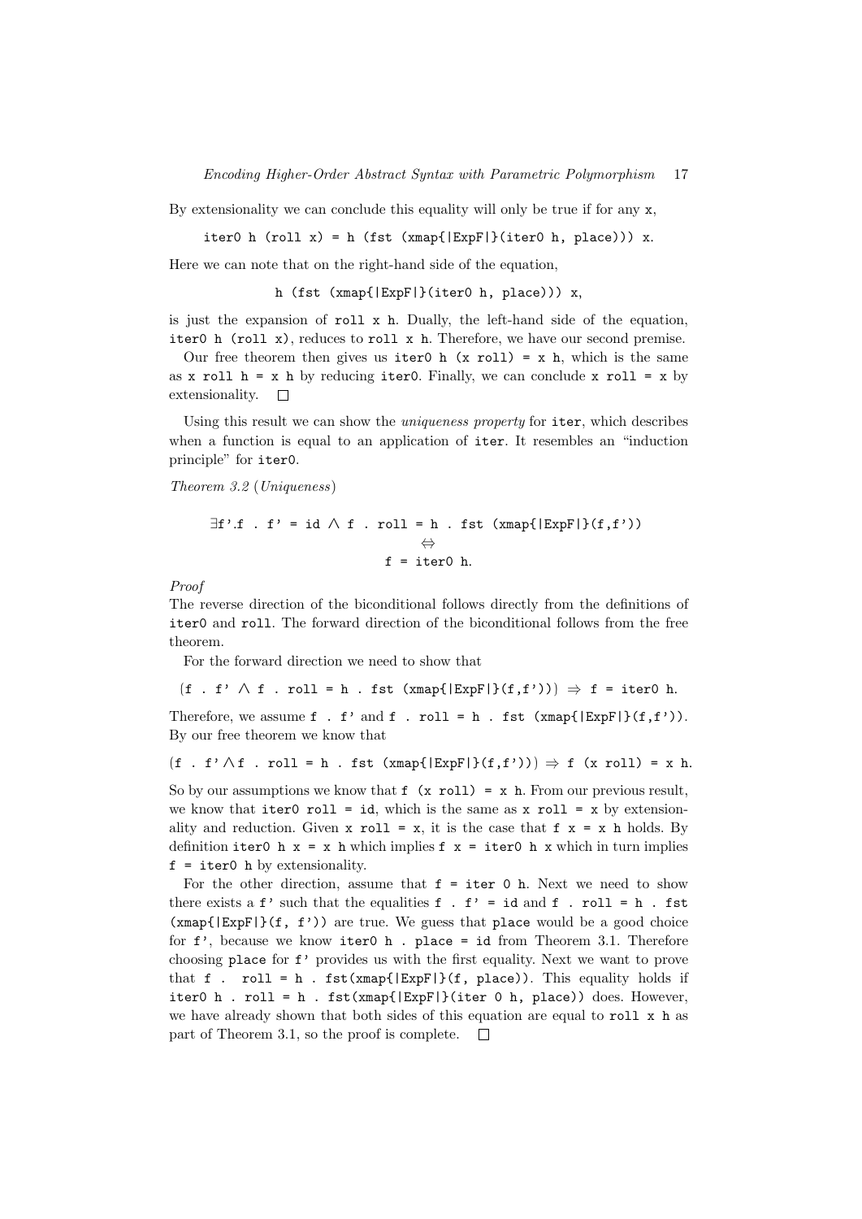By extensionality we can conclude this equality will only be true if for any `x`,

```
iter0 h (roll x) = h (fst (xmap{|ExpF|}(iter0 h, place))) x.
```

Here we can note that on the right-hand side of the equation,

```
h (fst (xmap{|ExpF|}(iter0 h, place))) x,
```

is just the expansion of `roll x h`. Dually, the left-hand side of the equation, `iter0 h (roll x)`, reduces to `roll x h`. Therefore, we have our second premise.

Our free theorem then gives us `iter0 h (x roll) = x h`, which is the same as `x roll h = x h` by reducing `iter0`. Finally, we can conclude `x roll = x` by extensionality. □

Using this result we can show the *uniqueness property* for `iter`, which describes when a function is equal to an application of `iter`. It resembles an "induction principle" for `iter0`.

*Theorem 3.2* (*Uniqueness*)

```
∃f'.f . f' = id ∧ f . roll = h . fst (xmap{|ExpF|}(f,f'))
                          ⇔
                    f = iter0 h.
```

*Proof*

The reverse direction of the biconditional follows directly from the definitions of `iter0` and `roll`. The forward direction of the biconditional follows from the free theorem.

For the forward direction we need to show that

```
(f . f' ∧ f . roll = h . fst (xmap{|ExpF|}(f,f'))) ⇒ f = iter0 h.
```

Therefore, we assume `f . f'` and `f . roll = h . fst (xmap{|ExpF|}(f,f'))`. By our free theorem we know that

```
(f . f' ∧ f . roll = h . fst (xmap{|ExpF|}(f,f'))) ⇒ f (x roll) = x h.
```

So by our assumptions we know that `f (x roll) = x h`. From our previous result, we know that `iter0 roll = id`, which is the same as `x roll = x` by extensionality and reduction. Given `x roll = x`, it is the case that `f x = x h` holds. By definition `iter0 h x = x h` which implies `f x = iter0 h x` which in turn implies `f = iter0 h` by extensionality.

For the other direction, assume that `f = iter 0 h`. Next we need to show there exists a `f'` such that the equalities `f . f' = id` and `f . roll = h . fst (xmap{|ExpF|}(f, f'))` are true. We guess that `place` would be a good choice for `f'`, because we know `iter0 h . place = id` from Theorem 3.1. Therefore choosing `place` for `f'` provides us with the first equality. Next we want to prove that `f . roll = h . fst(xmap{|ExpF|}(f, place))`. This equality holds if `iter0 h . roll = h . fst(xmap{|ExpF|}(iter 0 h, place))` does. However, we have already shown that both sides of this equation are equal to `roll x h` as part of Theorem 3.1, so the proof is complete. □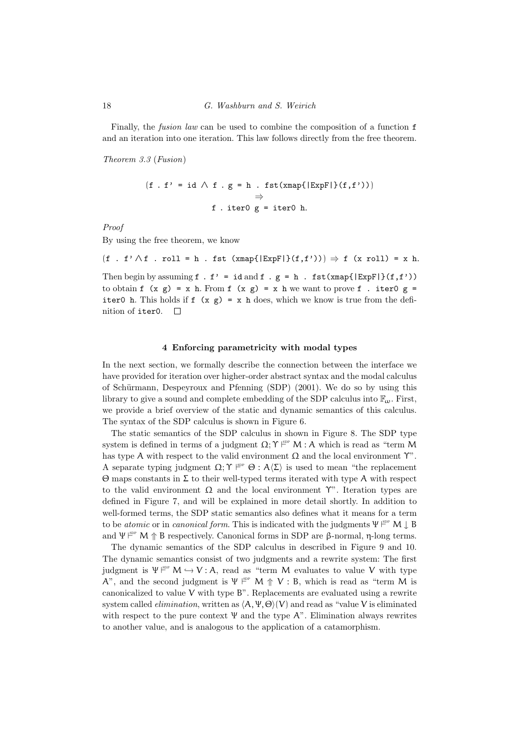Finally, the *fusion law* can be used to combine the composition of a function `f` and an iteration into one iteration. This law follows directly from the free theorem.

*Theorem 3.3* (*Fusion*)

```
(f . f' = id ∧ f . g = h . fst(xmap{|ExpF|}(f,f')))
                        ⇒
              f . iter0 g = iter0 h.
```

*Proof*

By using the free theorem, we know

```
(f . f' ∧ f . roll = h . fst (xmap{|ExpF|}(f,f'))) ⇒ f (x roll) = x h.
```

Then begin by assuming `f . f' = id` and `f . g = h . fst(xmap{|ExpF|}(f,f'))` to obtain `f (x g) = x h`. From `f (x g) = x h` we want to prove `f . iter0 g = iter0 h`. This holds if `f (x g) = x h` does, which we know is true from the definition of `iter0`. □

## 4 Enforcing parametricity with modal types

In the next section, we formally describe the connection between the interface we have provided for iteration over higher-order abstract syntax and the modal calculus of Schürmann, Despeyroux and Pfenning (SDP) (2001). We do so by using this library to give a sound and complete embedding of the SDP calculus into $\mathbb{F}_\omega$. First, we provide a brief overview of the static and dynamic semantics of this calculus. The syntax of the SDP calculus is shown in Figure 6.

The static semantics of the SDP calculus in shown in Figure 8. The SDP type system is defined in terms of a judgment $\Omega; \Upsilon \models^{\text{SDP}} \mathsf{M} : \mathsf{A}$ which is read as "term $\mathsf{M}$ has type $\mathsf{A}$ with respect to the valid environment $\Omega$ and the local environment $\Upsilon$". A separate typing judgment $\Omega; \Upsilon \models^{\text{SDP}} \Theta : \mathsf{A}\langle\Sigma\rangle$ is used to mean "the replacement $\Theta$ maps constants in $\Sigma$ to their well-typed terms iterated with type $\mathsf{A}$ with respect to the valid environment $\Omega$ and the local environment $\Upsilon$". Iteration types are defined in Figure 7, and will be explained in more detail shortly. In addition to well-formed terms, the SDP static semantics also defines what it means for a term to be *atomic* or in *canonical form*. This is indicated with the judgments $\Psi \models^{\text{SDP}} \mathsf{M} \downarrow \mathsf{B}$ and $\Psi \models^{\text{SDP}} \mathsf{M} \Uparrow \mathsf{B}$ respectively. Canonical forms in SDP are β-normal, η-long terms.

The dynamic semantics of the SDP calculus in described in Figure 9 and 10. The dynamic semantics consist of two judgments and a rewrite system: The first judgment is $\Psi \models^{\text{SDP}} \mathsf{M} \hookrightarrow \mathsf{V} : \mathsf{A}$, read as "term $\mathsf{M}$ evaluates to value $\mathsf{V}$ with type $\mathsf{A}$", and the second judgment is $\Psi \models^{\text{SDP}} \mathsf{M} \Uparrow \mathsf{V} : \mathsf{B}$, which is read as "term $\mathsf{M}$ is canonicalized to value $\mathsf{V}$ with type $\mathsf{B}$". Replacements are evaluated using a rewrite system called *elimination*, written as $\langle \mathsf{A}, \Psi, \Theta\rangle(\mathsf{V})$ and read as "value $\mathsf{V}$ is eliminated with respect to the pure context $\Psi$ and the type $\mathsf{A}$". Elimination always rewrites to another value, and is analogous to the application of a catamorphism.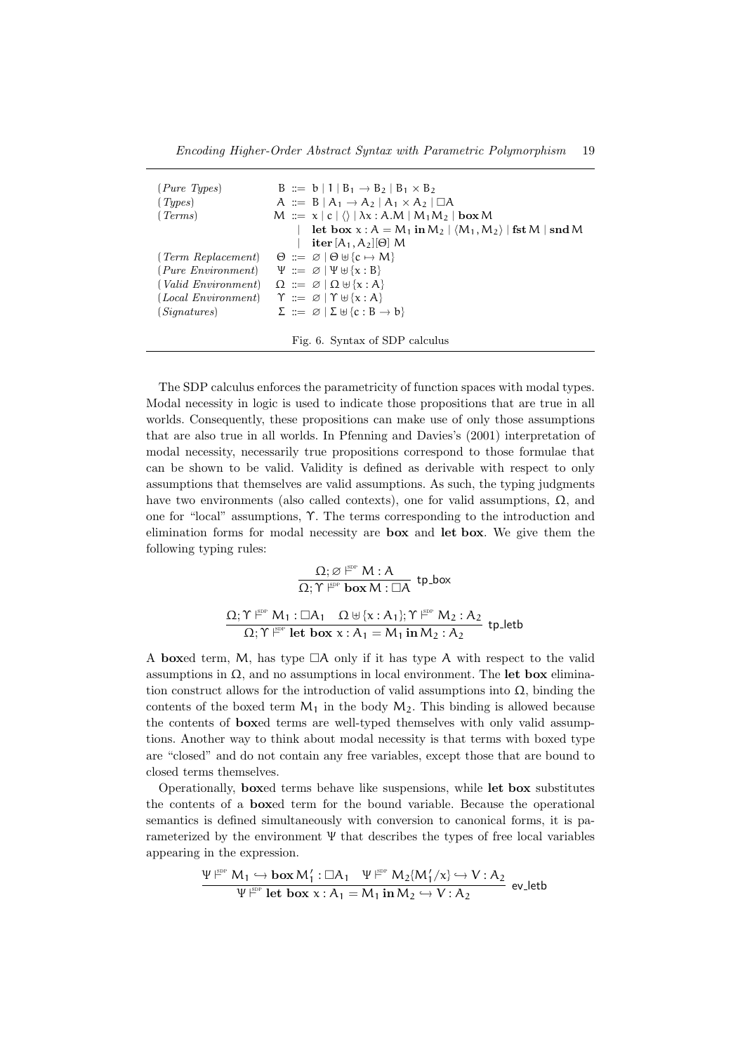$$
\begin{array}{lrl}
(\textit{Pure Types}) & B & ::= \; b \mid 1 \mid B_1 \to B_2 \mid B_1 \times B_2 \\
(\textit{Types}) & A & ::= \; B \mid A_1 \to A_2 \mid A_1 \times A_2 \mid \Box A \\
(\textit{Terms}) & M & ::= \; x \mid c \mid \langle\rangle \mid \lambda x : A.M \mid M_1 M_2 \mid \mathbf{box}\, M \\
 & & \mid \; \mathbf{let\ box}\ x : A = M_1\ \mathbf{in}\ M_2 \mid \langle M_1, M_2 \rangle \mid \mathbf{fst}\, M \mid \mathbf{snd}\, M \\
 & & \mid \; \mathbf{iter}\,[A_1, A_2][\Theta]\ M \\
(\textit{Term Replacement}) & \Theta & ::= \; \varnothing \mid \Theta \uplus \{c \mapsto M\} \\
(\textit{Pure Environment}) & \Psi & ::= \; \varnothing \mid \Psi \uplus \{x : B\} \\
(\textit{Valid Environment}) & \Omega & ::= \; \varnothing \mid \Omega \uplus \{x : A\} \\
(\textit{Local Environment}) & \Upsilon & ::= \; \varnothing \mid \Upsilon \uplus \{x : A\} \\
(\textit{Signatures}) & \Sigma & ::= \; \varnothing \mid \Sigma \uplus \{c : B \to b\}
\end{array}
$$

Fig. 6. Syntax of SDP calculus

The SDP calculus enforces the parametricity of function spaces with modal types. Modal necessity in logic is used to indicate those propositions that are true in all worlds. Consequently, these propositions can make use of only those assumptions that are also true in all worlds. In Pfenning and Davies's (2001) interpretation of modal necessity, necessarily true propositions correspond to those formulae that can be shown to be valid. Validity is defined as derivable with respect to only assumptions that themselves are valid assumptions. As such, the typing judgments have two environments (also called contexts), one for valid assumptions, $\Omega$, and one for "local" assumptions, $\Upsilon$. The terms corresponding to the introduction and elimination forms for modal necessity are **box** and **let box**. We give them the following typing rules:

$$
\frac{\Omega; \varnothing \vdash^{\text{SDP}} M : A}{\Omega; \Upsilon \vdash^{\text{SDP}} \mathbf{box}\, M : \Box A}\ \textsf{tp\_box}
$$

$$
\frac{\Omega; \Upsilon \vdash^{\text{SDP}} M_1 : \Box A_1 \quad \Omega \uplus \{x : A_1\}; \Upsilon \vdash^{\text{SDP}} M_2 : A_2}{\Omega; \Upsilon \vdash^{\text{SDP}} \mathbf{let\ box}\ x : A_1 = M_1\ \mathbf{in}\ M_2 : A_2}\ \textsf{tp\_letb}
$$

A **box**ed term, $M$, has type $\Box A$ only if it has type $A$ with respect to the valid assumptions in $\Omega$, and no assumptions in local environment. The **let box** elimination construct allows for the introduction of valid assumptions into $\Omega$, binding the contents of the boxed term $M_1$ in the body $M_2$. This binding is allowed because the contents of **box**ed terms are well-typed themselves with only valid assumptions. Another way to think about modal necessity is that terms with boxed type are "closed" and do not contain any free variables, except those that are bound to closed terms themselves.

Operationally, **box**ed terms behave like suspensions, while **let box** substitutes the contents of a **box**ed term for the bound variable. Because the operational semantics is defined simultaneously with conversion to canonical forms, it is parameterized by the environment $\Psi$ that describes the types of free local variables appearing in the expression.

$$
\frac{\Psi \vdash^{\text{SDP}} M_1 \hookrightarrow \mathbf{box}\, M_1' : \Box A_1 \quad \Psi \vdash^{\text{SDP}} M_2\{M_1'/x\} \hookrightarrow V : A_2}{\Psi \vdash^{\text{SDP}} \mathbf{let\ box}\ x : A_1 = M_1\ \mathbf{in}\ M_2 \hookrightarrow V : A_2}\ \textsf{ev\_letb}
$$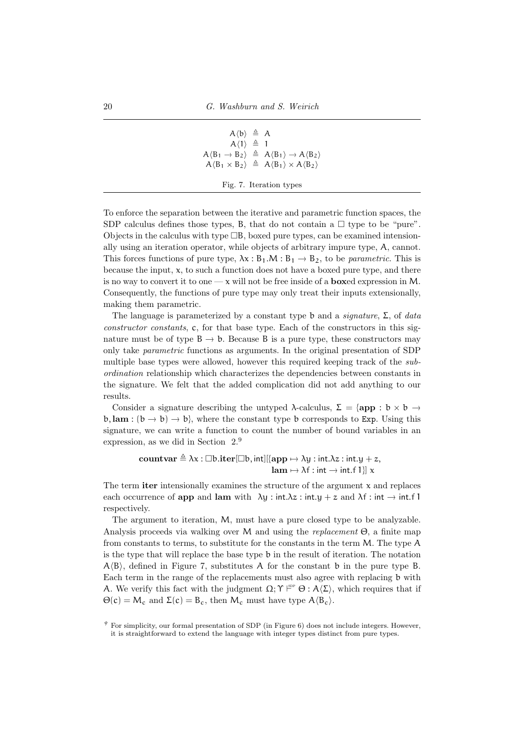$$
\begin{aligned}
A\langle b \rangle &\triangleq A \\
A\langle 1 \rangle &\triangleq 1 \\
A\langle B_1 \to B_2 \rangle &\triangleq A\langle B_1 \rangle \to A\langle B_2 \rangle \\
A\langle B_1 \times B_2 \rangle &\triangleq A\langle B_1 \rangle \times A\langle B_2 \rangle
\end{aligned}
$$

Fig. 7. Iteration types

To enforce the separation between the iterative and parametric function spaces, the SDP calculus defines those types, $B$, that do not contain a $\Box$ type to be "pure". Objects in the calculus with type $\Box B$, boxed pure types, can be examined intensionally using an iteration operator, while objects of arbitrary impure type, $A$, cannot. This forces functions of pure type, $\lambda x : B_1.M : B_1 \to B_2$, to be *parametric*. This is because the input, $x$, to such a function does not have a boxed pure type, and there is no way to convert it to one — $x$ will not be free inside of a **box**ed expression in $M$. Consequently, the functions of pure type may only treat their inputs extensionally, making them parametric.

The language is parameterized by a constant type $b$ and a *signature*, $\Sigma$, of *data constructor constants*, $c$, for that base type. Each of the constructors in this signature must be of type $B \to b$. Because $B$ is a pure type, these constructors may only take *parametric* functions as arguments. In the original presentation of SDP multiple base types were allowed, however this required keeping track of the *subordination* relationship which characterizes the dependencies between constants in the signature. We felt that the added complication did not add anything to our results.

Consider a signature describing the untyped $\lambda$-calculus, $\Sigma = \{\mathbf{app} : b \times b \to b, \mathbf{lam} : (b \to b) \to b\}$, where the constant type $b$ corresponds to `Exp`. Using this signature, we can write a function to count the number of bound variables in an expression, as we did in Section 2.[9]

$$
\begin{aligned}
\mathbf{countvar} \triangleq \lambda x : \Box b.\mathbf{iter}[\Box b, \mathsf{int}][\{&\mathbf{app} \mapsto \lambda y : \mathsf{int}.\lambda z : \mathsf{int}.y + z, \\
&\mathbf{lam} \mapsto \lambda f : \mathsf{int} \to \mathsf{int}.f\ 1\}]\ x
\end{aligned}
$$

The term **iter** intensionally examines the structure of the argument $x$ and replaces each occurrence of **app** and **lam** with $\lambda y : \mathsf{int}.\lambda z : \mathsf{int}.y + z$ and $\lambda f : \mathsf{int} \to \mathsf{int}.f\ 1$ respectively.

The argument to iteration, $M$, must have a pure closed type to be analyzable. Analysis proceeds via walking over $M$ and using the *replacement* $\Theta$, a finite map from constants to terms, to substitute for the constants in the term $M$. The type $A$ is the type that will replace the base type $b$ in the result of iteration. The notation $A\langle B \rangle$, defined in Figure 7, substitutes $A$ for the constant $b$ in the pure type $B$. Each term in the range of the replacements must also agree with replacing $b$ with $A$. We verify this fact with the judgment $\Omega; \Upsilon \vDash^{\text{SDP}} \Theta : A\langle \Sigma \rangle$, which requires that if $\Theta(c) = M_c$ and $\Sigma(c) = B_c$, then $M_c$ must have type $A\langle B_c \rangle$.

[9] For simplicity, our formal presentation of SDP (in Figure 6) does not include integers. However, it is straightforward to extend the language with integer types distinct from pure types.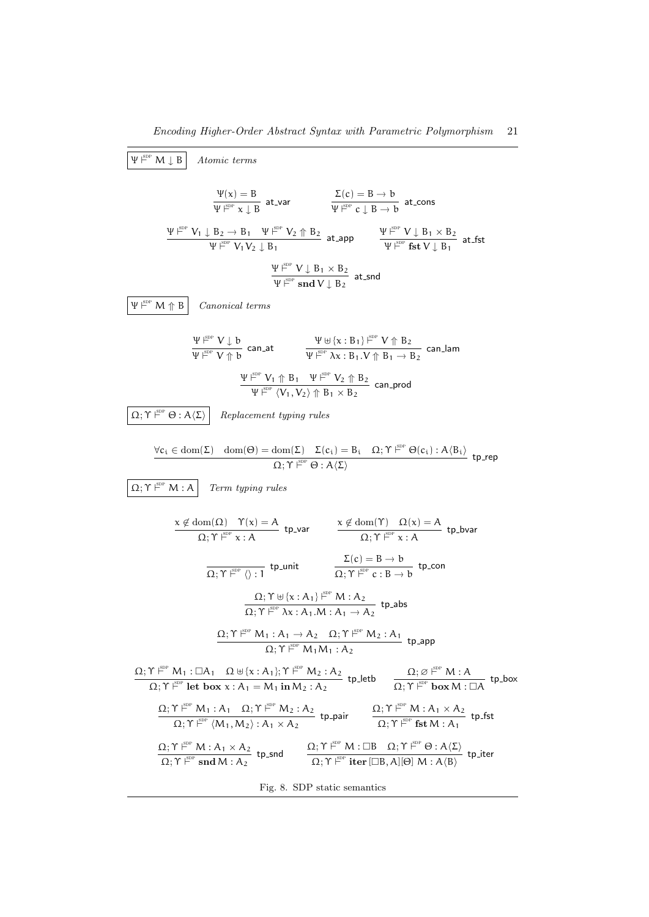$\boxed{\Psi \vdash^{\text{SDP}} M \downarrow B}$ *Atomic terms*

$$\frac{\Psi(x) = B}{\Psi \vdash^{\text{SDP}} x \downarrow B} \text{ at\_var} \qquad \frac{\Sigma(c) = B \to b}{\Psi \vdash^{\text{SDP}} c \downarrow B \to b} \text{ at\_cons}$$

$$\frac{\Psi \vdash^{\text{SDP}} V_1 \downarrow B_2 \to B_1 \quad \Psi \vdash^{\text{SDP}} V_2 \Uparrow B_2}{\Psi \vdash^{\text{SDP}} V_1 V_2 \downarrow B_1} \text{ at\_app} \qquad \frac{\Psi \vdash^{\text{SDP}} V \downarrow B_1 \times B_2}{\Psi \vdash^{\text{SDP}} \textbf{fst}\, V \downarrow B_1} \text{ at\_fst}$$

$$\frac{\Psi \vdash^{\text{SDP}} V \downarrow B_1 \times B_2}{\Psi \vdash^{\text{SDP}} \textbf{snd}\, V \downarrow B_2} \text{ at\_snd}$$

$\boxed{\Psi \vdash^{\text{SDP}} M \Uparrow B}$ *Canonical terms*

$$\frac{\Psi \vdash^{\text{SDP}} V \downarrow b}{\Psi \vdash^{\text{SDP}} V \Uparrow b} \text{ can\_at} \qquad \frac{\Psi \uplus \{x : B_1\} \vdash^{\text{SDP}} V \Uparrow B_2}{\Psi \vdash^{\text{SDP}} \lambda x : B_1.V \Uparrow B_1 \to B_2} \text{ can\_lam}$$

$$\frac{\Psi \vdash^{\text{SDP}} V_1 \Uparrow B_1 \quad \Psi \vdash^{\text{SDP}} V_2 \Uparrow B_2}{\Psi \vdash^{\text{SDP}} \langle V_1, V_2 \rangle \Uparrow B_1 \times B_2} \text{ can\_prod}$$

$\boxed{\Omega; \Upsilon \vdash^{\text{SDP}} \Theta : A\langle\Sigma\rangle}$ *Replacement typing rules*

$$\frac{\forall c_i \in \text{dom}(\Sigma) \quad \text{dom}(\Theta) = \text{dom}(\Sigma) \quad \Sigma(c_i) = B_i \quad \Omega; \Upsilon \vdash^{\text{SDP}} \Theta(c_i) : A\langle B_i \rangle}{\Omega; \Upsilon \vdash^{\text{SDP}} \Theta : A\langle\Sigma\rangle} \text{ tp\_rep}$$

$\boxed{\Omega; \Upsilon \vdash^{\text{SDP}} M : A}$ *Term typing rules*

$$\frac{x \notin \text{dom}(\Omega) \quad \Upsilon(x) = A}{\Omega; \Upsilon \vdash^{\text{SDP}} x : A} \text{ tp\_var} \qquad \frac{x \notin \text{dom}(\Upsilon) \quad \Omega(x) = A}{\Omega; \Upsilon \vdash^{\text{SDP}} x : A} \text{ tp\_bvar}$$

$$\frac{}{\Omega; \Upsilon \vdash^{\text{SDP}} \langle\rangle : 1} \text{ tp\_unit} \qquad \frac{\Sigma(c) = B \to b}{\Omega; \Upsilon \vdash^{\text{SDP}} c : B \to b} \text{ tp\_con}$$

$$\frac{\Omega; \Upsilon \uplus \{x : A_1\} \vdash^{\text{SDP}} M : A_2}{\Omega; \Upsilon \vdash^{\text{SDP}} \lambda x : A_1.M : A_1 \to A_2} \text{ tp\_abs}$$

$$\frac{\Omega; \Upsilon \vdash^{\text{SDP}} M_1 : A_1 \to A_2 \quad \Omega; \Upsilon \vdash^{\text{SDP}} M_2 : A_1}{\Omega; \Upsilon \vdash^{\text{SDP}} M_1 M_1 : A_2} \text{ tp\_app}$$

$$\frac{\Omega; \Upsilon \vdash^{\text{SDP}} M_1 : \Box A_1 \quad \Omega \uplus \{x : A_1\}; \Upsilon \vdash^{\text{SDP}} M_2 : A_2}{\Omega; \Upsilon \vdash^{\text{SDP}} \textbf{let box}\ x : A_1 = M_1\ \textbf{in}\ M_2 : A_2} \text{ tp\_letb} \qquad \frac{\Omega; \varnothing \vdash^{\text{SDP}} M : A}{\Omega; \Upsilon \vdash^{\text{SDP}} \textbf{box}\, M : \Box A} \text{ tp\_box}$$

$$\frac{\Omega; \Upsilon \vdash^{\text{SDP}} M_1 : A_1 \quad \Omega; \Upsilon \vdash^{\text{SDP}} M_2 : A_2}{\Omega; \Upsilon \vdash^{\text{SDP}} \langle M_1, M_2 \rangle : A_1 \times A_2} \text{ tp\_pair} \qquad \frac{\Omega; \Upsilon \vdash^{\text{SDP}} M : A_1 \times A_2}{\Omega; \Upsilon \vdash^{\text{SDP}} \textbf{fst}\, M : A_1} \text{ tp\_fst}$$

$$\frac{\Omega; \Upsilon \vdash^{\text{SDP}} M : A_1 \times A_2}{\Omega; \Upsilon \vdash^{\text{SDP}} \textbf{snd}\, M : A_2} \text{ tp\_snd} \qquad \frac{\Omega; \Upsilon \vdash^{\text{SDP}} M : \Box B \quad \Omega; \Upsilon \vdash^{\text{SDP}} \Theta : A\langle\Sigma\rangle}{\Omega; \Upsilon \vdash^{\text{SDP}} \textbf{iter}\, [\Box B, A][\Theta]\ M : A\langle B \rangle} \text{ tp\_iter}$$

Fig. 8. SDP static semantics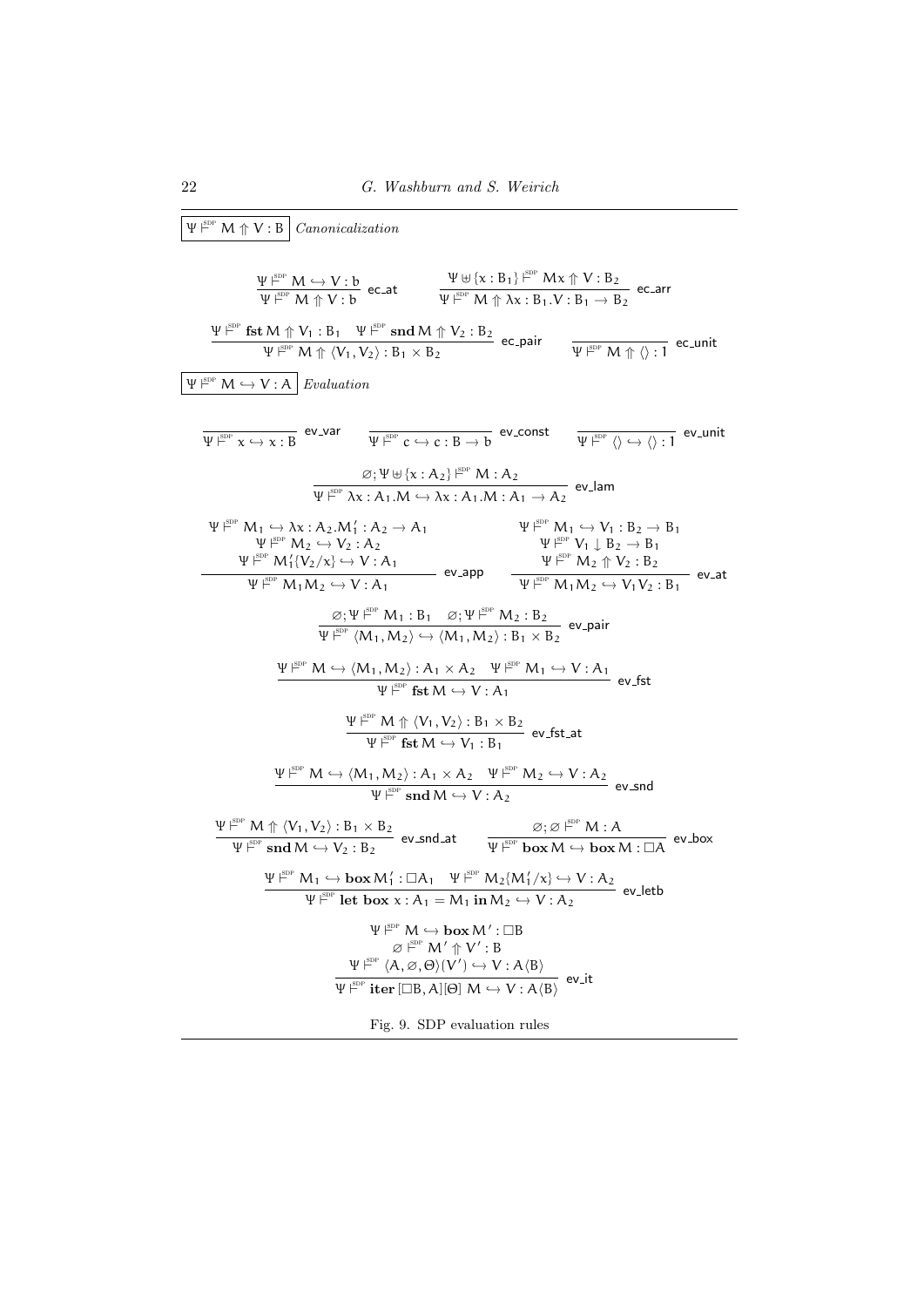$\boxed{\Psi \vdash^{\text{SDP}} M \Uparrow V : B}$ *Canonicalization*

$$\frac{\Psi \vdash^{\text{SDP}} M \hookrightarrow V : b}{\Psi \vdash^{\text{SDP}} M \Uparrow V : b} \text{ ec\_at} \qquad \frac{\Psi \uplus \{x : B_1\} \vdash^{\text{SDP}} Mx \Uparrow V : B_2}{\Psi \vdash^{\text{SDP}} M \Uparrow \lambda x : B_1 . V : B_1 \to B_2} \text{ ec\_arr}$$

$$\frac{\Psi \vdash^{\text{SDP}} \mathbf{fst}\, M \Uparrow V_1 : B_1 \quad \Psi \vdash^{\text{SDP}} \mathbf{snd}\, M \Uparrow V_2 : B_2}{\Psi \vdash^{\text{SDP}} M \Uparrow \langle V_1, V_2 \rangle : B_1 \times B_2} \text{ ec\_pair} \qquad \frac{}{\Psi \vdash^{\text{SDP}} M \Uparrow \langle\rangle : 1} \text{ ec\_unit}$$

$\boxed{\Psi \vdash^{\text{SDP}} M \hookrightarrow V : A}$ *Evaluation*

$$\frac{}{\Psi \vdash^{\text{SDP}} x \hookrightarrow x : B} \text{ ev\_var} \qquad \frac{}{\Psi \vdash^{\text{SDP}} c \hookrightarrow c : B \to b} \text{ ev\_const} \qquad \frac{}{\Psi \vdash^{\text{SDP}} \langle\rangle \hookrightarrow \langle\rangle : 1} \text{ ev\_unit}$$

$$\frac{\varnothing ; \Psi \uplus \{x : A_2\} \vdash^{\text{SDP}} M : A_2}{\Psi \vdash^{\text{SDP}} \lambda x : A_1 . M \hookrightarrow \lambda x : A_1 . M : A_1 \to A_2} \text{ ev\_lam}$$

$$\frac{\begin{array}{c}\Psi \vdash^{\text{SDP}} M_1 \hookrightarrow \lambda x : A_2 . M_1' : A_2 \to A_1 \\ \Psi \vdash^{\text{SDP}} M_2 \hookrightarrow V_2 : A_2 \\ \Psi \vdash^{\text{SDP}} M_1'\{V_2/x\} \hookrightarrow V : A_1\end{array}}{\Psi \vdash^{\text{SDP}} M_1 M_2 \hookrightarrow V : A_1} \text{ ev\_app} \qquad \frac{\begin{array}{c}\Psi \vdash^{\text{SDP}} M_1 \hookrightarrow V_1 : B_2 \to B_1 \\ \Psi \vdash^{\text{SDP}} V_1 \downarrow B_2 \to B_1 \\ \Psi \vdash^{\text{SDP}} M_2 \Uparrow V_2 : B_2\end{array}}{\Psi \vdash^{\text{SDP}} M_1 M_2 \hookrightarrow V_1 V_2 : B_1} \text{ ev\_at}$$

$$\frac{\varnothing ; \Psi \vdash^{\text{SDP}} M_1 : B_1 \quad \varnothing ; \Psi \vdash^{\text{SDP}} M_2 : B_2}{\Psi \vdash^{\text{SDP}} \langle M_1, M_2 \rangle \hookrightarrow \langle M_1, M_2 \rangle : B_1 \times B_2} \text{ ev\_pair}$$

$$\frac{\Psi \vdash^{\text{SDP}} M \hookrightarrow \langle M_1, M_2 \rangle : A_1 \times A_2 \quad \Psi \vdash^{\text{SDP}} M_1 \hookrightarrow V : A_1}{\Psi \vdash^{\text{SDP}} \mathbf{fst}\, M \hookrightarrow V : A_1} \text{ ev\_fst}$$

$$\frac{\Psi \vdash^{\text{SDP}} M \Uparrow \langle V_1, V_2 \rangle : B_1 \times B_2}{\Psi \vdash^{\text{SDP}} \mathbf{fst}\, M \hookrightarrow V_1 : B_1} \text{ ev\_fst\_at}$$

$$\frac{\Psi \vdash^{\text{SDP}} M \hookrightarrow \langle M_1, M_2 \rangle : A_1 \times A_2 \quad \Psi \vdash^{\text{SDP}} M_2 \hookrightarrow V : A_2}{\Psi \vdash^{\text{SDP}} \mathbf{snd}\, M \hookrightarrow V : A_2} \text{ ev\_snd}$$

$$\frac{\Psi \vdash^{\text{SDP}} M \Uparrow \langle V_1, V_2 \rangle : B_1 \times B_2}{\Psi \vdash^{\text{SDP}} \mathbf{snd}\, M \hookrightarrow V_2 : B_2} \text{ ev\_snd\_at} \qquad \frac{\varnothing ; \varnothing \vdash^{\text{SDP}} M : A}{\Psi \vdash^{\text{SDP}} \mathbf{box}\, M \hookrightarrow \mathbf{box}\, M : \Box A} \text{ ev\_box}$$

$$\frac{\Psi \vdash^{\text{SDP}} M_1 \hookrightarrow \mathbf{box}\, M_1' : \Box A_1 \quad \Psi \vdash^{\text{SDP}} M_2\{M_1'/x\} \hookrightarrow V : A_2}{\Psi \vdash^{\text{SDP}} \mathbf{let\ box}\ x : A_1 = M_1\ \mathbf{in}\ M_2 \hookrightarrow V : A_2} \text{ ev\_letb}$$

$$\frac{\begin{array}{c}\Psi \vdash^{\text{SDP}} M \hookrightarrow \mathbf{box}\, M' : \Box B \\ \varnothing \vdash^{\text{SDP}} M' \Uparrow V' : B \\ \Psi \vdash^{\text{SDP}} \langle A, \varnothing, \Theta \rangle (V') \hookrightarrow V : A\langle B \rangle\end{array}}{\Psi \vdash^{\text{SDP}} \mathbf{iter}\, [\Box B, A][\Theta]\ M \hookrightarrow V : A\langle B \rangle} \text{ ev\_it}$$

Fig. 9. SDP evaluation rules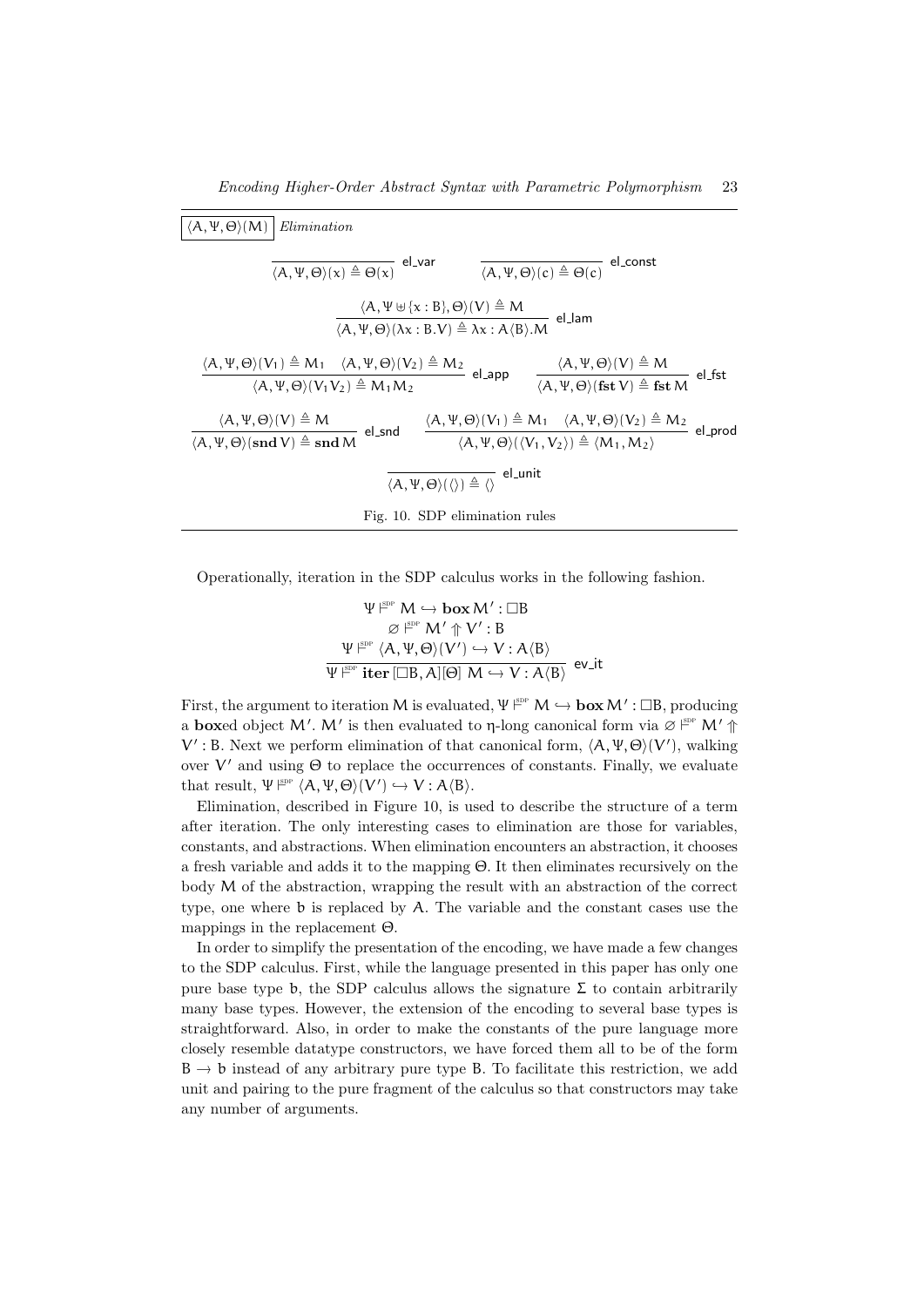$\boxed{\langle A, \Psi, \Theta \rangle(M)}$ *Elimination*

$$\frac{}{\langle A, \Psi, \Theta \rangle(x) \triangleq \Theta(x)}\ \textsf{el\_var} \qquad \frac{}{\langle A, \Psi, \Theta \rangle(c) \triangleq \Theta(c)}\ \textsf{el\_const}$$

$$\frac{\langle A, \Psi \uplus \{x : B\}, \Theta \rangle(V) \triangleq M}{\langle A, \Psi, \Theta \rangle(\lambda x : B.V) \triangleq \lambda x : A\langle B \rangle.M}\ \textsf{el\_lam}$$

$$\frac{\langle A, \Psi, \Theta \rangle(V_1) \triangleq M_1 \quad \langle A, \Psi, \Theta \rangle(V_2) \triangleq M_2}{\langle A, \Psi, \Theta \rangle(V_1 V_2) \triangleq M_1 M_2}\ \textsf{el\_app} \qquad \frac{\langle A, \Psi, \Theta \rangle(V) \triangleq M}{\langle A, \Psi, \Theta \rangle(\mathbf{fst}\, V) \triangleq \mathbf{fst}\, M}\ \textsf{el\_fst}$$

$$\frac{\langle A, \Psi, \Theta \rangle(V) \triangleq M}{\langle A, \Psi, \Theta \rangle(\mathbf{snd}\, V) \triangleq \mathbf{snd}\, M}\ \textsf{el\_snd} \qquad \frac{\langle A, \Psi, \Theta \rangle(V_1) \triangleq M_1 \quad \langle A, \Psi, \Theta \rangle(V_2) \triangleq M_2}{\langle A, \Psi, \Theta \rangle(\langle V_1, V_2 \rangle) \triangleq \langle M_1, M_2 \rangle}\ \textsf{el\_prod}$$

$$\frac{}{\langle A, \Psi, \Theta \rangle(\langle\rangle) \triangleq \langle\rangle}\ \textsf{el\_unit}$$

Fig. 10. SDP elimination rules

Operationally, iteration in the SDP calculus works in the following fashion.

$$\frac{\begin{array}{c}\Psi \vDash^{\text{SDP}} M \hookrightarrow \mathbf{box}\, M' : \Box B \\ \varnothing \vDash^{\text{SDP}} M' \Uparrow V' : B \\ \Psi \vDash^{\text{SDP}} \langle A, \Psi, \Theta \rangle(V') \hookrightarrow V : A\langle B \rangle\end{array}}{\Psi \vDash^{\text{SDP}} \mathbf{iter}\, [\Box B, A][\Theta]\ M \hookrightarrow V : A\langle B \rangle}\ \textsf{ev\_it}$$

First, the argument to iteration $M$ is evaluated, $\Psi \vDash^{\text{SDP}} M \hookrightarrow \mathbf{box}\, M' : \Box B$, producing a **box**ed object $M'$. $M'$ is then evaluated to η-long canonical form via $\varnothing \vDash^{\text{SDP}} M' \Uparrow V' : B$. Next we perform elimination of that canonical form, $\langle A, \Psi, \Theta \rangle(V')$, walking over $V'$ and using $\Theta$ to replace the occurrences of constants. Finally, we evaluate that result, $\Psi \vDash^{\text{SDP}} \langle A, \Psi, \Theta \rangle(V') \hookrightarrow V : A\langle B \rangle$.

Elimination, described in Figure 10, is used to describe the structure of a term after iteration. The only interesting cases to elimination are those for variables, constants, and abstractions. When elimination encounters an abstraction, it chooses a fresh variable and adds it to the mapping $\Theta$. It then eliminates recursively on the body $M$ of the abstraction, wrapping the result with an abstraction of the correct type, one where $\mathfrak{b}$ is replaced by $A$. The variable and the constant cases use the mappings in the replacement $\Theta$.

In order to simplify the presentation of the encoding, we have made a few changes to the SDP calculus. First, while the language presented in this paper has only one pure base type $\mathfrak{b}$, the SDP calculus allows the signature $\Sigma$ to contain arbitrarily many base types. However, the extension of the encoding to several base types is straightforward. Also, in order to make the constants of the pure language more closely resemble datatype constructors, we have forced them all to be of the form $B \to \mathfrak{b}$ instead of any arbitrary pure type $B$. To facilitate this restriction, we add unit and pairing to the pure fragment of the calculus so that constructors may take any number of arguments.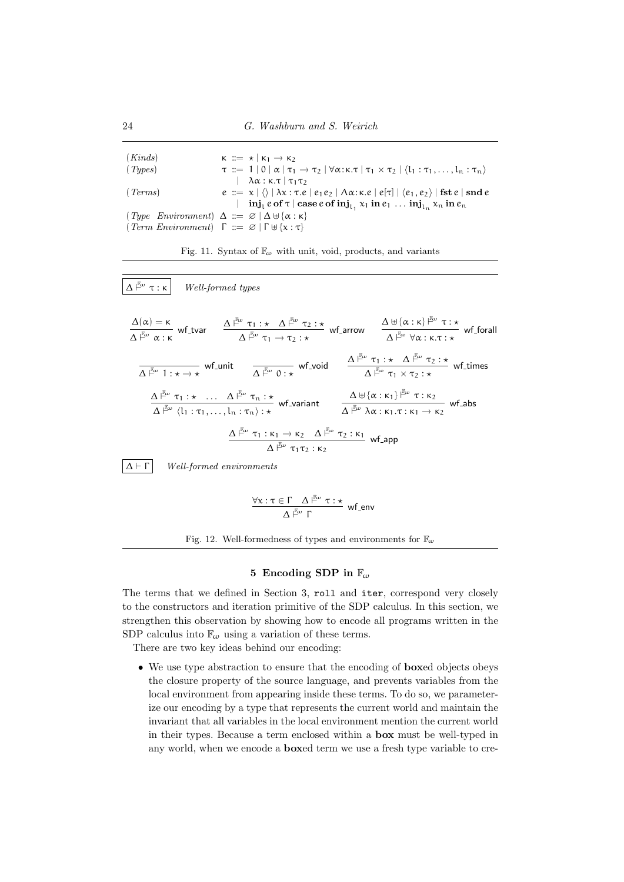| | |
|---|---|
| (*Kinds*) | $\kappa ::= \star \mid \kappa_1 \to \kappa_2$ |
| (*Types*) | $\tau ::= 1 \mid 0 \mid \alpha \mid \tau_1 \to \tau_2 \mid \forall\alpha{:}\kappa.\tau \mid \tau_1 \times \tau_2 \mid \langle l_1 : \tau_1, \ldots, l_n : \tau_n\rangle$ |
| | $\mid \lambda\alpha : \kappa.\tau \mid \tau_1\tau_2$ |
| (*Terms*) | $e ::= x \mid \langle\rangle \mid \lambda x : \tau.e \mid e_1 e_2 \mid \Lambda\alpha{:}\kappa.e \mid e[\tau] \mid \langle e_1, e_2\rangle \mid \mathbf{fst}\, e \mid \mathbf{snd}\, e$ |
| | $\mid \mathbf{inj}_l\, e\, \mathbf{of}\, \tau \mid \mathbf{case}\, e\, \mathbf{of}\, \mathbf{inj}_{l_1}\, x_1\, \mathbf{in}\, e_1 \ldots \mathbf{inj}_{l_n}\, x_n\, \mathbf{in}\, e_n$ |
| (*Type Environment*) | $\Delta ::= \varnothing \mid \Delta \uplus \{\alpha : \kappa\}$ |
| (*Term Environment*) | $\Gamma ::= \varnothing \mid \Gamma \uplus \{x : \tau\}$ |

Fig. 11. Syntax of $\mathbb{F}_\omega$ with unit, void, products, and variants

$\boxed{\Delta \vdash^{\mathbb{F}_\omega} \tau : \kappa}$ *Well-formed types*

$$\frac{\Delta(\alpha) = \kappa}{\Delta \vdash^{\mathbb{F}_\omega} \alpha : \kappa}\ \mathsf{wf\_tvar} \qquad \frac{\Delta \vdash^{\mathbb{F}_\omega} \tau_1 : \star \quad \Delta \vdash^{\mathbb{F}_\omega} \tau_2 : \star}{\Delta \vdash^{\mathbb{F}_\omega} \tau_1 \to \tau_2 : \star}\ \mathsf{wf\_arrow} \qquad \frac{\Delta \uplus \{\alpha : \kappa\} \vdash^{\mathbb{F}_\omega} \tau : \star}{\Delta \vdash^{\mathbb{F}_\omega} \forall\alpha : \kappa.\tau : \star}\ \mathsf{wf\_forall}$$

$$\frac{}{\Delta \vdash^{\mathbb{F}_\omega} 1 : \star \to \star}\ \mathsf{wf\_unit} \qquad \frac{}{\Delta \vdash^{\mathbb{F}_\omega} 0 : \star}\ \mathsf{wf\_void} \qquad \frac{\Delta \vdash^{\mathbb{F}_\omega} \tau_1 : \star \quad \Delta \vdash^{\mathbb{F}_\omega} \tau_2 : \star}{\Delta \vdash^{\mathbb{F}_\omega} \tau_1 \times \tau_2 : \star}\ \mathsf{wf\_times}$$

$$\frac{\Delta \vdash^{\mathbb{F}_\omega} \tau_1 : \star \quad \ldots \quad \Delta \vdash^{\mathbb{F}_\omega} \tau_n : \star}{\Delta \vdash^{\mathbb{F}_\omega} \langle l_1 : \tau_1, \ldots, l_n : \tau_n\rangle : \star}\ \mathsf{wf\_variant} \qquad \frac{\Delta \uplus \{\alpha : \kappa_1\} \vdash^{\mathbb{F}_\omega} \tau : \kappa_2}{\Delta \vdash^{\mathbb{F}_\omega} \lambda\alpha : \kappa_1.\tau : \kappa_1 \to \kappa_2}\ \mathsf{wf\_abs}$$

$$\frac{\Delta \vdash^{\mathbb{F}_\omega} \tau_1 : \kappa_1 \to \kappa_2 \quad \Delta \vdash^{\mathbb{F}_\omega} \tau_2 : \kappa_1}{\Delta \vdash^{\mathbb{F}_\omega} \tau_1\tau_2 : \kappa_2}\ \mathsf{wf\_app}$$

$\boxed{\Delta \vdash \Gamma}$ *Well-formed environments*

$$\frac{\forall x : \tau \in \Gamma \quad \Delta \vdash^{\mathbb{F}_\omega} \tau : \star}{\Delta \vdash^{\mathbb{F}_\omega} \Gamma}\ \mathsf{wf\_env}$$

Fig. 12. Well-formedness of types and environments for $\mathbb{F}_\omega$

## 5 Encoding SDP in $\mathbb{F}_\omega$

The terms that we defined in Section 3, `roll` and `iter`, correspond very closely to the constructors and iteration primitive of the SDP calculus. In this section, we strengthen this observation by showing how to encode all programs written in the SDP calculus into $\mathbb{F}_\omega$ using a variation of these terms.

There are two key ideas behind our encoding:

- We use type abstraction to ensure that the encoding of **box**ed objects obeys the closure property of the source language, and prevents variables from the local environment from appearing inside these terms. To do so, we parameterize our encoding by a type that represents the current world and maintain the invariant that all variables in the local environment mention the current world in their types. Because a term enclosed within a **box** must be well-typed in any world, when we encode a **box**ed term we use a fresh type variable to cre-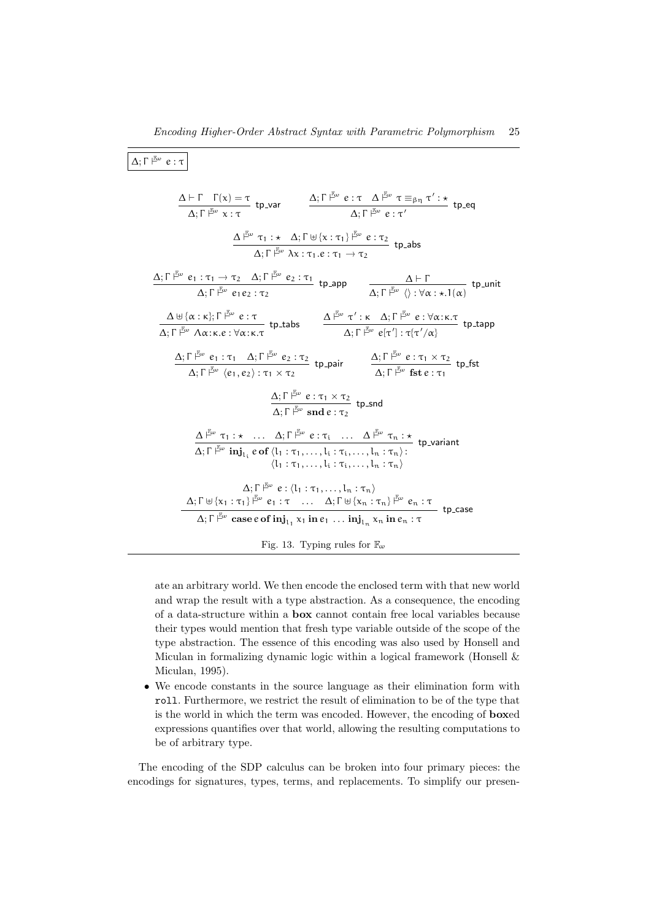$$\boxed{\Delta; \Gamma \vdash^{\mathbb{F}_\omega} e : \tau}$$

$$\frac{\Delta \vdash \Gamma \quad \Gamma(x) = \tau}{\Delta; \Gamma \vdash^{\mathbb{F}_\omega} x : \tau} \text{ tp\_var} \qquad \frac{\Delta; \Gamma \vdash^{\mathbb{F}_\omega} e : \tau \quad \Delta \vdash^{\mathbb{F}_\omega} \tau \equiv_{\beta\eta} \tau' : \star}{\Delta; \Gamma \vdash^{\mathbb{F}_\omega} e : \tau'} \text{ tp\_eq}$$

$$\frac{\Delta \vdash^{\mathbb{F}_\omega} \tau_1 : \star \quad \Delta; \Gamma \uplus \{x : \tau_1\} \vdash^{\mathbb{F}_\omega} e : \tau_2}{\Delta; \Gamma \vdash^{\mathbb{F}_\omega} \lambda x : \tau_1 . e : \tau_1 \to \tau_2} \text{ tp\_abs}$$

$$\frac{\Delta; \Gamma \vdash^{\mathbb{F}_\omega} e_1 : \tau_1 \to \tau_2 \quad \Delta; \Gamma \vdash^{\mathbb{F}_\omega} e_2 : \tau_1}{\Delta; \Gamma \vdash^{\mathbb{F}_\omega} e_1 e_2 : \tau_2} \text{ tp\_app} \qquad \frac{\Delta \vdash \Gamma}{\Delta; \Gamma \vdash^{\mathbb{F}_\omega} \langle\rangle : \forall \alpha : \star . 1(\alpha)} \text{ tp\_unit}$$

$$\frac{\Delta \uplus \{\alpha : \kappa\}; \Gamma \vdash^{\mathbb{F}_\omega} e : \tau}{\Delta; \Gamma \vdash^{\mathbb{F}_\omega} \Lambda \alpha{:}\kappa . e : \forall \alpha{:}\kappa . \tau} \text{ tp\_tabs} \qquad \frac{\Delta \vdash^{\mathbb{F}_\omega} \tau' : \kappa \quad \Delta; \Gamma \vdash^{\mathbb{F}_\omega} e : \forall \alpha{:}\kappa . \tau}{\Delta; \Gamma \vdash^{\mathbb{F}_\omega} e[\tau'] : \tau\{\tau'/\alpha\}} \text{ tp\_tapp}$$

$$\frac{\Delta; \Gamma \vdash^{\mathbb{F}_\omega} e_1 : \tau_1 \quad \Delta; \Gamma \vdash^{\mathbb{F}_\omega} e_2 : \tau_2}{\Delta; \Gamma \vdash^{\mathbb{F}_\omega} \langle e_1, e_2 \rangle : \tau_1 \times \tau_2} \text{ tp\_pair} \qquad \frac{\Delta; \Gamma \vdash^{\mathbb{F}_\omega} e : \tau_1 \times \tau_2}{\Delta; \Gamma \vdash^{\mathbb{F}_\omega} \textbf{fst}\, e : \tau_1} \text{ tp\_fst}$$

$$\frac{\Delta; \Gamma \vdash^{\mathbb{F}_\omega} e : \tau_1 \times \tau_2}{\Delta; \Gamma \vdash^{\mathbb{F}_\omega} \textbf{snd}\, e : \tau_2} \text{ tp\_snd}$$

$$\frac{\Delta \vdash^{\mathbb{F}_\omega} \tau_1 : \star \quad \ldots \quad \Delta; \Gamma \vdash^{\mathbb{F}_\omega} e : \tau_i \quad \ldots \quad \Delta \vdash^{\mathbb{F}_\omega} \tau_n : \star}{\Delta; \Gamma \vdash^{\mathbb{F}_\omega} \textbf{inj}_{l_i}\, e\, \textbf{of}\, \langle l_1 : \tau_1, \ldots, l_i : \tau_i, \ldots, l_n : \tau_n \rangle : \langle l_1 : \tau_1, \ldots, l_i : \tau_i, \ldots, l_n : \tau_n \rangle} \text{ tp\_variant}$$

$$\frac{\begin{array}{c}\Delta; \Gamma \vdash^{\mathbb{F}_\omega} e : \langle l_1 : \tau_1, \ldots, l_n : \tau_n \rangle \\ \Delta; \Gamma \uplus \{x_1 : \tau_1\} \vdash^{\mathbb{F}_\omega} e_1 : \tau \quad \ldots \quad \Delta; \Gamma \uplus \{x_n : \tau_n\} \vdash^{\mathbb{F}_\omega} e_n : \tau\end{array}}{\Delta; \Gamma \vdash^{\mathbb{F}_\omega} \textbf{case}\, e\, \textbf{of}\, \textbf{inj}_{l_1}\, x_1\, \textbf{in}\, e_1 \, \ldots \, \textbf{inj}_{l_n}\, x_n\, \textbf{in}\, e_n : \tau} \text{ tp\_case}$$

Fig. 13. Typing rules for $\mathbb{F}_\omega$

ate an arbitrary world. We then encode the enclosed term with that new world and wrap the result with a type abstraction. As a consequence, the encoding of a data-structure within a **box** cannot contain free local variables because their types would mention that fresh type variable outside of the scope of the type abstraction. The essence of this encoding was also used by Honsell and Miculan in formalizing dynamic logic within a logical framework (Honsell & Miculan, 1995).

- We encode constants in the source language as their elimination form with `roll`. Furthermore, we restrict the result of elimination to be of the type that is the world in which the term was encoded. However, the encoding of **box**ed expressions quantifies over that world, allowing the resulting computations to be of arbitrary type.

The encoding of the SDP calculus can be broken into four primary pieces: the encodings for signatures, types, terms, and replacements. To simplify our presen-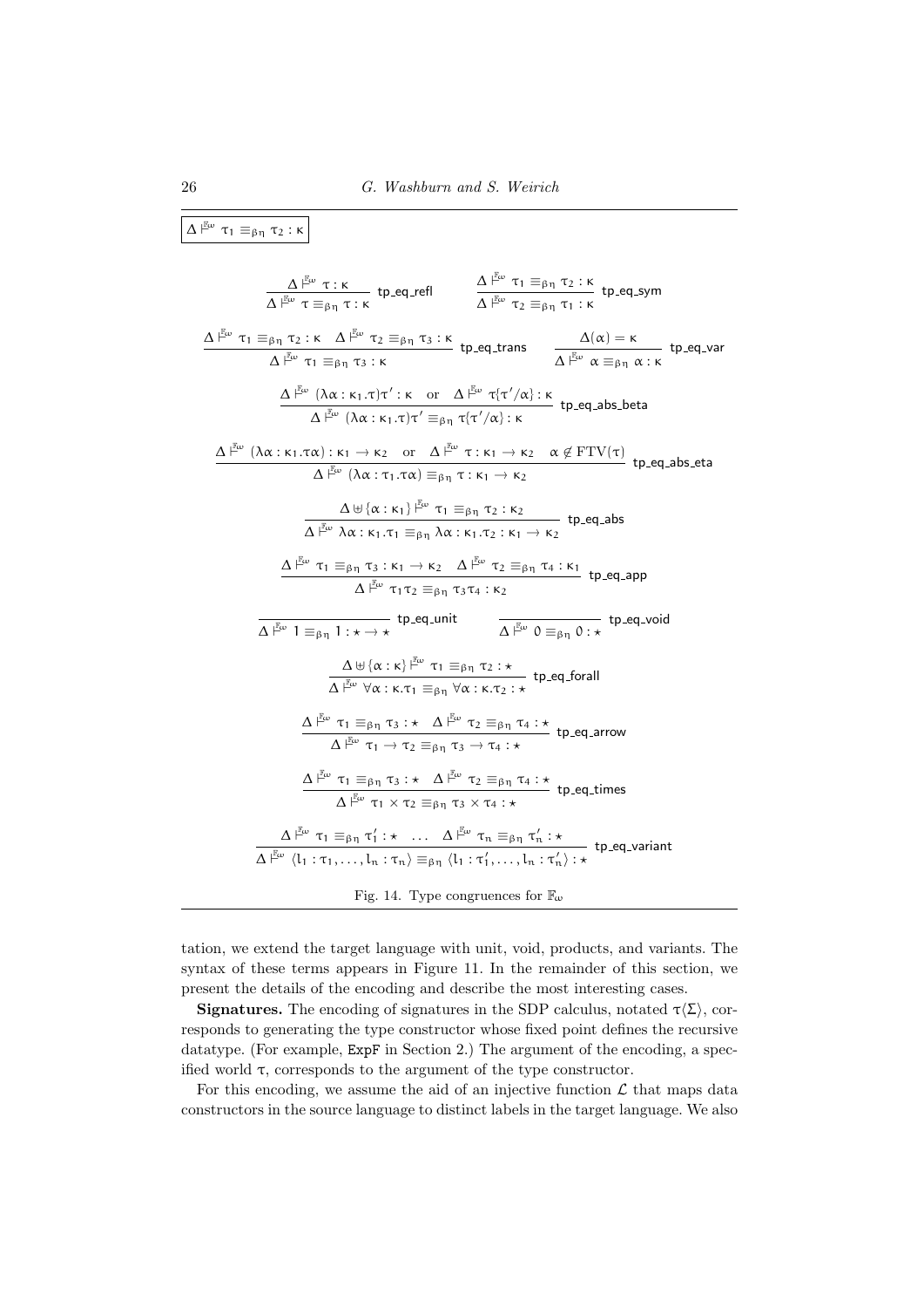$$\boxed{\Delta \vdash^{\mathbb{F}_\omega} \tau_1 \equiv_{\beta\eta} \tau_2 : \kappa}$$

$$\frac{\Delta \vdash^{\mathbb{F}_\omega} \tau : \kappa}{\Delta \vdash^{\mathbb{F}_\omega} \tau \equiv_{\beta\eta} \tau : \kappa}\ \textsf{tp\_eq\_refl} \qquad \frac{\Delta \vdash^{\mathbb{F}_\omega} \tau_1 \equiv_{\beta\eta} \tau_2 : \kappa}{\Delta \vdash^{\mathbb{F}_\omega} \tau_2 \equiv_{\beta\eta} \tau_1 : \kappa}\ \textsf{tp\_eq\_sym}$$

$$\frac{\Delta \vdash^{\mathbb{F}_\omega} \tau_1 \equiv_{\beta\eta} \tau_2 : \kappa \quad \Delta \vdash^{\mathbb{F}_\omega} \tau_2 \equiv_{\beta\eta} \tau_3 : \kappa}{\Delta \vdash^{\mathbb{F}_\omega} \tau_1 \equiv_{\beta\eta} \tau_3 : \kappa}\ \textsf{tp\_eq\_trans} \qquad \frac{\Delta(\alpha) = \kappa}{\Delta \vdash^{\mathbb{F}_\omega} \alpha \equiv_{\beta\eta} \alpha : \kappa}\ \textsf{tp\_eq\_var}$$

$$\frac{\Delta \vdash^{\mathbb{F}_\omega} (\lambda\alpha : \kappa_1.\tau)\tau' : \kappa \quad \text{or} \quad \Delta \vdash^{\mathbb{F}_\omega} \tau\{\tau'/\alpha\} : \kappa}{\Delta \vdash^{\mathbb{F}_\omega} (\lambda\alpha : \kappa_1.\tau)\tau' \equiv_{\beta\eta} \tau\{\tau'/\alpha\} : \kappa}\ \textsf{tp\_eq\_abs\_beta}$$

$$\frac{\Delta \vdash^{\mathbb{F}_\omega} (\lambda\alpha : \kappa_1.\tau\alpha) : \kappa_1 \to \kappa_2 \quad \text{or} \quad \Delta \vdash^{\mathbb{F}_\omega} \tau : \kappa_1 \to \kappa_2 \quad \alpha \notin \mathrm{FTV}(\tau)}{\Delta \vdash^{\mathbb{F}_\omega} (\lambda\alpha : \tau_1.\tau\alpha) \equiv_{\beta\eta} \tau : \kappa_1 \to \kappa_2}\ \textsf{tp\_eq\_abs\_eta}$$

$$\frac{\Delta \uplus \{\alpha : \kappa_1\} \vdash^{\mathbb{F}_\omega} \tau_1 \equiv_{\beta\eta} \tau_2 : \kappa_2}{\Delta \vdash^{\mathbb{F}_\omega} \lambda\alpha : \kappa_1.\tau_1 \equiv_{\beta\eta} \lambda\alpha : \kappa_1.\tau_2 : \kappa_1 \to \kappa_2}\ \textsf{tp\_eq\_abs}$$

$$\frac{\Delta \vdash^{\mathbb{F}_\omega} \tau_1 \equiv_{\beta\eta} \tau_3 : \kappa_1 \to \kappa_2 \quad \Delta \vdash^{\mathbb{F}_\omega} \tau_2 \equiv_{\beta\eta} \tau_4 : \kappa_1}{\Delta \vdash^{\mathbb{F}_\omega} \tau_1\tau_2 \equiv_{\beta\eta} \tau_3\tau_4 : \kappa_2}\ \textsf{tp\_eq\_app}$$

$$\frac{}{\Delta \vdash^{\mathbb{F}_\omega} 1 \equiv_{\beta\eta} 1 : \star \to \star}\ \textsf{tp\_eq\_unit} \qquad \frac{}{\Delta \vdash^{\mathbb{F}_\omega} 0 \equiv_{\beta\eta} 0 : \star}\ \textsf{tp\_eq\_void}$$

$$\frac{\Delta \uplus \{\alpha : \kappa\} \vdash^{\mathbb{F}_\omega} \tau_1 \equiv_{\beta\eta} \tau_2 : \star}{\Delta \vdash^{\mathbb{F}_\omega} \forall\alpha : \kappa.\tau_1 \equiv_{\beta\eta} \forall\alpha : \kappa.\tau_2 : \star}\ \textsf{tp\_eq\_forall}$$

$$\frac{\Delta \vdash^{\mathbb{F}_\omega} \tau_1 \equiv_{\beta\eta} \tau_3 : \star \quad \Delta \vdash^{\mathbb{F}_\omega} \tau_2 \equiv_{\beta\eta} \tau_4 : \star}{\Delta \vdash^{\mathbb{F}_\omega} \tau_1 \to \tau_2 \equiv_{\beta\eta} \tau_3 \to \tau_4 : \star}\ \textsf{tp\_eq\_arrow}$$

$$\frac{\Delta \vdash^{\mathbb{F}_\omega} \tau_1 \equiv_{\beta\eta} \tau_3 : \star \quad \Delta \vdash^{\mathbb{F}_\omega} \tau_2 \equiv_{\beta\eta} \tau_4 : \star}{\Delta \vdash^{\mathbb{F}_\omega} \tau_1 \times \tau_2 \equiv_{\beta\eta} \tau_3 \times \tau_4 : \star}\ \textsf{tp\_eq\_times}$$

$$\frac{\Delta \vdash^{\mathbb{F}_\omega} \tau_1 \equiv_{\beta\eta} \tau_1' : \star \quad \ldots \quad \Delta \vdash^{\mathbb{F}_\omega} \tau_n \equiv_{\beta\eta} \tau_n' : \star}{\Delta \vdash^{\mathbb{F}_\omega} \langle l_1 : \tau_1, \ldots, l_n : \tau_n \rangle \equiv_{\beta\eta} \langle l_1 : \tau_1', \ldots, l_n : \tau_n' \rangle : \star}\ \textsf{tp\_eq\_variant}$$

Fig. 14. Type congruences for $\mathbb{F}_\omega$

tation, we extend the target language with unit, void, products, and variants. The syntax of these terms appears in Figure 11. In the remainder of this section, we present the details of the encoding and describe the most interesting cases.

**Signatures.** The encoding of signatures in the SDP calculus, notated $\tau\langle\Sigma\rangle$, corresponds to generating the type constructor whose fixed point defines the recursive datatype. (For example, `ExpF` in Section 2.) The argument of the encoding, a specified world $\tau$, corresponds to the argument of the type constructor.

For this encoding, we assume the aid of an injective function $\mathcal{L}$ that maps data constructors in the source language to distinct labels in the target language. We also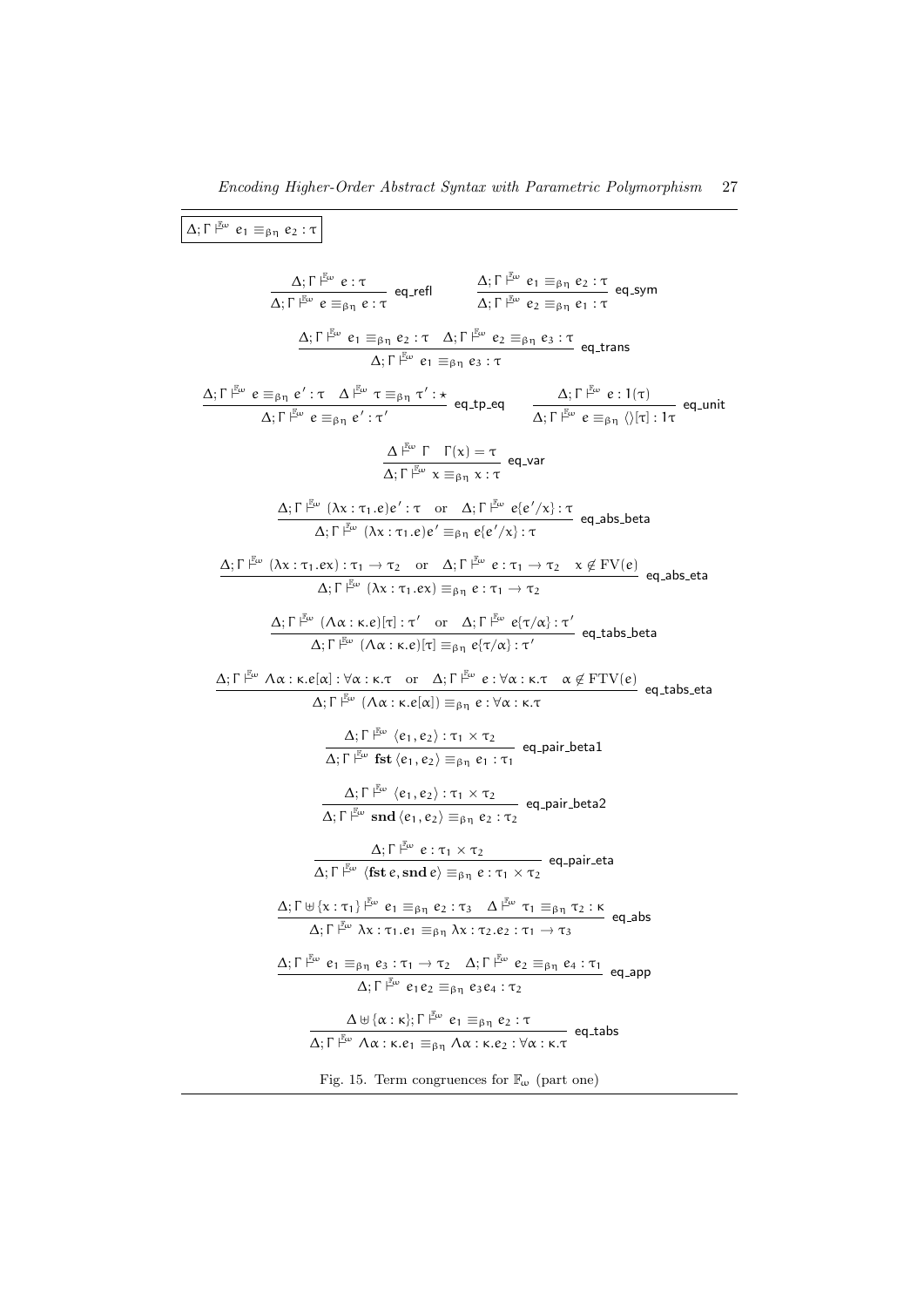$$\boxed{\Delta;\Gamma \vdash^{\mathbb{F}_\omega} e_1 \equiv_{\beta\eta} e_2 : \tau}$$

$$\frac{\Delta;\Gamma \vdash^{\mathbb{F}_\omega} e : \tau}{\Delta;\Gamma \vdash^{\mathbb{F}_\omega} e \equiv_{\beta\eta} e : \tau}\ \textsf{eq\_refl} \qquad \frac{\Delta;\Gamma \vdash^{\mathbb{F}_\omega} e_1 \equiv_{\beta\eta} e_2 : \tau}{\Delta;\Gamma \vdash^{\mathbb{F}_\omega} e_2 \equiv_{\beta\eta} e_1 : \tau}\ \textsf{eq\_sym}$$

$$\frac{\Delta;\Gamma \vdash^{\mathbb{F}_\omega} e_1 \equiv_{\beta\eta} e_2 : \tau \quad \Delta;\Gamma \vdash^{\mathbb{F}_\omega} e_2 \equiv_{\beta\eta} e_3 : \tau}{\Delta;\Gamma \vdash^{\mathbb{F}_\omega} e_1 \equiv_{\beta\eta} e_3 : \tau}\ \textsf{eq\_trans}$$

$$\frac{\Delta;\Gamma \vdash^{\mathbb{F}_\omega} e \equiv_{\beta\eta} e' : \tau \quad \Delta \vdash^{\mathbb{F}_\omega} \tau \equiv_{\beta\eta} \tau' : \star}{\Delta;\Gamma \vdash^{\mathbb{F}_\omega} e \equiv_{\beta\eta} e' : \tau'}\ \textsf{eq\_tp\_eq} \qquad \frac{\Delta;\Gamma \vdash^{\mathbb{F}_\omega} e : 1(\tau)}{\Delta;\Gamma \vdash^{\mathbb{F}_\omega} e \equiv_{\beta\eta} \langle\rangle[\tau] : 1\tau}\ \textsf{eq\_unit}$$

$$\frac{\Delta \vdash^{\mathbb{F}_\omega} \Gamma \quad \Gamma(x) = \tau}{\Delta;\Gamma \vdash^{\mathbb{F}_\omega} x \equiv_{\beta\eta} x : \tau}\ \textsf{eq\_var}$$

$$\frac{\Delta;\Gamma \vdash^{\mathbb{F}_\omega} (\lambda x : \tau_1.e)e' : \tau \quad \text{or} \quad \Delta;\Gamma \vdash^{\mathbb{F}_\omega} e\{e'/x\} : \tau}{\Delta;\Gamma \vdash^{\mathbb{F}_\omega} (\lambda x : \tau_1.e)e' \equiv_{\beta\eta} e\{e'/x\} : \tau}\ \textsf{eq\_abs\_beta}$$

$$\frac{\Delta;\Gamma \vdash^{\mathbb{F}_\omega} (\lambda x : \tau_1.ex) : \tau_1 \to \tau_2 \quad \text{or} \quad \Delta;\Gamma \vdash^{\mathbb{F}_\omega} e : \tau_1 \to \tau_2 \quad x \notin \mathrm{FV}(e)}{\Delta;\Gamma \vdash^{\mathbb{F}_\omega} (\lambda x : \tau_1.ex) \equiv_{\beta\eta} e : \tau_1 \to \tau_2}\ \textsf{eq\_abs\_eta}$$

$$\frac{\Delta;\Gamma \vdash^{\mathbb{F}_\omega} (\Lambda\alpha : \kappa.e)[\tau] : \tau' \quad \text{or} \quad \Delta;\Gamma \vdash^{\mathbb{F}_\omega} e\{\tau/\alpha\} : \tau'}{\Delta;\Gamma \vdash^{\mathbb{F}_\omega} (\Lambda\alpha : \kappa.e)[\tau] \equiv_{\beta\eta} e\{\tau/\alpha\} : \tau'}\ \textsf{eq\_tabs\_beta}$$

$$\frac{\Delta;\Gamma \vdash^{\mathbb{F}_\omega} \Lambda\alpha : \kappa.e[\alpha] : \forall\alpha : \kappa.\tau \quad \text{or} \quad \Delta;\Gamma \vdash^{\mathbb{F}_\omega} e : \forall\alpha : \kappa.\tau \quad \alpha \notin \mathrm{FTV}(e)}{\Delta;\Gamma \vdash^{\mathbb{F}_\omega} (\Lambda\alpha : \kappa.e[\alpha]) \equiv_{\beta\eta} e : \forall\alpha : \kappa.\tau}\ \textsf{eq\_tabs\_eta}$$

$$\frac{\Delta;\Gamma \vdash^{\mathbb{F}_\omega} \langle e_1, e_2\rangle : \tau_1 \times \tau_2}{\Delta;\Gamma \vdash^{\mathbb{F}_\omega} \mathbf{fst}\,\langle e_1, e_2\rangle \equiv_{\beta\eta} e_1 : \tau_1}\ \textsf{eq\_pair\_beta1}$$

$$\frac{\Delta;\Gamma \vdash^{\mathbb{F}_\omega} \langle e_1, e_2\rangle : \tau_1 \times \tau_2}{\Delta;\Gamma \vdash^{\mathbb{F}_\omega} \mathbf{snd}\,\langle e_1, e_2\rangle \equiv_{\beta\eta} e_2 : \tau_2}\ \textsf{eq\_pair\_beta2}$$

$$\frac{\Delta;\Gamma \vdash^{\mathbb{F}_\omega} e : \tau_1 \times \tau_2}{\Delta;\Gamma \vdash^{\mathbb{F}_\omega} \langle \mathbf{fst}\,e, \mathbf{snd}\,e\rangle \equiv_{\beta\eta} e : \tau_1 \times \tau_2}\ \textsf{eq\_pair\_eta}$$

$$\frac{\Delta;\Gamma \uplus \{x : \tau_1\} \vdash^{\mathbb{F}_\omega} e_1 \equiv_{\beta\eta} e_2 : \tau_3 \quad \Delta \vdash^{\mathbb{F}_\omega} \tau_1 \equiv_{\beta\eta} \tau_2 : \kappa}{\Delta;\Gamma \vdash^{\mathbb{F}_\omega} \lambda x : \tau_1.e_1 \equiv_{\beta\eta} \lambda x : \tau_2.e_2 : \tau_1 \to \tau_3}\ \textsf{eq\_abs}$$

$$\frac{\Delta;\Gamma \vdash^{\mathbb{F}_\omega} e_1 \equiv_{\beta\eta} e_3 : \tau_1 \to \tau_2 \quad \Delta;\Gamma \vdash^{\mathbb{F}_\omega} e_2 \equiv_{\beta\eta} e_4 : \tau_1}{\Delta;\Gamma \vdash^{\mathbb{F}_\omega} e_1 e_2 \equiv_{\beta\eta} e_3 e_4 : \tau_2}\ \textsf{eq\_app}$$

$$\frac{\Delta \uplus \{\alpha : \kappa\};\Gamma \vdash^{\mathbb{F}_\omega} e_1 \equiv_{\beta\eta} e_2 : \tau}{\Delta;\Gamma \vdash^{\mathbb{F}_\omega} \Lambda\alpha : \kappa.e_1 \equiv_{\beta\eta} \Lambda\alpha : \kappa.e_2 : \forall\alpha : \kappa.\tau}\ \textsf{eq\_tabs}$$

Fig. 15. Term congruences for $\mathbb{F}_\omega$ (part one)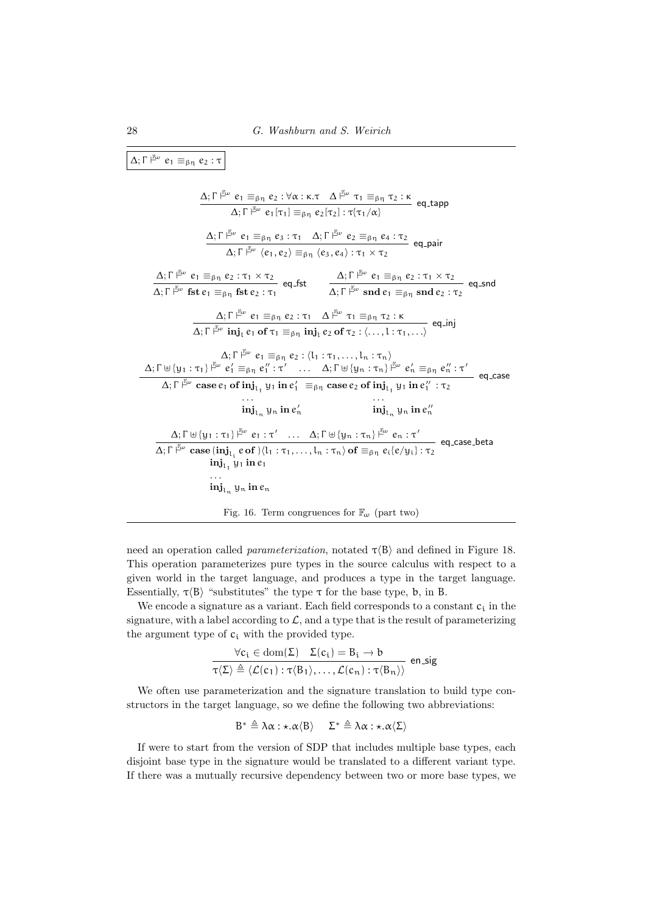$\boxed{\Delta; \Gamma \vDash^{\mathbb{F}_\omega} e_1 \equiv_{\beta\eta} e_2 : \tau}$

$$\frac{\Delta; \Gamma \vDash^{\mathbb{F}_\omega} e_1 \equiv_{\beta\eta} e_2 : \forall \alpha : \kappa . \tau \quad \Delta \vDash^{\mathbb{F}_\omega} \tau_1 \equiv_{\beta\eta} \tau_2 : \kappa}{\Delta; \Gamma \vDash^{\mathbb{F}_\omega} e_1[\tau_1] \equiv_{\beta\eta} e_2[\tau_2] : \tau\{\tau_1/\alpha\}} \text{ eq\_tapp}$$

$$\frac{\Delta; \Gamma \vDash^{\mathbb{F}_\omega} e_1 \equiv_{\beta\eta} e_3 : \tau_1 \quad \Delta; \Gamma \vDash^{\mathbb{F}_\omega} e_2 \equiv_{\beta\eta} e_4 : \tau_2}{\Delta; \Gamma \vDash^{\mathbb{F}_\omega} \langle e_1, e_2 \rangle \equiv_{\beta\eta} \langle e_3, e_4 \rangle : \tau_1 \times \tau_2} \text{ eq\_pair}$$

$$\frac{\Delta; \Gamma \vDash^{\mathbb{F}_\omega} e_1 \equiv_{\beta\eta} e_2 : \tau_1 \times \tau_2}{\Delta; \Gamma \vDash^{\mathbb{F}_\omega} \mathbf{fst}\, e_1 \equiv_{\beta\eta} \mathbf{fst}\, e_2 : \tau_1} \text{ eq\_fst} \qquad \frac{\Delta; \Gamma \vDash^{\mathbb{F}_\omega} e_1 \equiv_{\beta\eta} e_2 : \tau_1 \times \tau_2}{\Delta; \Gamma \vDash^{\mathbb{F}_\omega} \mathbf{snd}\, e_1 \equiv_{\beta\eta} \mathbf{snd}\, e_2 : \tau_2} \text{ eq\_snd}$$

$$\frac{\Delta; \Gamma \vDash^{\mathbb{F}_\omega} e_1 \equiv_{\beta\eta} e_2 : \tau_1 \quad \Delta \vDash^{\mathbb{F}_\omega} \tau_1 \equiv_{\beta\eta} \tau_2 : \kappa}{\Delta; \Gamma \vDash^{\mathbb{F}_\omega} \mathbf{inj}_l\, e_1\, \mathbf{of}\, \tau_1 \equiv_{\beta\eta} \mathbf{inj}_l\, e_2\, \mathbf{of}\, \tau_2 : \langle \ldots, l : \tau_1, \ldots \rangle} \text{ eq\_inj}$$

$$\frac{\begin{array}{c}\Delta; \Gamma \vDash^{\mathbb{F}_\omega} e_1 \equiv_{\beta\eta} e_2 : \langle l_1 : \tau_1, \ldots, l_n : \tau_n \rangle \\ \Delta; \Gamma \uplus \{y_1 : \tau_1\} \vDash^{\mathbb{F}_\omega} e_1' \equiv_{\beta\eta} e_1'' : \tau' \quad \ldots \quad \Delta; \Gamma \uplus \{y_n : \tau_n\} \vDash^{\mathbb{F}_\omega} e_n' \equiv_{\beta\eta} e_n'' : \tau'\end{array}}{\begin{array}{c}\Delta; \Gamma \vDash^{\mathbb{F}_\omega} \mathbf{case}\, e_1\, \mathbf{of}\, \mathbf{inj}_{l_1}\, y_1\, \mathbf{in}\, e_1' \quad \equiv_{\beta\eta} \mathbf{case}\, e_2\, \mathbf{of}\, \mathbf{inj}_{l_1}\, y_1\, \mathbf{in}\, e_1'' : \tau_2 \\ \ldots \qquad\qquad\qquad\qquad \ldots \\ \mathbf{inj}_{l_n}\, y_n\, \mathbf{in}\, e_n' \qquad\qquad \mathbf{inj}_{l_n}\, y_n\, \mathbf{in}\, e_n''\end{array}} \text{ eq\_case}$$

$$\frac{\Delta; \Gamma \uplus \{y_1 : \tau_1\} \vDash^{\mathbb{F}_\omega} e_1 : \tau' \quad \ldots \quad \Delta; \Gamma \uplus \{y_n : \tau_n\} \vDash^{\mathbb{F}_\omega} e_n : \tau'}{\begin{array}{l}\Delta; \Gamma \vDash^{\mathbb{F}_\omega} \mathbf{case}\, (\mathbf{inj}_{l_i}\, e\, \mathbf{of}\,)\langle l_1 : \tau_1, \ldots, l_n : \tau_n \rangle\, \mathbf{of} \equiv_{\beta\eta} e_i\{e/y_i\} : \tau_2 \\ \quad \mathbf{inj}_{l_1}\, y_1\, \mathbf{in}\, e_1 \\ \quad \ldots \\ \quad \mathbf{inj}_{l_n}\, y_n\, \mathbf{in}\, e_n\end{array}} \text{ eq\_case\_beta}$$

Fig. 16. Term congruences for $\mathbb{F}_\omega$ (part two)

need an operation called *parameterization*, notated $\tau\langle B \rangle$ and defined in Figure 18. This operation parameterizes pure types in the source calculus with respect to a given world in the target language, and produces a type in the target language. Essentially, $\tau\langle B \rangle$ "substitutes" the type $\tau$ for the base type, $b$, in $B$.

We encode a signature as a variant. Each field corresponds to a constant $c_i$ in the signature, with a label according to $\mathcal{L}$, and a type that is the result of parameterizing the argument type of $c_i$ with the provided type.

$$\frac{\forall c_i \in \mathrm{dom}(\Sigma) \quad \Sigma(c_i) = B_i \to b}{\tau\langle \Sigma \rangle \triangleq \langle \mathcal{L}(c_1) : \tau\langle B_1 \rangle, \ldots, \mathcal{L}(c_n) : \tau\langle B_n \rangle \rangle} \text{ en\_sig}$$

We often use parameterization and the signature translation to build type constructors in the target language, so we define the following two abbreviations:

$$B^* \triangleq \lambda\alpha : \star . \alpha\langle B \rangle \qquad \Sigma^* \triangleq \lambda\alpha : \star . \alpha\langle \Sigma \rangle$$

If were to start from the version of SDP that includes multiple base types, each disjoint base type in the signature would be translated to a different variant type. If there was a mutually recursive dependency between two or more base types, we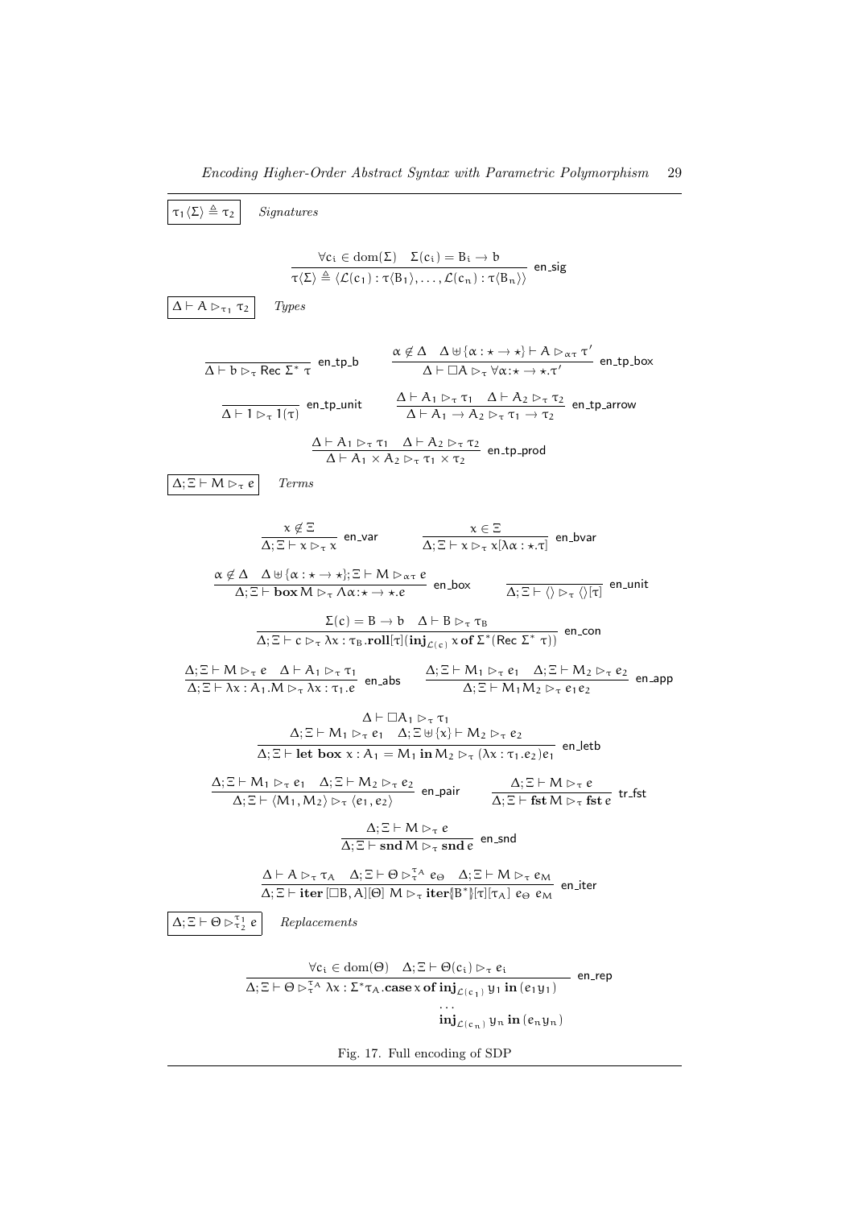$\boxed{\tau_1\langle\Sigma\rangle \triangleq \tau_2}$ *Signatures*

$$\frac{\forall c_i \in \mathrm{dom}(\Sigma) \quad \Sigma(c_i) = B_i \to b}{\tau\langle\Sigma\rangle \triangleq \langle \mathcal{L}(c_1) : \tau\langle B_1\rangle, \ldots, \mathcal{L}(c_n) : \tau\langle B_n\rangle\rangle} \text{ en\_sig}$$

$\boxed{\Delta \vdash A \rhd_{\tau_1} \tau_2}$ *Types*

$$\frac{}{\Delta \vdash b \rhd_\tau \mathsf{Rec}\ \Sigma^*\ \tau} \text{ en\_tp\_b} \qquad \frac{\alpha \notin \Delta \quad \Delta \uplus \{\alpha : \star \to \star\} \vdash A \rhd_{\alpha\tau} \tau'}{\Delta \vdash \Box A \rhd_\tau \forall \alpha{:}\star \to \star.\tau'} \text{ en\_tp\_box}$$

$$\frac{}{\Delta \vdash 1 \rhd_\tau 1(\tau)} \text{ en\_tp\_unit} \qquad \frac{\Delta \vdash A_1 \rhd_\tau \tau_1 \quad \Delta \vdash A_2 \rhd_\tau \tau_2}{\Delta \vdash A_1 \to A_2 \rhd_\tau \tau_1 \to \tau_2} \text{ en\_tp\_arrow}$$

$$\frac{\Delta \vdash A_1 \rhd_\tau \tau_1 \quad \Delta \vdash A_2 \rhd_\tau \tau_2}{\Delta \vdash A_1 \times A_2 \rhd_\tau \tau_1 \times \tau_2} \text{ en\_tp\_prod}$$

$\boxed{\Delta; \Xi \vdash M \rhd_\tau e}$ *Terms*

$$\frac{x \notin \Xi}{\Delta; \Xi \vdash x \rhd_\tau x} \text{ en\_var} \qquad \frac{x \in \Xi}{\Delta; \Xi \vdash x \rhd_\tau x[\lambda\alpha : \star.\tau]} \text{ en\_bvar}$$

$$\frac{\alpha \notin \Delta \quad \Delta \uplus \{\alpha : \star \to \star\}; \Xi \vdash M \rhd_{\alpha\tau} e}{\Delta; \Xi \vdash \mathbf{box}\, M \rhd_\tau \Lambda\alpha{:}\star \to \star.e} \text{ en\_box} \qquad \frac{}{\Delta; \Xi \vdash \langle\rangle \rhd_\tau \langle\rangle[\tau]} \text{ en\_unit}$$

$$\frac{\Sigma(c) = B \to b \quad \Delta \vdash B \rhd_\tau \tau_B}{\Delta; \Xi \vdash c \rhd_\tau \lambda x : \tau_B.\mathbf{roll}[\tau](\mathbf{inj}_{\mathcal{L}(c)}\ x\ \mathbf{of}\ \Sigma^*(\mathsf{Rec}\ \Sigma^*\ \tau))} \text{ en\_con}$$

$$\frac{\Delta; \Xi \vdash M \rhd_\tau e \quad \Delta \vdash A_1 \rhd_\tau \tau_1}{\Delta; \Xi \vdash \lambda x : A_1.M \rhd_\tau \lambda x : \tau_1.e} \text{ en\_abs} \qquad \frac{\Delta; \Xi \vdash M_1 \rhd_\tau e_1 \quad \Delta; \Xi \vdash M_2 \rhd_\tau e_2}{\Delta; \Xi \vdash M_1 M_2 \rhd_\tau e_1 e_2} \text{ en\_app}$$

$$\frac{\begin{array}{c}\Delta \vdash \Box A_1 \rhd_\tau \tau_1 \\ \Delta; \Xi \vdash M_1 \rhd_\tau e_1 \quad \Delta; \Xi \uplus \{x\} \vdash M_2 \rhd_\tau e_2\end{array}}{\Delta; \Xi \vdash \mathbf{let\ box}\ x : A_1 = M_1\ \mathbf{in}\ M_2 \rhd_\tau (\lambda x : \tau_1.e_2) e_1} \text{ en\_letb}$$

$$\frac{\Delta; \Xi \vdash M_1 \rhd_\tau e_1 \quad \Delta; \Xi \vdash M_2 \rhd_\tau e_2}{\Delta; \Xi \vdash \langle M_1, M_2\rangle \rhd_\tau \langle e_1, e_2\rangle} \text{ en\_pair} \qquad \frac{\Delta; \Xi \vdash M \rhd_\tau e}{\Delta; \Xi \vdash \mathbf{fst}\, M \rhd_\tau \mathbf{fst}\, e} \text{ tr\_fst}$$

$$\frac{\Delta; \Xi \vdash M \rhd_\tau e}{\Delta; \Xi \vdash \mathbf{snd}\, M \rhd_\tau \mathbf{snd}\, e} \text{ en\_snd}$$

$$\frac{\Delta \vdash A \rhd_\tau \tau_A \quad \Delta; \Xi \vdash \Theta \rhd_\tau^{\tau_A} e_\Theta \quad \Delta; \Xi \vdash M \rhd_\tau e_M}{\Delta; \Xi \vdash \mathbf{iter}\,[\Box B, A][\Theta]\ M \rhd_\tau \mathbf{iter}[\![B^*]\!][\tau][\tau_A]\ e_\Theta\ e_M} \text{ en\_iter}$$

$\boxed{\Delta; \Xi \vdash \Theta \rhd_{\tau_2}^{\tau_1} e}$ *Replacements*

$$\frac{\forall c_i \in \mathrm{dom}(\Theta) \quad \Delta; \Xi \vdash \Theta(c_i) \rhd_\tau e_i}{\Delta; \Xi \vdash \Theta \rhd_\tau^{\tau_A} \lambda x : \Sigma^*\tau_A.\mathbf{case}\, x\ \mathbf{of}\ \begin{array}[t]{l}\mathbf{inj}_{\mathcal{L}(c_1)}\ y_1\ \mathbf{in}\,(e_1 y_1) \\ \ldots \\ \mathbf{inj}_{\mathcal{L}(c_n)}\ y_n\ \mathbf{in}\,(e_n y_n)\end{array}} \text{ en\_rep}$$

Fig. 17. Full encoding of SDP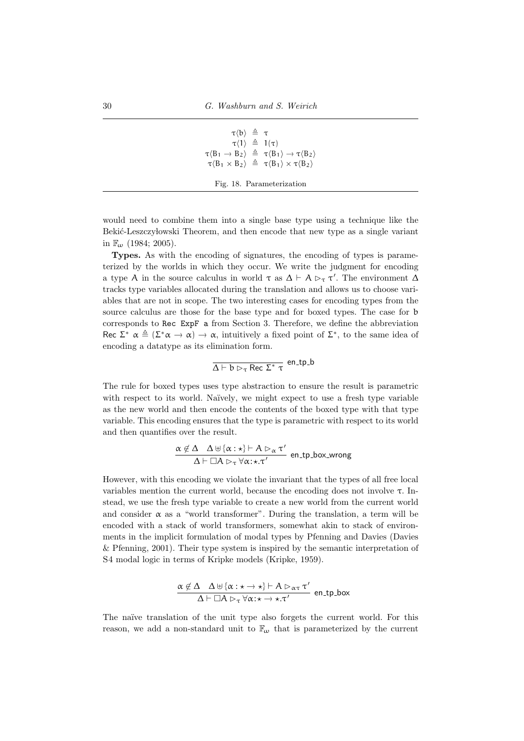$$
\begin{aligned}
\tau\langle b\rangle &\triangleq \tau \\
\tau\langle 1\rangle &\triangleq 1(\tau) \\
\tau\langle B_1 \to B_2\rangle &\triangleq \tau\langle B_1\rangle \to \tau\langle B_2\rangle \\
\tau\langle B_1 \times B_2\rangle &\triangleq \tau\langle B_1\rangle \times \tau\langle B_2\rangle
\end{aligned}
$$

Fig. 18. Parameterization

would need to combine them into a single base type using a technique like the Bekić-Leszczyłowski Theorem, and then encode that new type as a single variant in $\mathbb{F}_\omega$ (1984; 2005).

**Types.** As with the encoding of signatures, the encoding of types is parameterized by the worlds in which they occur. We write the judgment for encoding a type $A$ in the source calculus in world $\tau$ as $\Delta \vdash A \rhd_\tau \tau'$. The environment $\Delta$ tracks type variables allocated during the translation and allows us to choose variables that are not in scope. The two interesting cases for encoding types from the source calculus are those for the base type and for boxed types. The case for $b$ corresponds to `Rec ExpF a` from Section 3. Therefore, we define the abbreviation $\mathsf{Rec}\ \Sigma^*\ \alpha \triangleq (\Sigma^* \alpha \to \alpha) \to \alpha$, intuitively a fixed point of $\Sigma^*$, to the same idea of encoding a datatype as its elimination form.

$$
\frac{}{\Delta \vdash b \rhd_\tau \mathsf{Rec}\ \Sigma^*\ \tau}\ \textsf{en\_tp\_b}
$$

The rule for boxed types uses type abstraction to ensure the result is parametric with respect to its world. Naïvely, we might expect to use a fresh type variable as the new world and then encode the contents of the boxed type with that type variable. This encoding ensures that the type is parametric with respect to its world and then quantifies over the result.

$$
\frac{\alpha \notin \Delta \quad \Delta \uplus \{\alpha : \star\} \vdash A \rhd_\alpha \tau'}{\Delta \vdash \Box A \rhd_\tau \forall \alpha{:}\star.\tau'}\ \textsf{en\_tp\_box\_wrong}
$$

However, with this encoding we violate the invariant that the types of all free local variables mention the current world, because the encoding does not involve $\tau$. Instead, we use the fresh type variable to create a new world from the current world and consider $\alpha$ as a "world transformer". During the translation, a term will be encoded with a stack of world transformers, somewhat akin to stack of environments in the implicit formulation of modal types by Pfenning and Davies (Davies & Pfenning, 2001). Their type system is inspired by the semantic interpretation of S4 modal logic in terms of Kripke models (Kripke, 1959).

$$
\frac{\alpha \notin \Delta \quad \Delta \uplus \{\alpha : \star \to \star\} \vdash A \rhd_{\alpha\tau} \tau'}{\Delta \vdash \Box A \rhd_\tau \forall \alpha{:}\star \to \star.\tau'}\ \textsf{en\_tp\_box}
$$

The naïve translation of the unit type also forgets the current world. For this reason, we add a non-standard unit to $\mathbb{F}_\omega$ that is parameterized by the current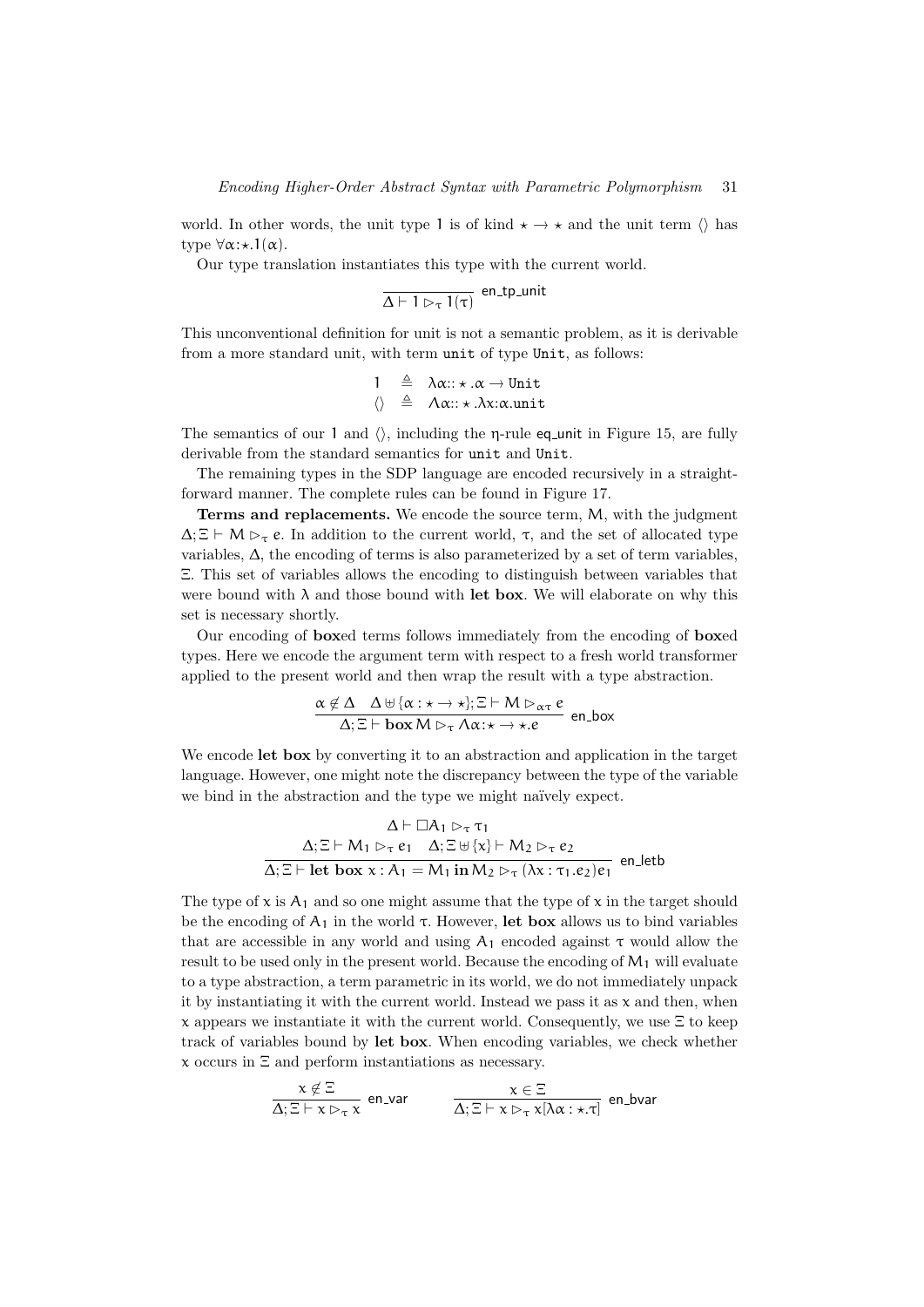world. In other words, the unit type $\mathsf{1}$ is of kind $\star \to \star$ and the unit term $\langle\rangle$ has type $\forall\alpha{:}\star.\mathsf{1}(\alpha)$.

Our type translation instantiates this type with the current world.

$$\frac{}{\Delta \vdash \mathsf{1} \rhd_\tau \mathsf{1}(\tau)} \;\mathsf{en\_tp\_unit}$$

This unconventional definition for unit is not a semantic problem, as it is derivable from a more standard unit, with term `unit` of type `Unit`, as follows:

$$\begin{array}{lcl} \mathsf{1} & \triangleq & \lambda\alpha{::}\star.\alpha \to \mathtt{Unit} \\ \langle\rangle & \triangleq & \Lambda\alpha{::}\star.\lambda x{:}\alpha.\mathtt{unit} \end{array}$$

The semantics of our $\mathsf{1}$ and $\langle\rangle$, including the $\eta$-rule $\mathsf{eq\_unit}$ in Figure 15, are fully derivable from the standard semantics for `unit` and `Unit`.

The remaining types in the SDP language are encoded recursively in a straightforward manner. The complete rules can be found in Figure 17.

**Terms and replacements.** We encode the source term, $M$, with the judgment $\Delta; \Xi \vdash M \rhd_\tau e$. In addition to the current world, $\tau$, and the set of allocated type variables, $\Delta$, the encoding of terms is also parameterized by a set of term variables, $\Xi$. This set of variables allows the encoding to distinguish between variables that were bound with $\lambda$ and those bound with **let box**. We will elaborate on why this set is necessary shortly.

Our encoding of **box**ed terms follows immediately from the encoding of **box**ed types. Here we encode the argument term with respect to a fresh world transformer applied to the present world and then wrap the result with a type abstraction.

$$\frac{\alpha \notin \Delta \quad \Delta \uplus \{\alpha : \star \to \star\}; \Xi \vdash M \rhd_{\alpha\tau} e}{\Delta; \Xi \vdash \mathbf{box}\, M \rhd_\tau \Lambda\alpha{:}\star \to \star.e} \;\mathsf{en\_box}$$

We encode **let box** by converting it to an abstraction and application in the target language. However, one might note the discrepancy between the type of the variable we bind in the abstraction and the type we might naïvely expect.

$$\frac{\begin{array}{c}\Delta \vdash \Box A_1 \rhd_\tau \tau_1 \\ \Delta; \Xi \vdash M_1 \rhd_\tau e_1 \quad \Delta; \Xi \uplus \{x\} \vdash M_2 \rhd_\tau e_2\end{array}}{\Delta; \Xi \vdash \mathbf{let\ box}\ x : A_1 = M_1\, \mathbf{in}\, M_2 \rhd_\tau (\lambda x : \tau_1.e_2)e_1} \;\mathsf{en\_letb}$$

The type of $x$ is $A_1$ and so one might assume that the type of $x$ in the target should be the encoding of $A_1$ in the world $\tau$. However, **let box** allows us to bind variables that are accessible in any world and using $A_1$ encoded against $\tau$ would allow the result to be used only in the present world. Because the encoding of $M_1$ will evaluate to a type abstraction, a term parametric in its world, we do not immediately unpack it by instantiating it with the current world. Instead we pass it as $x$ and then, when $x$ appears we instantiate it with the current world. Consequently, we use $\Xi$ to keep track of variables bound by **let box**. When encoding variables, we check whether $x$ occurs in $\Xi$ and perform instantiations as necessary.

$$\frac{x \notin \Xi}{\Delta; \Xi \vdash x \rhd_\tau x} \;\mathsf{en\_var} \qquad\qquad \frac{x \in \Xi}{\Delta; \Xi \vdash x \rhd_\tau x[\lambda\alpha : \star.\tau]} \;\mathsf{en\_bvar}$$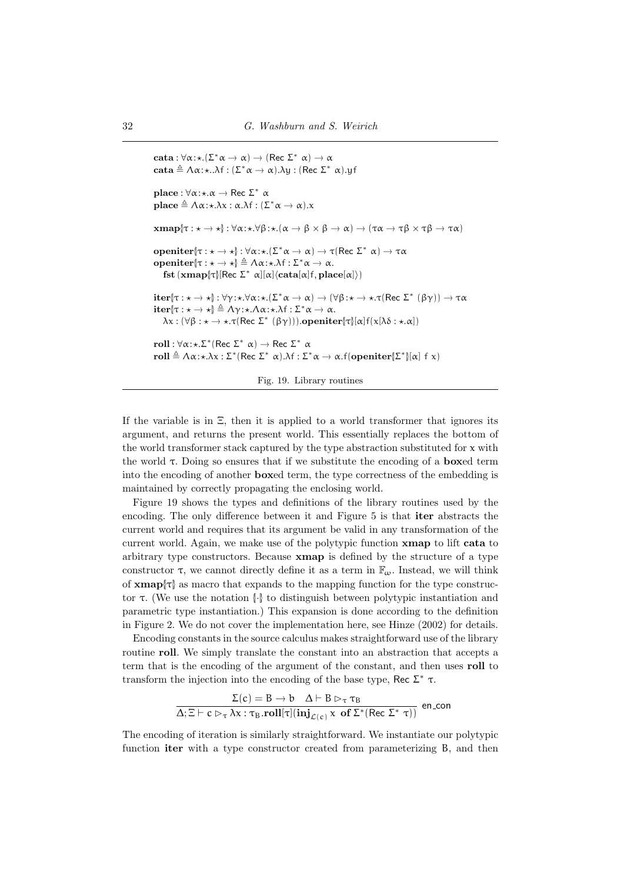$$\mathbf{cata} : \forall\alpha{:}\star.(\Sigma^*\alpha \to \alpha) \to (\mathsf{Rec}\ \Sigma^*\ \alpha) \to \alpha$$
$$\mathbf{cata} \triangleq \Lambda\alpha{:}\star..\lambda f : (\Sigma^*\alpha \to \alpha).\lambda y : (\mathsf{Rec}\ \Sigma^*\ \alpha).y f$$

$$\mathbf{place} : \forall\alpha{:}\star.\alpha \to \mathsf{Rec}\ \Sigma^*\ \alpha$$
$$\mathbf{place} \triangleq \Lambda\alpha{:}\star.\lambda x : \alpha.\lambda f : (\Sigma^*\alpha \to \alpha).x$$

$$\mathbf{xmap}\{\!|\tau : \star \to \star|\!\} : \forall\alpha{:}\star.\forall\beta{:}\star.(\alpha \to \beta \times \beta \to \alpha) \to (\tau\alpha \to \tau\beta \times \tau\beta \to \tau\alpha)$$

$$\mathbf{openiter}\{\!|\tau : \star \to \star|\!\} : \forall\alpha{:}\star.(\Sigma^*\alpha \to \alpha) \to \tau(\mathsf{Rec}\ \Sigma^*\ \alpha) \to \tau\alpha$$
$$\mathbf{openiter}\{\!|\tau : \star \to \star|\!\} \triangleq \Lambda\alpha{:}\star.\lambda f : \Sigma^*\alpha \to \alpha.$$
$$\quad \mathbf{fst}\,(\mathbf{xmap}\{\!|\tau|\!\}[\mathsf{Rec}\ \Sigma^*\ \alpha][\alpha]\langle \mathbf{cata}[\alpha]f, \mathbf{place}[\alpha]\rangle)$$

$$\mathbf{iter}\{\!|\tau : \star \to \star|\!\} : \forall\gamma{:}\star.\forall\alpha{:}\star.(\Sigma^*\alpha \to \alpha) \to (\forall\beta{:}\star \to \star.\tau(\mathsf{Rec}\ \Sigma^*\ (\beta\gamma)) \to \tau\alpha$$
$$\mathbf{iter}\{\!|\tau : \star \to \star|\!\} \triangleq \Lambda\gamma{:}\star.\Lambda\alpha{:}\star.\lambda f : \Sigma^*\alpha \to \alpha.$$
$$\quad \lambda x : (\forall\beta : \star \to \star.\tau(\mathsf{Rec}\ \Sigma^*\ (\beta\gamma))).\mathbf{openiter}\{\!|\tau|\!\}[\alpha]f(x[\lambda\delta : \star.\alpha])$$

$$\mathbf{roll} : \forall\alpha{:}\star.\Sigma^*(\mathsf{Rec}\ \Sigma^*\ \alpha) \to \mathsf{Rec}\ \Sigma^*\ \alpha$$
$$\mathbf{roll} \triangleq \Lambda\alpha{:}\star.\lambda x : \Sigma^*(\mathsf{Rec}\ \Sigma^*\ \alpha).\lambda f : \Sigma^*\alpha \to \alpha.f(\mathbf{openiter}\{\!|\Sigma^*|\!\}[\alpha]\ f\ x)$$

Fig. 19. Library routines

If the variable is in $\Xi$, then it is applied to a world transformer that ignores its argument, and returns the present world. This essentially replaces the bottom of the world transformer stack captured by the type abstraction substituted for $x$ with the world $\tau$. Doing so ensures that if we substitute the encoding of a **box**ed term into the encoding of another **box**ed term, the type correctness of the embedding is maintained by correctly propagating the enclosing world.

Figure 19 shows the types and definitions of the library routines used by the encoding. The only difference between it and Figure 5 is that **iter** abstracts the current world and requires that its argument be valid in any transformation of the current world. Again, we make use of the polytypic function **xmap** to lift **cata** to arbitrary type constructors. Because **xmap** is defined by the structure of a type constructor $\tau$, we cannot directly define it as a term in $\mathbb{F}_\omega$. Instead, we will think of $\mathbf{xmap}\{\!|\tau|\!\}$ as macro that expands to the mapping function for the type constructor $\tau$. (We use the notation $\{\!|\cdot|\!\}$ to distinguish between polytypic instantiation and parametric type instantiation.) This expansion is done according to the definition in Figure 2. We do not cover the implementation here, see Hinze (2002) for details.

Encoding constants in the source calculus makes straightforward use of the library routine **roll**. We simply translate the constant into an abstraction that accepts a term that is the encoding of the argument of the constant, and then uses **roll** to transform the injection into the encoding of the base type, $\mathsf{Rec}\ \Sigma^*\ \tau$.

$$\frac{\Sigma(c) = B \to b \quad \Delta \vdash B \rhd_\tau \tau_B}{\Delta; \Xi \vdash c \rhd_\tau \lambda x : \tau_B.\mathbf{roll}[\tau](\mathbf{inj}_{\mathcal{L}(c)}\ x\ \ \mathbf{of}\ \Sigma^*(\mathsf{Rec}\ \Sigma^*\ \tau))}\ \textsf{en\_con}$$

The encoding of iteration is similarly straightforward. We instantiate our polytypic function **iter** with a type constructor created from parameterizing B, and then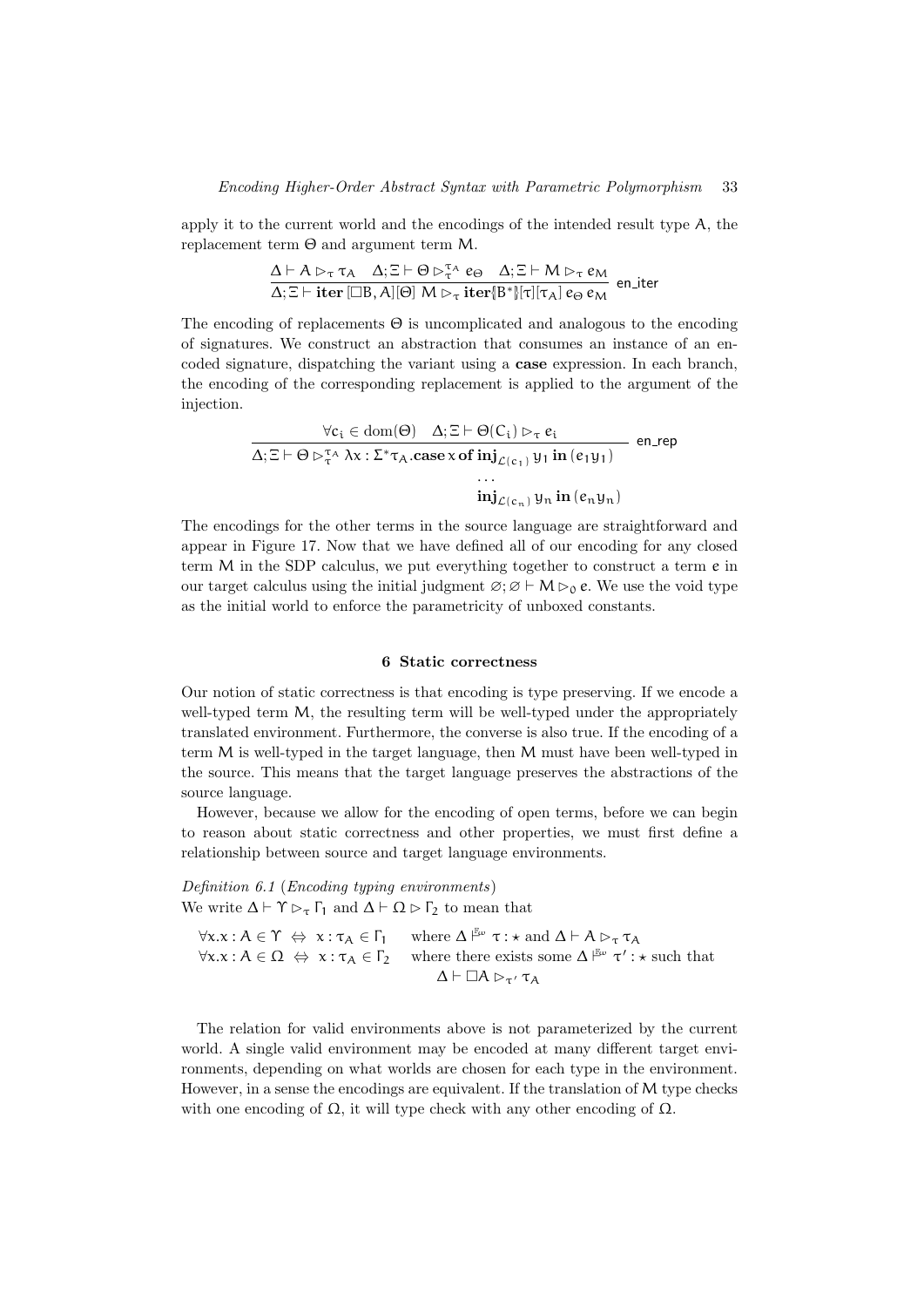apply it to the current world and the encodings of the intended result type A, the replacement term Θ and argument term M.

$$\frac{\Delta \vdash A \rhd_\tau \tau_A \quad \Delta;\Xi \vdash \Theta \rhd_\tau^{\tau_A} e_\Theta \quad \Delta;\Xi \vdash M \rhd_\tau e_M}{\Delta;\Xi \vdash \textbf{iter}\,[\Box B, A][\Theta]\; M \rhd_\tau \textbf{iter}[\![B^*]\!][\tau][\tau_A]\, e_\Theta\, e_M} \;\textsf{en\_iter}$$

The encoding of replacements Θ is uncomplicated and analogous to the encoding of signatures. We construct an abstraction that consumes an instance of an encoded signature, dispatching the variant using a **case** expression. In each branch, the encoding of the corresponding replacement is applied to the argument of the injection.

$$\frac{\forall c_i \in \mathrm{dom}(\Theta) \quad \Delta;\Xi \vdash \Theta(C_i) \rhd_\tau e_i}{\begin{array}{l}\Delta;\Xi \vdash \Theta \rhd_\tau^{\tau_A} \lambda x : \Sigma^* \tau_A.\textbf{case}\, x\, \textbf{of}\, \textbf{inj}_{\mathcal{L}(c_1)}\, y_1\, \textbf{in}\,(e_1 y_1) \\ \qquad\qquad\qquad\qquad\qquad\qquad\quad \ldots \\ \qquad\qquad\qquad\qquad\qquad\qquad\quad \textbf{inj}_{\mathcal{L}(c_n)}\, y_n\, \textbf{in}\,(e_n y_n)\end{array}} \;\textsf{en\_rep}$$

The encodings for the other terms in the source language are straightforward and appear in Figure 17. Now that we have defined all of our encoding for any closed term M in the SDP calculus, we put everything together to construct a term e in our target calculus using the initial judgment $\varnothing;\varnothing \vdash M \rhd_0 e$. We use the void type as the initial world to enforce the parametricity of unboxed constants.

## 6 Static correctness

Our notion of static correctness is that encoding is type preserving. If we encode a well-typed term M, the resulting term will be well-typed under the appropriately translated environment. Furthermore, the converse is also true. If the encoding of a term M is well-typed in the target language, then M must have been well-typed in the source. This means that the target language preserves the abstractions of the source language.

However, because we allow for the encoding of open terms, before we can begin to reason about static correctness and other properties, we must first define a relationship between source and target language environments.

*Definition 6.1* (*Encoding typing environments*)
We write $\Delta \vdash \Upsilon \rhd_\tau \Gamma_1$ and $\Delta \vdash \Omega \rhd \Gamma_2$ to mean that

$$\begin{array}{lll}\forall x.x : A \in \Upsilon \;\Leftrightarrow\; x : \tau_A \in \Gamma_1 & \text{where } \Delta \vDash^{\mathbb{F}\omega} \tau : \star \text{ and } \Delta \vdash A \rhd_\tau \tau_A \\ \forall x.x : A \in \Omega \;\Leftrightarrow\; x : \tau_A \in \Gamma_2 & \text{where there exists some } \Delta \vDash^{\mathbb{F}\omega} \tau' : \star \text{ such that} \\ & \qquad \Delta \vdash \Box A \rhd_{\tau'} \tau_A\end{array}$$

The relation for valid environments above is not parameterized by the current world. A single valid environment may be encoded at many different target environments, depending on what worlds are chosen for each type in the environment. However, in a sense the encodings are equivalent. If the translation of M type checks with one encoding of Ω, it will type check with any other encoding of Ω.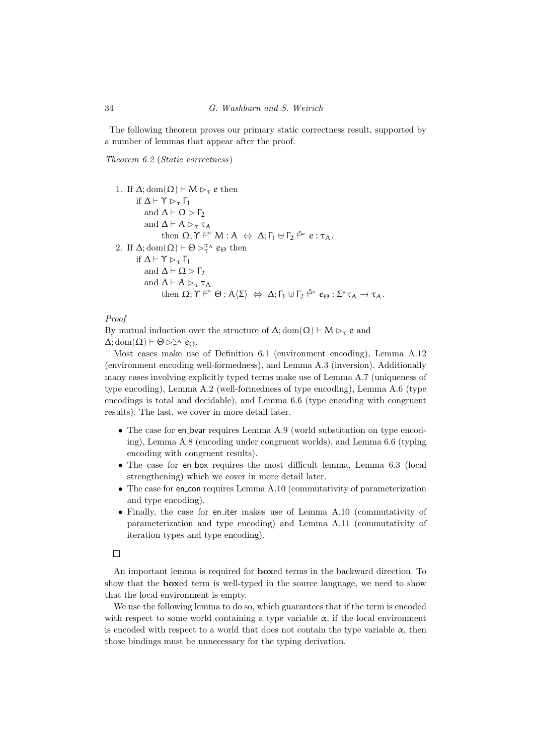The following theorem proves our primary static correctness result, supported by a number of lemmas that appear after the proof.

*Theorem 6.2* (*Static correctness*)

1. If $\Delta; \mathrm{dom}(\Omega) \vdash \mathsf{M} \rhd_\tau \mathsf{e}$ then
   if $\Delta \vdash \Upsilon \rhd_\tau \Gamma_1$
   and $\Delta \vdash \Omega \rhd \Gamma_2$
   and $\Delta \vdash \mathsf{A} \rhd_\tau \tau_\mathsf{A}$
   then $\Omega; \Upsilon \models^{\mathrm{spp}} \mathsf{M} : \mathsf{A} \iff \Delta; \Gamma_1 \uplus \Gamma_2 \models^{\mathbb{F}_\omega} \mathsf{e} : \tau_\mathsf{A}$.
2. If $\Delta; \mathrm{dom}(\Omega) \vdash \Theta \rhd_\tau^{\tau_\mathsf{A}} \mathsf{e}_\Theta$ then
   if $\Delta \vdash \Upsilon \rhd_\tau \Gamma_1$
   and $\Delta \vdash \Omega \rhd \Gamma_2$
   and $\Delta \vdash \mathsf{A} \rhd_\tau \tau_\mathsf{A}$
   then $\Omega; \Upsilon \models^{\mathrm{spp}} \Theta : \mathsf{A}\langle\Sigma\rangle \iff \Delta; \Gamma_1 \uplus \Gamma_2 \models^{\mathbb{F}_\omega} \mathsf{e}_\Theta : \Sigma^* \tau_\mathsf{A} \to \tau_\mathsf{A}$.

*Proof*

By mutual induction over the structure of $\Delta; \mathrm{dom}(\Omega) \vdash \mathsf{M} \rhd_\tau \mathsf{e}$ and $\Delta; \mathrm{dom}(\Omega) \vdash \Theta \rhd_\tau^{\tau_\mathsf{A}} \mathsf{e}_\Theta$.

Most cases make use of Definition 6.1 (environment encoding), Lemma A.12 (environment encoding well-formedness), and Lemma A.3 (inversion). Additionally many cases involving explicitly typed terms make use of Lemma A.7 (uniqueness of type encoding), Lemma A.2 (well-formedness of type encoding), Lemma A.6 (type encodings is total and decidable), and Lemma 6.6 (type encoding with congruent results). The last, we cover in more detail later.

- The case for en_bvar requires Lemma A.9 (world substitution on type encoding), Lemma A.8 (encoding under congruent worlds), and Lemma 6.6 (typing encoding with congruent results).
- The case for en_box requires the most difficult lemma, Lemma 6.3 (local strengthening) which we cover in more detail later.
- The case for en_con requires Lemma A.10 (commutativity of parameterization and type encoding).
- Finally, the case for en_iter makes use of Lemma A.10 (commutativity of parameterization and type encoding) and Lemma A.11 (commutativity of iteration types and type encoding).

□

An important lemma is required for **box**ed terms in the backward direction. To show that the **box**ed term is well-typed in the source language, we need to show that the local environment is empty.

We use the following lemma to do so, which guarantees that if the term is encoded with respect to some world containing a type variable $\alpha$, if the local environment is encoded with respect to a world that does not contain the type variable $\alpha$, then those bindings must be unnecessary for the typing derivation.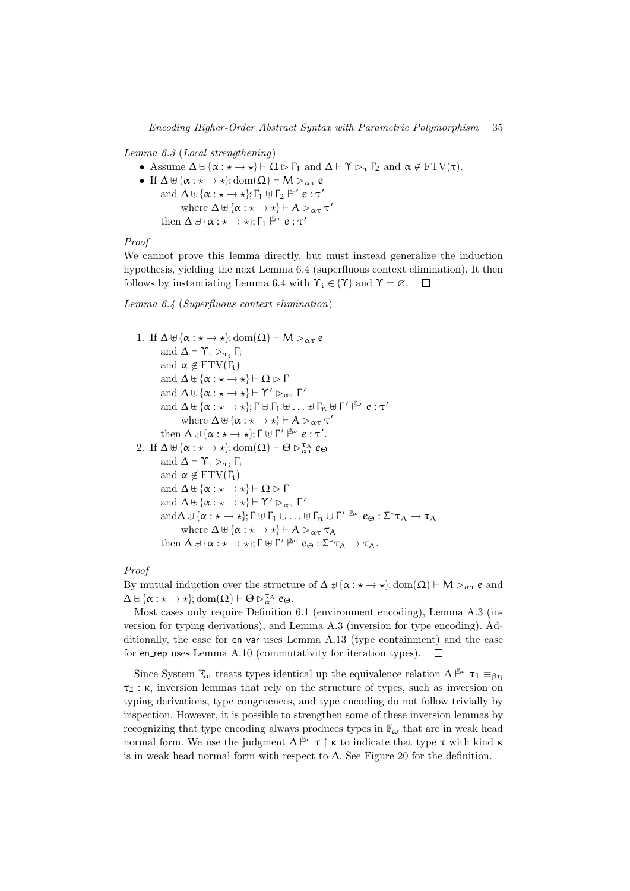*Lemma 6.3* (*Local strengthening*)

- Assume $\Delta \uplus \{\alpha : \star \to \star\} \vdash \Omega \rhd \Gamma_1$ and $\Delta \vdash \Upsilon \rhd_\tau \Gamma_2$ and $\alpha \notin \mathrm{FTV}(\tau)$.
- If $\Delta \uplus \{\alpha : \star \to \star\}; \mathrm{dom}(\Omega) \vdash M \rhd_{\alpha\tau} e$
  and $\Delta \uplus \{\alpha : \star \to \star\}; \Gamma_1 \uplus \Gamma_2 \vDash^{\text{sdf}} e : \tau'$
  where $\Delta \uplus \{\alpha : \star \to \star\} \vdash A \rhd_{\alpha\tau} \tau'$
  then $\Delta \uplus \{\alpha : \star \to \star\}; \Gamma_1 \vDash^{\mathbb{F}_\omega} e : \tau'$

*Proof*

We cannot prove this lemma directly, but must instead generalize the induction hypothesis, yielding the next Lemma 6.4 (superfluous context elimination). It then follows by instantiating Lemma 6.4 with $\Upsilon_i \in \{\Upsilon\}$ and $\Upsilon = \varnothing$. □

*Lemma 6.4* (*Superfluous context elimination*)

1. If $\Delta \uplus \{\alpha : \star \to \star\}; \mathrm{dom}(\Omega) \vdash M \rhd_{\alpha\tau} e$
   and $\Delta \vdash \Upsilon_i \rhd_{\tau_i} \Gamma_i$
   and $\alpha \notin \mathrm{FTV}(\Gamma_i)$
   and $\Delta \uplus \{\alpha : \star \to \star\} \vdash \Omega \rhd \Gamma$
   and $\Delta \uplus \{\alpha : \star \to \star\} \vdash \Upsilon' \rhd_{\alpha\tau} \Gamma'$
   and $\Delta \uplus \{\alpha : \star \to \star\}; \Gamma \uplus \Gamma_1 \uplus \ldots \uplus \Gamma_n \uplus \Gamma' \vDash^{\mathbb{F}_\omega} e : \tau'$
   where $\Delta \uplus \{\alpha : \star \to \star\} \vdash A \rhd_{\alpha\tau} \tau'$
   then $\Delta \uplus \{\alpha : \star \to \star\}; \Gamma \uplus \Gamma' \vDash^{\mathbb{F}_\omega} e : \tau'$.
2. If $\Delta \uplus \{\alpha : \star \to \star\}; \mathrm{dom}(\Omega) \vdash \Theta \rhd^{\tau_A}_{\alpha\tau} e_\Theta$
   and $\Delta \vdash \Upsilon_i \rhd_{\tau_i} \Gamma_i$
   and $\alpha \notin \mathrm{FTV}(\Gamma_i)$
   and $\Delta \uplus \{\alpha : \star \to \star\} \vdash \Omega \rhd \Gamma$
   and $\Delta \uplus \{\alpha : \star \to \star\} \vdash \Upsilon' \rhd_{\alpha\tau} \Gamma'$
   and$\Delta \uplus \{\alpha : \star \to \star\}; \Gamma \uplus \Gamma_1 \uplus \ldots \uplus \Gamma_n \uplus \Gamma' \vDash^{\mathbb{F}_\omega} e_\Theta : \Sigma^*\tau_A \to \tau_A$
   where $\Delta \uplus \{\alpha : \star \to \star\} \vdash A \rhd_{\alpha\tau} \tau_A$
   then $\Delta \uplus \{\alpha : \star \to \star\}; \Gamma \uplus \Gamma' \vDash^{\mathbb{F}_\omega} e_\Theta : \Sigma^*\tau_A \to \tau_A$.

*Proof*

By mutual induction over the structure of $\Delta \uplus \{\alpha : \star \to \star\}; \mathrm{dom}(\Omega) \vdash M \rhd_{\alpha\tau} e$ and $\Delta \uplus \{\alpha : \star \to \star\}; \mathrm{dom}(\Omega) \vdash \Theta \rhd^{\tau_A}_{\alpha\tau} e_\Theta$.

Most cases only require Definition 6.1 (environment encoding), Lemma A.3 (inversion for typing derivations), and Lemma A.3 (inversion for type encoding). Additionally, the case for en_var uses Lemma A.13 (type containment) and the case for en_rep uses Lemma A.10 (commutativity for iteration types). □

Since System $\mathbb{F}_\omega$ treats types identical up the equivalence relation $\Delta \vDash^{\mathbb{F}_\omega} \tau_1 \equiv_{\beta\eta} \tau_2 : \kappa$, inversion lemmas that rely on the structure of types, such as inversion on typing derivations, type congruences, and type encoding do not follow trivially by inspection. However, it is possible to strengthen some of these inversion lemmas by recognizing that type encoding always produces types in $\mathbb{F}_\omega$ that are in weak head normal form. We use the judgment $\Delta \vDash^{\mathbb{F}_\omega} \tau \upharpoonright \kappa$ to indicate that type $\tau$ with kind $\kappa$ is in weak head normal form with respect to $\Delta$. See Figure 20 for the definition.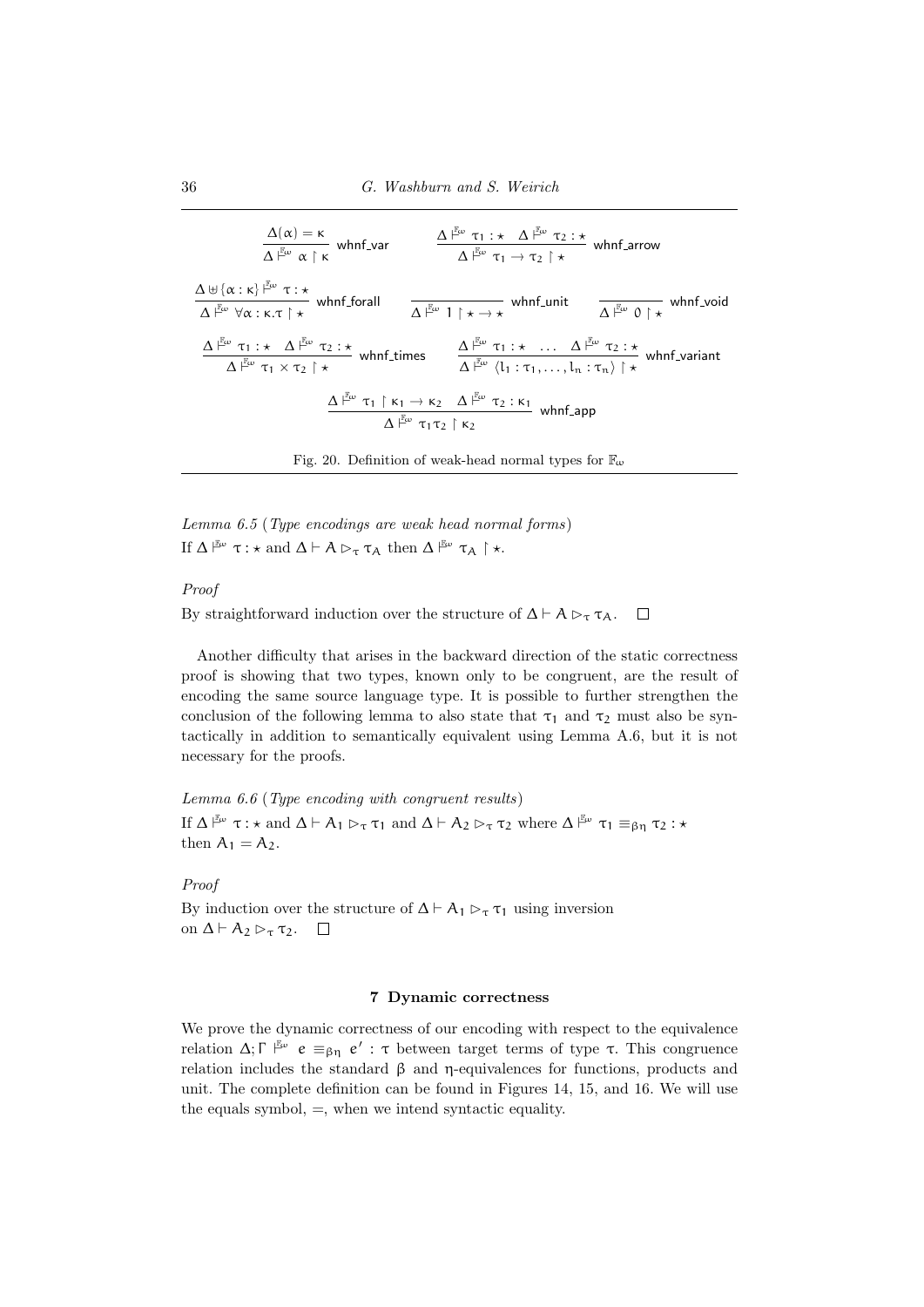$$\frac{\Delta(\alpha) = \kappa}{\Delta \vdash^{\mathbb{F}_\omega} \alpha \upharpoonright \kappa} \text{ whnf\_var} \qquad \frac{\Delta \vdash^{\mathbb{F}_\omega} \tau_1 : \star \quad \Delta \vdash^{\mathbb{F}_\omega} \tau_2 : \star}{\Delta \vdash^{\mathbb{F}_\omega} \tau_1 \to \tau_2 \upharpoonright \star} \text{ whnf\_arrow}$$

$$\frac{\Delta \uplus \{\alpha : \kappa\} \vdash^{\mathbb{F}_\omega} \tau : \star}{\Delta \vdash^{\mathbb{F}_\omega} \forall \alpha : \kappa . \tau \upharpoonright \star} \text{ whnf\_forall} \qquad \frac{}{\Delta \vdash^{\mathbb{F}_\omega} 1 \upharpoonright \star \to \star} \text{ whnf\_unit} \qquad \frac{}{\Delta \vdash^{\mathbb{F}_\omega} 0 \upharpoonright \star} \text{ whnf\_void}$$

$$\frac{\Delta \vdash^{\mathbb{F}_\omega} \tau_1 : \star \quad \Delta \vdash^{\mathbb{F}_\omega} \tau_2 : \star}{\Delta \vdash^{\mathbb{F}_\omega} \tau_1 \times \tau_2 \upharpoonright \star} \text{ whnf\_times} \qquad \frac{\Delta \vdash^{\mathbb{F}_\omega} \tau_1 : \star \quad \ldots \quad \Delta \vdash^{\mathbb{F}_\omega} \tau_2 : \star}{\Delta \vdash^{\mathbb{F}_\omega} \langle l_1 : \tau_1, \ldots, l_n : \tau_n \rangle \upharpoonright \star} \text{ whnf\_variant}$$

$$\frac{\Delta \vdash^{\mathbb{F}_\omega} \tau_1 \upharpoonright \kappa_1 \to \kappa_2 \quad \Delta \vdash^{\mathbb{F}_\omega} \tau_2 : \kappa_1}{\Delta \vdash^{\mathbb{F}_\omega} \tau_1 \tau_2 \upharpoonright \kappa_2} \text{ whnf\_app}$$

Fig. 20. Definition of weak-head normal types for $\mathbb{F}_\omega$

*Lemma 6.5* (*Type encodings are weak head normal forms*)
If $\Delta \vdash^{\mathbb{F}_\omega} \tau : \star$ and $\Delta \vdash A \rhd_\tau \tau_A$ then $\Delta \vdash^{\mathbb{F}_\omega} \tau_A \upharpoonright \star$.

*Proof*

By straightforward induction over the structure of $\Delta \vdash A \rhd_\tau \tau_A$. □

Another difficulty that arises in the backward direction of the static correctness proof is showing that two types, known only to be congruent, are the result of encoding the same source language type. It is possible to further strengthen the conclusion of the following lemma to also state that $\tau_1$ and $\tau_2$ must also be syntactically in addition to semantically equivalent using Lemma A.6, but it is not necessary for the proofs.

*Lemma 6.6* (*Type encoding with congruent results*)
If $\Delta \vdash^{\mathbb{F}_\omega} \tau : \star$ and $\Delta \vdash A_1 \rhd_\tau \tau_1$ and $\Delta \vdash A_2 \rhd_\tau \tau_2$ where $\Delta \vdash^{\mathbb{F}_\omega} \tau_1 \equiv_{\beta\eta} \tau_2 : \star$ then $A_1 = A_2$.

*Proof*

By induction over the structure of $\Delta \vdash A_1 \rhd_\tau \tau_1$ using inversion on $\Delta \vdash A_2 \rhd_\tau \tau_2$. □

## 7 Dynamic correctness

We prove the dynamic correctness of our encoding with respect to the equivalence relation $\Delta; \Gamma \vdash^{\mathbb{F}_\omega} e \equiv_{\beta\eta} e' : \tau$ between target terms of type $\tau$. This congruence relation includes the standard $\beta$ and $\eta$-equivalences for functions, products and unit. The complete definition can be found in Figures 14, 15, and 16. We will use the equals symbol, $=$, when we intend syntactic equality.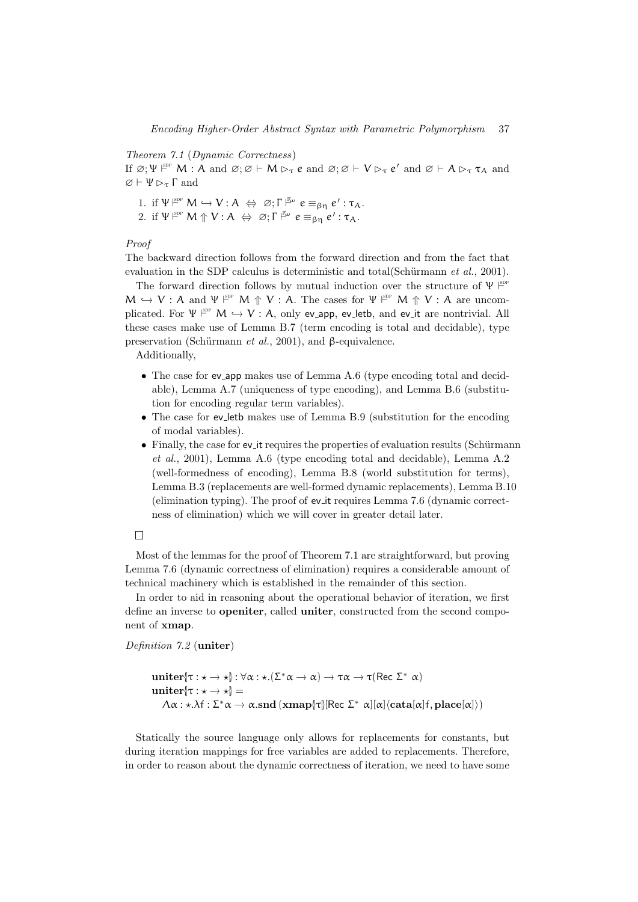*Theorem 7.1* (*Dynamic Correctness*)
If $\varnothing; \Psi \vDash^{\text{SDP}} M : A$ and $\varnothing; \varnothing \vdash M \rhd_\tau e$ and $\varnothing; \varnothing \vdash V \rhd_\tau e'$ and $\varnothing \vdash A \rhd_\tau \tau_A$ and $\varnothing \vdash \Psi \rhd_\tau \Gamma$ and

1. if $\Psi \vDash^{\text{SDP}} M \hookrightarrow V : A \;\Leftrightarrow\; \varnothing; \Gamma \vDash^{F_\omega} e \equiv_{\beta\eta} e' : \tau_A$.
2. if $\Psi \vDash^{\text{SDP}} M \Uparrow V : A \;\Leftrightarrow\; \varnothing; \Gamma \vDash^{F_\omega} e \equiv_{\beta\eta} e' : \tau_A$.

*Proof*

The backward direction follows from the forward direction and from the fact that evaluation in the SDP calculus is deterministic and total(Schürmann *et al.*, 2001).

The forward direction follows by mutual induction over the structure of $\Psi \vDash^{\text{SDP}} M \hookrightarrow V : A$ and $\Psi \vDash^{\text{SDP}} M \Uparrow V : A$. The cases for $\Psi \vDash^{\text{SDP}} M \Uparrow V : A$ are uncomplicated. For $\Psi \vDash^{\text{SDP}} M \hookrightarrow V : A$, only ev_app, ev_letb, and ev_it are nontrivial. All these cases make use of Lemma B.7 (term encoding is total and decidable), type preservation (Schürmann *et al.*, 2001), and β-equivalence.

Additionally,

- The case for ev_app makes use of Lemma A.6 (type encoding total and decidable), Lemma A.7 (uniqueness of type encoding), and Lemma B.6 (substitution for encoding regular term variables).
- The case for ev_letb makes use of Lemma B.9 (substitution for the encoding of modal variables).
- Finally, the case for ev_it requires the properties of evaluation results (Schürmann *et al.*, 2001), Lemma A.6 (type encoding total and decidable), Lemma A.2 (well-formedness of encoding), Lemma B.8 (world substitution for terms), Lemma B.3 (replacements are well-formed dynamic replacements), Lemma B.10 (elimination typing). The proof of ev_it requires Lemma 7.6 (dynamic correctness of elimination) which we will cover in greater detail later.

□

Most of the lemmas for the proof of Theorem 7.1 are straightforward, but proving Lemma 7.6 (dynamic correctness of elimination) requires a considerable amount of technical machinery which is established in the remainder of this section.

In order to aid in reasoning about the operational behavior of iteration, we first define an inverse to **openiter**, called **uniter**, constructed from the second component of **xmap**.

*Definition 7.2* (**uniter**)

$$\begin{array}{l}
\mathbf{uniter}\{\!|\tau : \star \to \star|\!\} : \forall \alpha : \star.(\Sigma^* \alpha \to \alpha) \to \tau\alpha \to \tau(\mathsf{Rec}\ \Sigma^*\ \alpha) \\
\mathbf{uniter}\{\!|\tau : \star \to \star|\!\} = \\
\quad \Lambda\alpha : \star.\lambda f : \Sigma^*\alpha \to \alpha.\mathbf{snd}\,(\mathbf{xmap}\{\!|\tau|\!\}[\mathsf{Rec}\ \Sigma^*\ \alpha][\alpha]\langle \mathbf{cata}[\alpha]f, \mathbf{place}[\alpha]\rangle)
\end{array}$$

Statically the source language only allows for replacements for constants, but during iteration mappings for free variables are added to replacements. Therefore, in order to reason about the dynamic correctness of iteration, we need to have some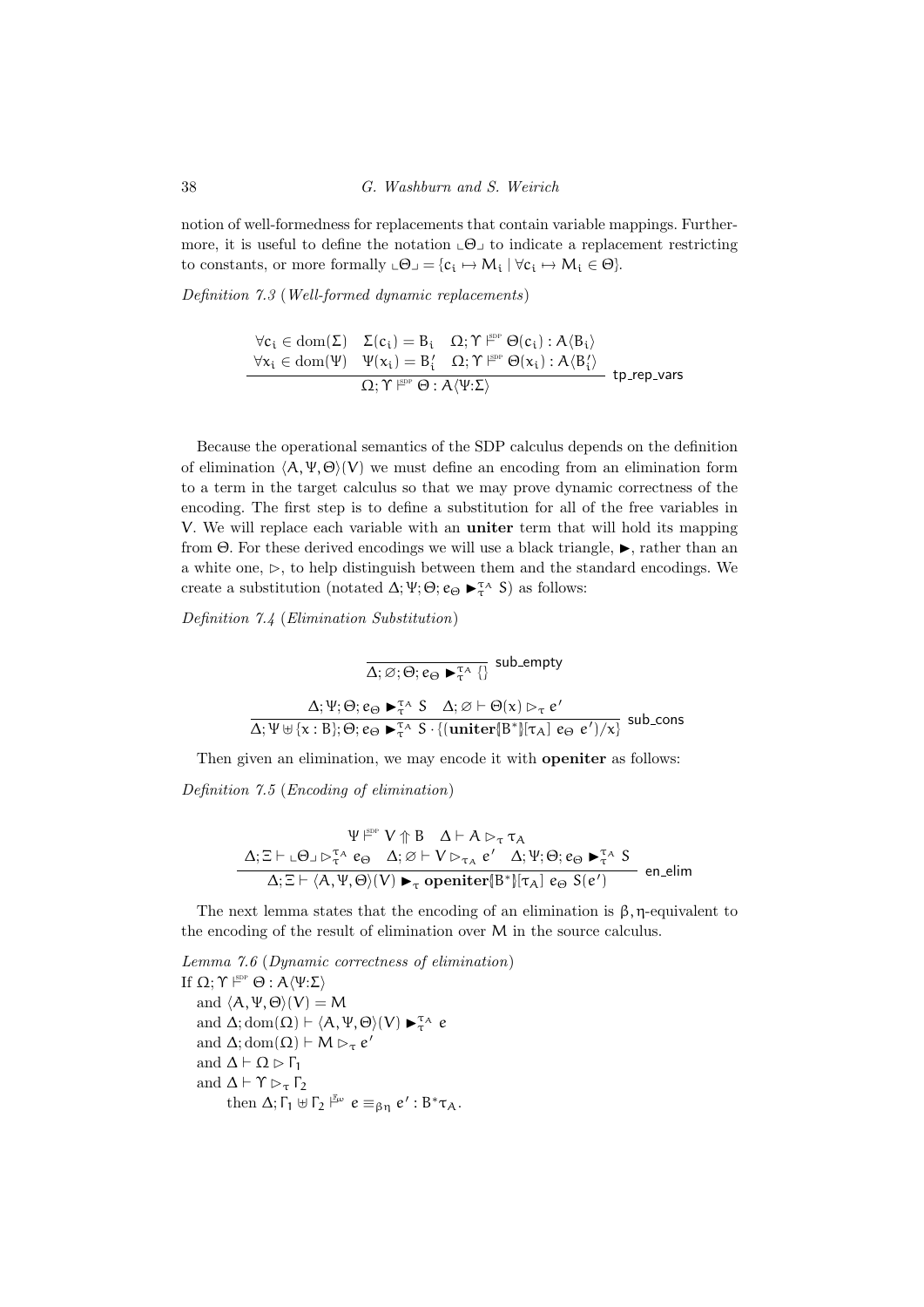notion of well-formedness for replacements that contain variable mappings. Furthermore, it is useful to define the notation $\llcorner\Theta\lrcorner$ to indicate a replacement restricting to constants, or more formally $\llcorner\Theta\lrcorner = \{c_i \mapsto M_i \mid \forall c_i \mapsto M_i \in \Theta\}$.

*Definition 7.3* (*Well-formed dynamic replacements*)

$$\frac{\begin{array}{ccc}\forall c_i \in \mathrm{dom}(\Sigma) & \Sigma(c_i) = B_i & \Omega; \Upsilon \models^{\text{SDP}} \Theta(c_i) : A\langle B_i\rangle \\ \forall x_i \in \mathrm{dom}(\Psi) & \Psi(x_i) = B_i' & \Omega; \Upsilon \models^{\text{SDP}} \Theta(x_i) : A\langle B_i'\rangle\end{array}}{\Omega; \Upsilon \models^{\text{SDP}} \Theta : A\langle \Psi{:}\Sigma\rangle}\ \textsf{tp\_rep\_vars}$$

Because the operational semantics of the SDP calculus depends on the definition of elimination $\langle A, \Psi, \Theta\rangle(V)$ we must define an encoding from an elimination form to a term in the target calculus so that we may prove dynamic correctness of the encoding. The first step is to define a substitution for all of the free variables in $V$. We will replace each variable with an **uniter** term that will hold its mapping from $\Theta$. For these derived encodings we will use a black triangle, $\blacktriangleright$, rather than an a white one, $\triangleright$, to help distinguish between them and the standard encodings. We create a substitution (notated $\Delta; \Psi; \Theta; e_\Theta \blacktriangleright^{\tau_A}_\tau S$) as follows:

*Definition 7.4* (*Elimination Substitution*)

$$\frac{}{\Delta; \varnothing; \Theta; e_\Theta \blacktriangleright^{\tau_A}_\tau \{\}}\ \textsf{sub\_empty}$$

$$\frac{\Delta; \Psi; \Theta; e_\Theta \blacktriangleright^{\tau_A}_\tau S \quad \Delta; \varnothing \vdash \Theta(x) \triangleright_\tau e'}{\Delta; \Psi \uplus \{x : B\}; \Theta; e_\Theta \blacktriangleright^{\tau_A}_\tau S \cdot \{(\mathbf{uniter}\llbracket B^*\rrbracket[\tau_A]\ e_\Theta\ e')/x\}}\ \textsf{sub\_cons}$$

Then given an elimination, we may encode it with **openiter** as follows:

*Definition 7.5* (*Encoding of elimination*)

$$\frac{\begin{array}{c}\Psi \models^{\text{SDP}} V \Uparrow B \quad \Delta \vdash A \triangleright_\tau \tau_A \\ \Delta; \Xi \vdash \llcorner\Theta\lrcorner \triangleright^{\tau_A}_\tau e_\Theta \quad \Delta; \varnothing \vdash V \triangleright_{\tau_A} e' \quad \Delta; \Psi; \Theta; e_\Theta \blacktriangleright^{\tau_A}_\tau S\end{array}}{\Delta; \Xi \vdash \langle A, \Psi, \Theta\rangle(V) \blacktriangleright_\tau \mathbf{openiter}\llbracket B^*\rrbracket[\tau_A]\ e_\Theta\ S(e')}\ \textsf{en\_elim}$$

The next lemma states that the encoding of an elimination is $\beta,\eta$-equivalent to the encoding of the result of elimination over $M$ in the source calculus.

*Lemma 7.6* (*Dynamic correctness of elimination*)
If $\Omega; \Upsilon \models^{\text{SDP}} \Theta : A\langle \Psi{:}\Sigma\rangle$
and $\langle A, \Psi, \Theta\rangle(V) = M$
and $\Delta; \mathrm{dom}(\Omega) \vdash \langle A, \Psi, \Theta\rangle(V) \blacktriangleright^{\tau_A}_\tau e$
and $\Delta; \mathrm{dom}(\Omega) \vdash M \triangleright_\tau e'$
and $\Delta \vdash \Omega \triangleright \Gamma_1$
and $\Delta \vdash \Upsilon \triangleright_\tau \Gamma_2$
then $\Delta; \Gamma_1 \uplus \Gamma_2 \models^{\mathcal{F}_\omega} e \equiv_{\beta\eta} e' : B^*\tau_A$.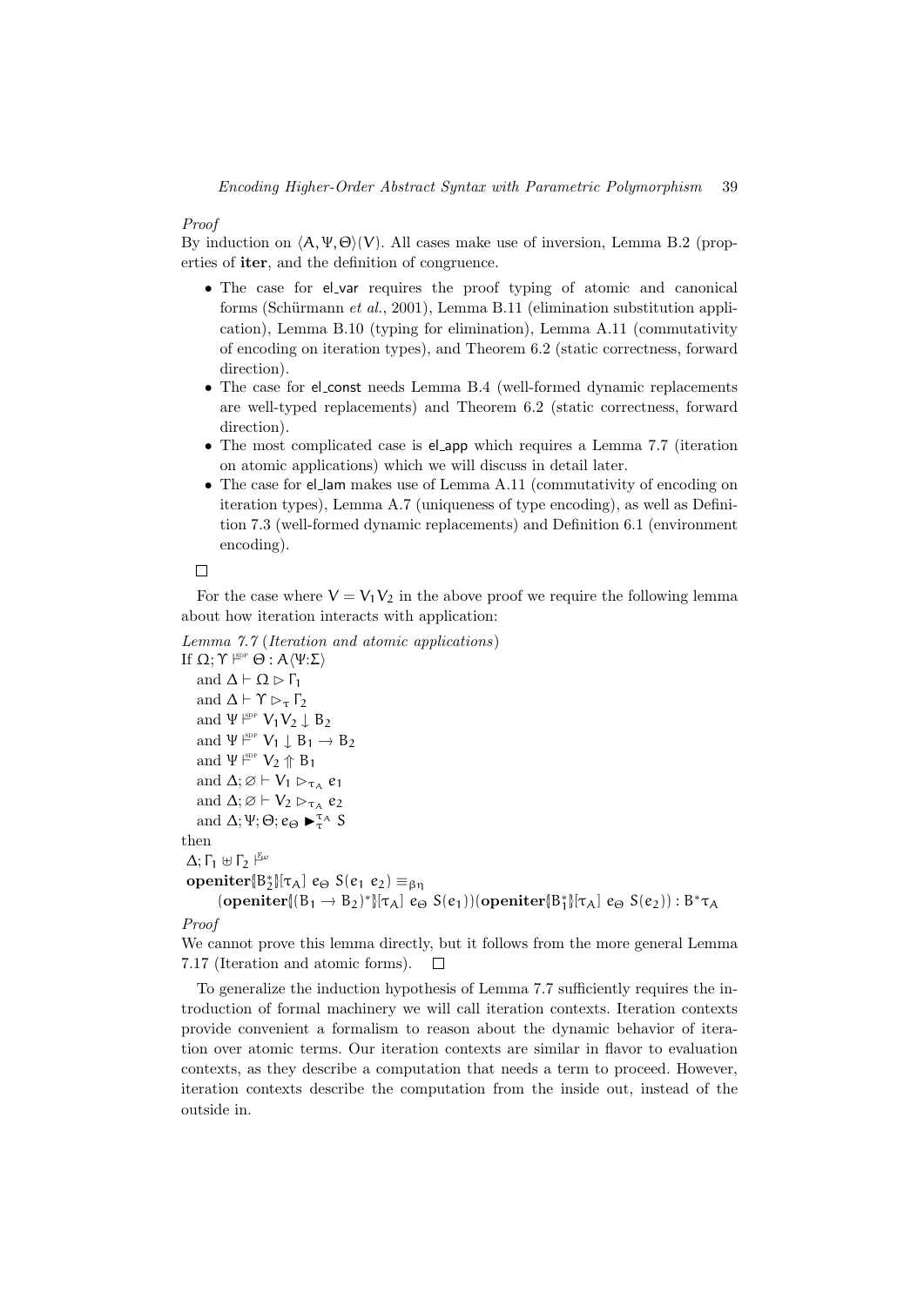*Proof*

By induction on $\langle A, \Psi, \Theta\rangle(V)$. All cases make use of inversion, Lemma B.2 (properties of **iter**, and the definition of congruence.

- The case for el_var requires the proof typing of atomic and canonical forms (Schürmann *et al.*, 2001), Lemma B.11 (elimination substitution application), Lemma B.10 (typing for elimination), Lemma A.11 (commutativity of encoding on iteration types), and Theorem 6.2 (static correctness, forward direction).
- The case for el_const needs Lemma B.4 (well-formed dynamic replacements are well-typed replacements) and Theorem 6.2 (static correctness, forward direction).
- The most complicated case is el_app which requires a Lemma 7.7 (iteration on atomic applications) which we will discuss in detail later.
- The case for el_lam makes use of Lemma A.11 (commutativity of encoding on iteration types), Lemma A.7 (uniqueness of type encoding), as well as Definition 7.3 (well-formed dynamic replacements) and Definition 6.1 (environment encoding).

□

For the case where $V = V_1 V_2$ in the above proof we require the following lemma about how iteration interacts with application:

*Lemma 7.7* (*Iteration and atomic applications*)
If $\Omega; \Upsilon \models^{\text{SDP}} \Theta : A\langle\Psi{:}\Sigma\rangle$
and $\Delta \vdash \Omega \rhd \Gamma_1$
and $\Delta \vdash \Upsilon \rhd_\tau \Gamma_2$
and $\Psi \models^{\text{SDP}} V_1 V_2 \downarrow B_2$
and $\Psi \models^{\text{SDP}} V_1 \downarrow B_1 \to B_2$
and $\Psi \models^{\text{SDP}} V_2 \Uparrow B_1$
and $\Delta; \varnothing \vdash V_1 \rhd_{\tau_A} e_1$
and $\Delta; \varnothing \vdash V_2 \rhd_{\tau_A} e_2$
and $\Delta; \Psi; \Theta; e_\Theta \blacktriangleright^{\tau_A}_{\tau} S$
then
$\Delta; \Gamma_1 \uplus \Gamma_2 \models^{\text{F}_\omega}$
$\textbf{openiter}[\![B_2^*]\!][\tau_A]\ e_\Theta\ S(e_1\ e_2) \equiv_{\beta\eta}$
$\quad (\textbf{openiter}[\![(B_1 \to B_2)^*]\!][\tau_A]\ e_\Theta\ S(e_1))(\textbf{openiter}[\![B_1^*]\!][\tau_A]\ e_\Theta\ S(e_2)) : B^*\tau_A$

*Proof*

We cannot prove this lemma directly, but it follows from the more general Lemma 7.17 (Iteration and atomic forms). □

To generalize the induction hypothesis of Lemma 7.7 sufficiently requires the introduction of formal machinery we will call iteration contexts. Iteration contexts provide convenient a formalism to reason about the dynamic behavior of iteration over atomic terms. Our iteration contexts are similar in flavor to evaluation contexts, as they describe a computation that needs a term to proceed. However, iteration contexts describe the computation from the inside out, instead of the outside in.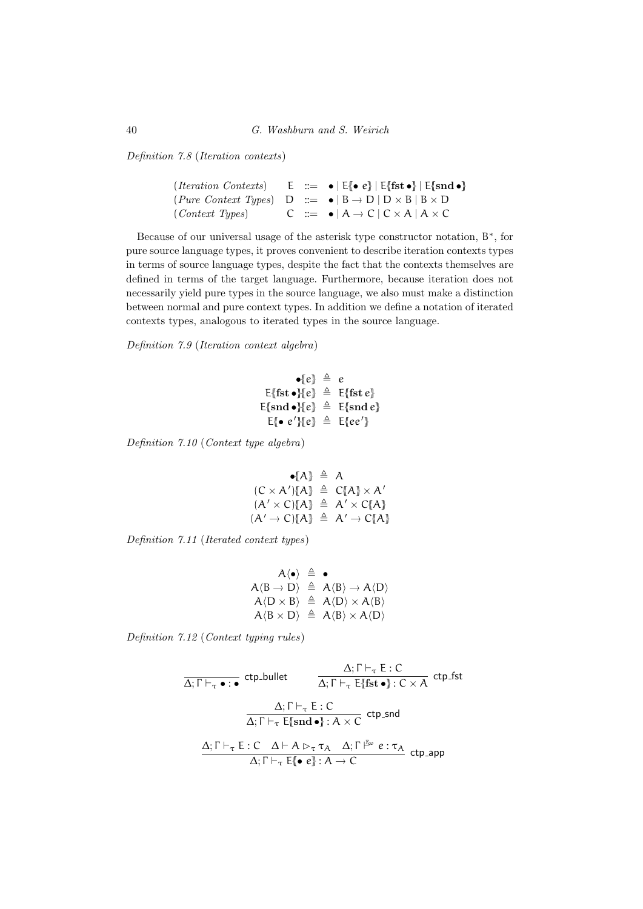*Definition 7.8* (*Iteration contexts*)

$$
\begin{array}{llll}
(\textit{Iteration Contexts}) & \mathsf{E} & ::= & \bullet \mid \mathsf{E}\{\!\!\{\bullet\ e\}\!\!\} \mid \mathsf{E}\{\!\!\{\mathbf{fst}\,\bullet\}\!\!\} \mid \mathsf{E}\{\!\!\{\mathbf{snd}\,\bullet\}\!\!\} \\
(\textit{Pure Context Types}) & \mathsf{D} & ::= & \bullet \mid \mathsf{B} \to \mathsf{D} \mid \mathsf{D} \times \mathsf{B} \mid \mathsf{B} \times \mathsf{D} \\
(\textit{Context Types}) & \mathsf{C} & ::= & \bullet \mid \mathsf{A} \to \mathsf{C} \mid \mathsf{C} \times \mathsf{A} \mid \mathsf{A} \times \mathsf{C}
\end{array}
$$

Because of our universal usage of the asterisk type constructor notation, $\mathsf{B}^*$, for pure source language types, it proves convenient to describe iteration contexts types in terms of source language types, despite the fact that the contexts themselves are defined in terms of the target language. Furthermore, because iteration does not necessarily yield pure types in the source language, we also must make a distinction between normal and pure context types. In addition we define a notation of iterated contexts types, analogous to iterated types in the source language.

*Definition 7.9* (*Iteration context algebra*)

$$
\begin{array}{rcl}
\bullet\{\!\!\{e\}\!\!\} & \triangleq & e \\
\mathsf{E}\{\!\!\{\mathbf{fst}\,\bullet\}\!\!\}\{\!\!\{e\}\!\!\} & \triangleq & \mathsf{E}\{\!\!\{\mathbf{fst}\,e\}\!\!\} \\
\mathsf{E}\{\!\!\{\mathbf{snd}\,\bullet\}\!\!\}\{\!\!\{e\}\!\!\} & \triangleq & \mathsf{E}\{\!\!\{\mathbf{snd}\,e\}\!\!\} \\
\mathsf{E}\{\!\!\{\bullet\ e'\}\!\!\}\{\!\!\{e\}\!\!\} & \triangleq & \mathsf{E}\{\!\!\{ee'\}\!\!\}
\end{array}
$$

*Definition 7.10* (*Context type algebra*)

$$
\begin{array}{rcl}
\bullet\{\!\!\{\mathsf{A}\}\!\!\} & \triangleq & \mathsf{A} \\
(\mathsf{C} \times \mathsf{A}')\{\!\!\{\mathsf{A}\}\!\!\} & \triangleq & \mathsf{C}\{\!\!\{\mathsf{A}\}\!\!\} \times \mathsf{A}' \\
(\mathsf{A}' \times \mathsf{C})\{\!\!\{\mathsf{A}\}\!\!\} & \triangleq & \mathsf{A}' \times \mathsf{C}\{\!\!\{\mathsf{A}\}\!\!\} \\
(\mathsf{A}' \to \mathsf{C})\{\!\!\{\mathsf{A}\}\!\!\} & \triangleq & \mathsf{A}' \to \mathsf{C}\{\!\!\{\mathsf{A}\}\!\!\}
\end{array}
$$

*Definition 7.11* (*Iterated context types*)

$$
\begin{array}{rcl}
\mathsf{A}\langle\bullet\rangle & \triangleq & \bullet \\
\mathsf{A}\langle\mathsf{B} \to \mathsf{D}\rangle & \triangleq & \mathsf{A}\langle\mathsf{B}\rangle \to \mathsf{A}\langle\mathsf{D}\rangle \\
\mathsf{A}\langle\mathsf{D} \times \mathsf{B}\rangle & \triangleq & \mathsf{A}\langle\mathsf{D}\rangle \times \mathsf{A}\langle\mathsf{B}\rangle \\
\mathsf{A}\langle\mathsf{B} \times \mathsf{D}\rangle & \triangleq & \mathsf{A}\langle\mathsf{B}\rangle \times \mathsf{A}\langle\mathsf{D}\rangle
\end{array}
$$

*Definition 7.12* (*Context typing rules*)

$$
\frac{}{\Delta;\Gamma \vdash_\tau \bullet : \bullet}\ \textsf{ctp\_bullet}
\qquad
\frac{\Delta;\Gamma \vdash_\tau \mathsf{E} : \mathsf{C}}{\Delta;\Gamma \vdash_\tau \mathsf{E}\{\!\!\{\mathbf{fst}\,\bullet\}\!\!\} : \mathsf{C} \times \mathsf{A}}\ \textsf{ctp\_fst}
$$

$$
\frac{\Delta;\Gamma \vdash_\tau \mathsf{E} : \mathsf{C}}{\Delta;\Gamma \vdash_\tau \mathsf{E}\{\!\!\{\mathbf{snd}\,\bullet\}\!\!\} : \mathsf{A} \times \mathsf{C}}\ \textsf{ctp\_snd}
$$

$$
\frac{\Delta;\Gamma \vdash_\tau \mathsf{E} : \mathsf{C} \quad \Delta \vdash \mathsf{A} \rhd_\tau \tau_\mathsf{A} \quad \Delta;\Gamma \vdash^{\mathbb{F}_\omega} e : \tau_\mathsf{A}}{\Delta;\Gamma \vdash_\tau \mathsf{E}\{\!\!\{\bullet\ e\}\!\!\} : \mathsf{A} \to \mathsf{C}}\ \textsf{ctp\_app}
$$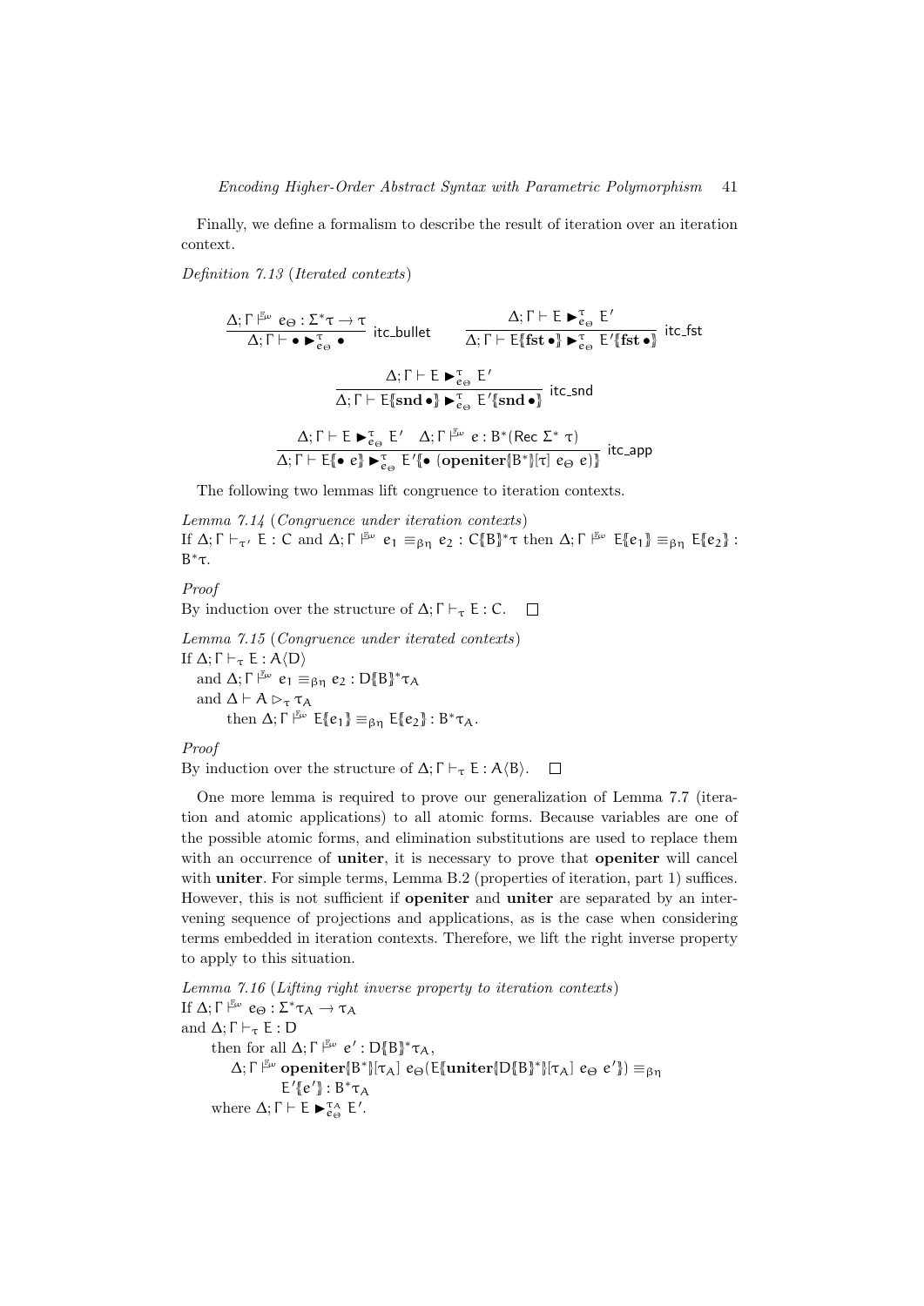Finally, we define a formalism to describe the result of iteration over an iteration context.

*Definition 7.13* (*Iterated contexts*)

$$\frac{\Delta; \Gamma \Vdash^{\mathbb{F}_\omega} e_\Theta : \Sigma^* \tau \to \tau}{\Delta; \Gamma \vdash \bullet \blacktriangleright^{\tau}_{e_\Theta} \bullet} \text{ itc\_bullet} \qquad \frac{\Delta; \Gamma \vdash \mathsf{E} \blacktriangleright^{\tau}_{e_\Theta} \mathsf{E}'}{\Delta; \Gamma \vdash \mathsf{E}\{\!\!\{\mathbf{fst}\,\bullet\}\!\!\} \blacktriangleright^{\tau}_{e_\Theta} \mathsf{E}'\{\!\!\{\mathbf{fst}\,\bullet\}\!\!\}} \text{ itc\_fst}$$

$$\frac{\Delta; \Gamma \vdash \mathsf{E} \blacktriangleright^{\tau}_{e_\Theta} \mathsf{E}'}{\Delta; \Gamma \vdash \mathsf{E}\{\!\!\{\mathbf{snd}\,\bullet\}\!\!\} \blacktriangleright^{\tau}_{e_\Theta} \mathsf{E}'\{\!\!\{\mathbf{snd}\,\bullet\}\!\!\}} \text{ itc\_snd}$$

$$\frac{\Delta; \Gamma \vdash \mathsf{E} \blacktriangleright^{\tau}_{e_\Theta} \mathsf{E}' \quad \Delta; \Gamma \Vdash^{\mathbb{F}_\omega} e : \mathsf{B}^*(\mathsf{Rec}\ \Sigma^*\ \tau)}{\Delta; \Gamma \vdash \mathsf{E}\{\!\!\{\bullet\ e\}\!\!\} \blacktriangleright^{\tau}_{e_\Theta} \mathsf{E}'\{\!\!\{\bullet\ (\mathbf{openiter}\{\!\!\{\mathsf{B}^*\}\!\!\}[\tau]\ e_\Theta\ e)\}\!\!\}} \text{ itc\_app}$$

The following two lemmas lift congruence to iteration contexts.

*Lemma 7.14* (*Congruence under iteration contexts*)
If $\Delta; \Gamma \vdash_{\tau'} \mathsf{E} : \mathsf{C}$ and $\Delta; \Gamma \Vdash^{\mathbb{F}_\omega} e_1 \equiv_{\beta\eta} e_2 : \mathsf{C}\{\!\!\{\mathsf{B}\}\!\!\}^*\tau$ then $\Delta; \Gamma \Vdash^{\mathbb{F}_\omega} \mathsf{E}\{\!\!\{e_1\}\!\!\} \equiv_{\beta\eta} \mathsf{E}\{\!\!\{e_2\}\!\!\} : \mathsf{B}^*\tau$.

*Proof*
By induction over the structure of $\Delta; \Gamma \vdash_\tau \mathsf{E} : \mathsf{C}$. □

*Lemma 7.15* (*Congruence under iterated contexts*)
If $\Delta; \Gamma \vdash_\tau \mathsf{E} : \mathsf{A}\langle \mathsf{D} \rangle$
and $\Delta; \Gamma \Vdash^{\mathbb{F}_\omega} e_1 \equiv_{\beta\eta} e_2 : \mathsf{D}\{\!\!\{\mathsf{B}\}\!\!\}^*\tau_\mathsf{A}$
and $\Delta \vdash \mathsf{A} \rhd_\tau \tau_\mathsf{A}$
then $\Delta; \Gamma \Vdash^{\mathbb{F}_\omega} \mathsf{E}\{\!\!\{e_1\}\!\!\} \equiv_{\beta\eta} \mathsf{E}\{\!\!\{e_2\}\!\!\} : \mathsf{B}^*\tau_\mathsf{A}$.

*Proof*
By induction over the structure of $\Delta; \Gamma \vdash_\tau \mathsf{E} : \mathsf{A}\langle \mathsf{B} \rangle$. □

One more lemma is required to prove our generalization of Lemma 7.7 (iteration and atomic applications) to all atomic forms. Because variables are one of the possible atomic forms, and elimination substitutions are used to replace them with an occurrence of **uniter**, it is necessary to prove that **openiter** will cancel with **uniter**. For simple terms, Lemma B.2 (properties of iteration, part 1) suffices. However, this is not sufficient if **openiter** and **uniter** are separated by an intervening sequence of projections and applications, as is the case when considering terms embedded in iteration contexts. Therefore, we lift the right inverse property to apply to this situation.

*Lemma 7.16* (*Lifting right inverse property to iteration contexts*)
If $\Delta; \Gamma \Vdash^{\mathbb{F}_\omega} e_\Theta : \Sigma^*\tau_\mathsf{A} \to \tau_\mathsf{A}$
and $\Delta; \Gamma \vdash_\tau \mathsf{E} : \mathsf{D}$
then for all $\Delta; \Gamma \Vdash^{\mathbb{F}_\omega} e' : \mathsf{D}\{\!\!\{\mathsf{B}\}\!\!\}^*\tau_\mathsf{A}$,
$\Delta; \Gamma \Vdash^{\mathbb{F}_\omega} \mathbf{openiter}\{\!\!\{\mathsf{B}^*\}\!\!\}[\tau_\mathsf{A}]\ e_\Theta(\mathsf{E}\{\!\!\{\mathbf{uniter}\{\!\!\{\mathsf{D}\{\!\!\{\mathsf{B}\}\!\!\}^*\}\!\!\}[\tau_\mathsf{A}]\ e_\Theta\ e'\}\!\!\}) \equiv_{\beta\eta}$
$\mathsf{E}'\{\!\!\{e'\}\!\!\} : \mathsf{B}^*\tau_\mathsf{A}$
where $\Delta; \Gamma \vdash \mathsf{E} \blacktriangleright^{\tau_\mathsf{A}}_{e_\Theta} \mathsf{E}'$.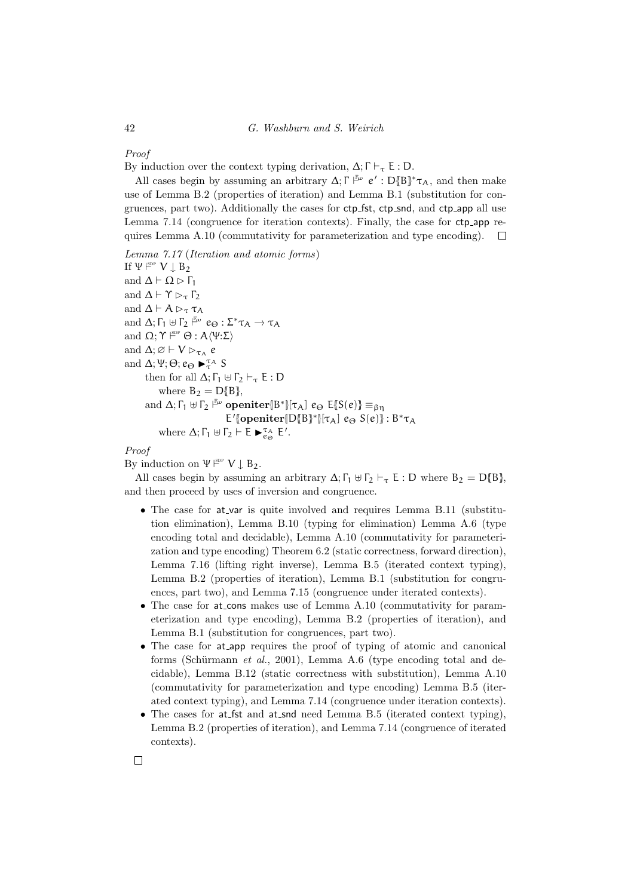*Proof*

By induction over the context typing derivation, $\Delta; \Gamma \vdash_\tau \mathsf{E} : \mathsf{D}$.

All cases begin by assuming an arbitrary $\Delta; \Gamma \models^{\mathbb{F}_\omega} e' : \mathsf{D}[\![\mathsf{B}]\!]^*\tau_\mathsf{A}$, and then make use of Lemma B.2 (properties of iteration) and Lemma B.1 (substitution for congruences, part two). Additionally the cases for ctp_fst, ctp_snd, and ctp_app all use Lemma 7.14 (congruence for iteration contexts). Finally, the case for ctp_app requires Lemma A.10 (commutativity for parameterization and type encoding). □

*Lemma 7.17* (*Iteration and atomic forms*)

If $\Psi \models^{\text{SDP}} \mathsf{V} \downarrow \mathsf{B}_2$
and $\Delta \vdash \Omega \rhd \Gamma_1$
and $\Delta \vdash \Upsilon \rhd_\tau \Gamma_2$
and $\Delta \vdash \mathsf{A} \rhd_\tau \tau_\mathsf{A}$
and $\Delta; \Gamma_1 \uplus \Gamma_2 \models^{\mathbb{F}_\omega} e_\Theta : \Sigma^*\tau_\mathsf{A} \to \tau_\mathsf{A}$
and $\Omega; \Upsilon \models^{\text{SDP}} \Theta : \mathsf{A}\langle\Psi{:}\Sigma\rangle$
and $\Delta; \varnothing \vdash \mathsf{V} \rhd_{\tau_\mathsf{A}} e$
and $\Delta; \Psi; \Theta; e_\Theta \blacktriangleright^{\tau_\mathsf{A}}_{\tau} \mathsf{S}$
then for all $\Delta; \Gamma_1 \uplus \Gamma_2 \vdash_\tau \mathsf{E} : \mathsf{D}$
where $\mathsf{B}_2 = \mathsf{D}[\![\mathsf{B}]\!]$,
and $\Delta; \Gamma_1 \uplus \Gamma_2 \models^{\mathbb{F}_\omega} \textbf{openiter}[\![\mathsf{B}^*]\!][\tau_\mathsf{A}]\ e_\Theta\ \mathsf{E}[\![\mathsf{S}(e)]\!] \equiv_{\beta\eta}$
$\mathsf{E}'[\![\textbf{openiter}[\![\mathsf{D}[\![\mathsf{B}]\!]^*]\!][\tau_\mathsf{A}]\ e_\Theta\ \mathsf{S}(e)]\!] : \mathsf{B}^*\tau_\mathsf{A}$
where $\Delta; \Gamma_1 \uplus \Gamma_2 \vdash \mathsf{E} \blacktriangleright^{\tau_\mathsf{A}}_{e_\Theta} \mathsf{E}'$.

*Proof*

By induction on $\Psi \models^{\text{SDP}} \mathsf{V} \downarrow \mathsf{B}_2$.

All cases begin by assuming an arbitrary $\Delta; \Gamma_1 \uplus \Gamma_2 \vdash_\tau \mathsf{E} : \mathsf{D}$ where $\mathsf{B}_2 = \mathsf{D}[\![\mathsf{B}]\!]$, and then proceed by uses of inversion and congruence.

- The case for at_var is quite involved and requires Lemma B.11 (substitution elimination), Lemma B.10 (typing for elimination) Lemma A.6 (type encoding total and decidable), Lemma A.10 (commutativity for parameterization and type encoding) Theorem 6.2 (static correctness, forward direction), Lemma 7.16 (lifting right inverse), Lemma B.5 (iterated context typing), Lemma B.2 (properties of iteration), Lemma B.1 (substitution for congruences, part two), and Lemma 7.15 (congruence under iterated contexts).
- The case for at_cons makes use of Lemma A.10 (commutativity for parameterization and type encoding), Lemma B.2 (properties of iteration), and Lemma B.1 (substitution for congruences, part two).
- The case for at_app requires the proof of typing of atomic and canonical forms (Schürmann *et al.*, 2001), Lemma A.6 (type encoding total and decidable), Lemma B.12 (static correctness with substitution), Lemma A.10 (commutativity for parameterization and type encoding) Lemma B.5 (iterated context typing), and Lemma 7.14 (congruence under iteration contexts).
- The cases for at_fst and at_snd need Lemma B.5 (iterated context typing), Lemma B.2 (properties of iteration), and Lemma 7.14 (congruence of iterated contexts).

□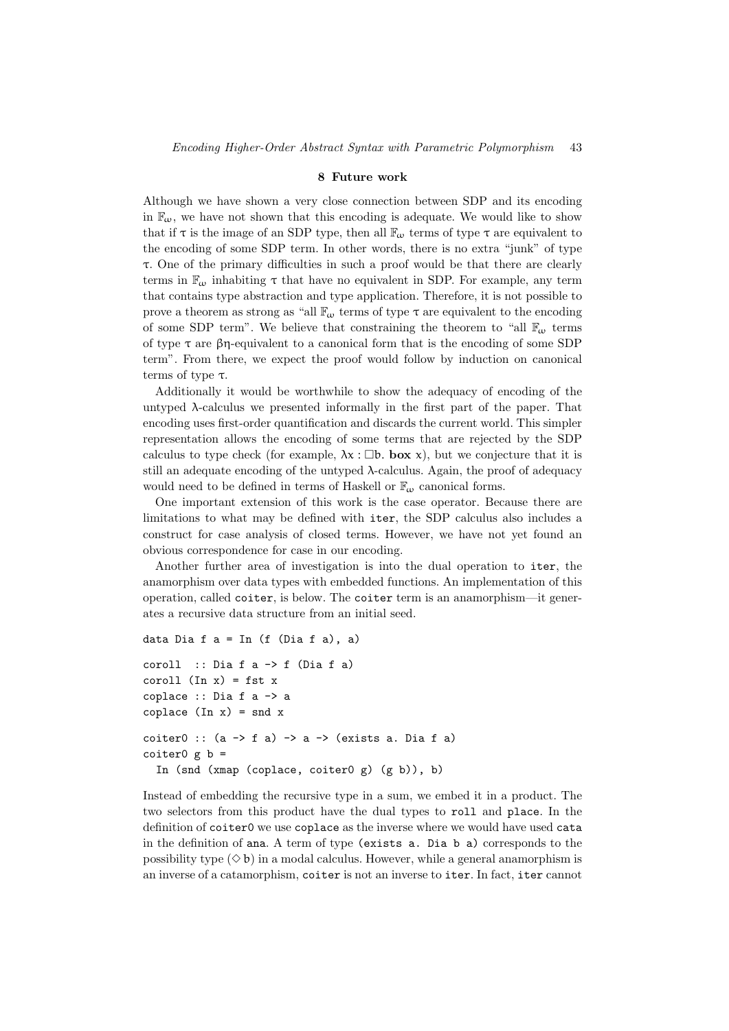## 8 Future work

Although we have shown a very close connection between SDP and its encoding in $\mathbb{F}_\omega$, we have not shown that this encoding is adequate. We would like to show that if $\tau$ is the image of an SDP type, then all $\mathbb{F}_\omega$ terms of type $\tau$ are equivalent to the encoding of some SDP term. In other words, there is no extra "junk" of type $\tau$. One of the primary difficulties in such a proof would be that there are clearly terms in $\mathbb{F}_\omega$ inhabiting $\tau$ that have no equivalent in SDP. For example, any term that contains type abstraction and type application. Therefore, it is not possible to prove a theorem as strong as "all $\mathbb{F}_\omega$ terms of type $\tau$ are equivalent to the encoding of some SDP term". We believe that constraining the theorem to "all $\mathbb{F}_\omega$ terms of type $\tau$ are $\beta\eta$-equivalent to a canonical form that is the encoding of some SDP term". From there, we expect the proof would follow by induction on canonical terms of type $\tau$.

Additionally it would be worthwhile to show the adequacy of encoding of the untyped $\lambda$-calculus we presented informally in the first part of the paper. That encoding uses first-order quantification and discards the current world. This simpler representation allows the encoding of some terms that are rejected by the SDP calculus to type check (for example, $\lambda x : \Box b.\ \mathbf{box}\ x$), but we conjecture that it is still an adequate encoding of the untyped $\lambda$-calculus. Again, the proof of adequacy would need to be defined in terms of Haskell or $\mathbb{F}_\omega$ canonical forms.

One important extension of this work is the case operator. Because there are limitations to what may be defined with `iter`, the SDP calculus also includes a construct for case analysis of closed terms. However, we have not yet found an obvious correspondence for case in our encoding.

Another further area of investigation is into the dual operation to `iter`, the anamorphism over data types with embedded functions. An implementation of this operation, called `coiter`, is below. The `coiter` term is an anamorphism—it generates a recursive data structure from an initial seed.

```
data Dia f a = In (f (Dia f a), a)

coroll  :: Dia f a -> f (Dia f a)
coroll (In x) = fst x
coplace :: Dia f a -> a
coplace (In x) = snd x

coiter0 :: (a -> f a) -> a -> (exists a. Dia f a)
coiter0 g b =
  In (snd (xmap (coplace, coiter0 g) (g b)), b)
```

Instead of embedding the recursive type in a sum, we embed it in a product. The two selectors from this product have the dual types to `roll` and `place`. In the definition of `coiter0` we use `coplace` as the inverse where we would have used `cata` in the definition of `ana`. A term of type `(exists a. Dia b a)` corresponds to the possibility type ($\Diamond$ b) in a modal calculus. However, while a general anamorphism is an inverse of a catamorphism, `coiter` is not an inverse to `iter`. In fact, `iter` cannot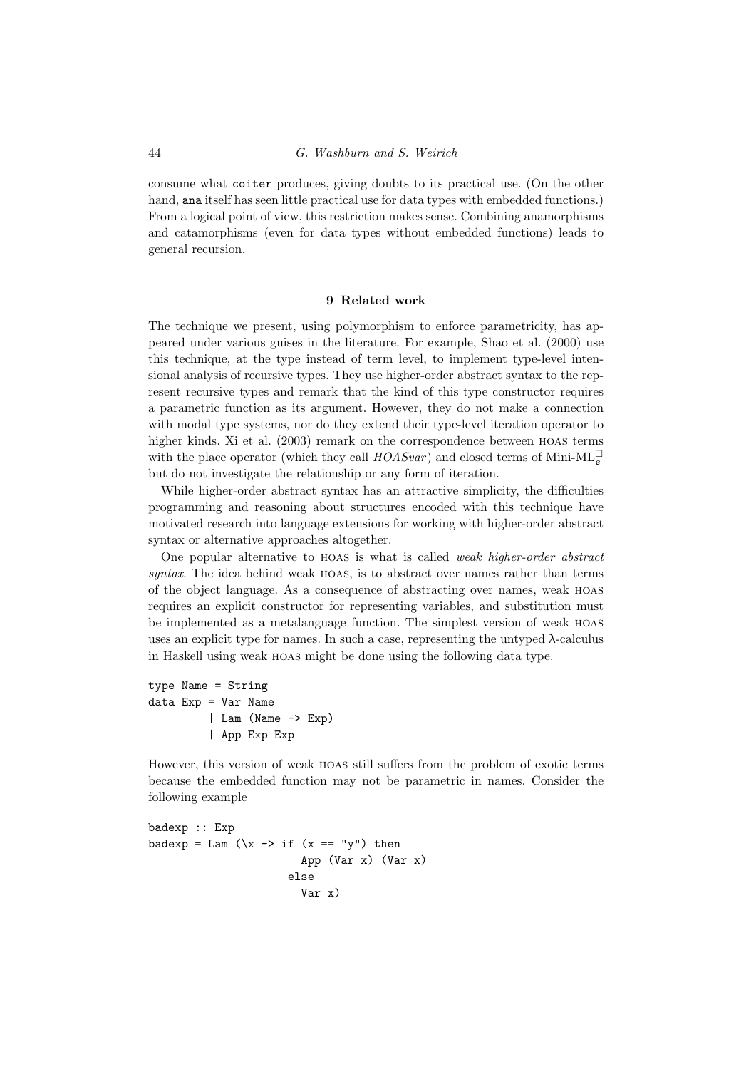consume what `coiter` produces, giving doubts to its practical use. (On the other hand, `ana` itself has seen little practical use for data types with embedded functions.) From a logical point of view, this restriction makes sense. Combining anamorphisms and catamorphisms (even for data types without embedded functions) leads to general recursion.

## 9 Related work

The technique we present, using polymorphism to enforce parametricity, has appeared under various guises in the literature. For example, Shao et al. (2000) use this technique, at the type instead of term level, to implement type-level intensional analysis of recursive types. They use higher-order abstract syntax to the represent recursive types and remark that the kind of this type constructor requires a parametric function as its argument. However, they do not make a connection with modal type systems, nor do they extend their type-level iteration operator to higher kinds. Xi et al. (2003) remark on the correspondence between HOAS terms with the place operator (which they call *HOASvar*) and closed terms of Mini-ML$^{\square}_{\mathfrak{e}}$ but do not investigate the relationship or any form of iteration.

While higher-order abstract syntax has an attractive simplicity, the difficulties programming and reasoning about structures encoded with this technique have motivated research into language extensions for working with higher-order abstract syntax or alternative approaches altogether.

One popular alternative to HOAS is what is called *weak higher-order abstract syntax*. The idea behind weak HOAS, is to abstract over names rather than terms of the object language. As a consequence of abstracting over names, weak HOAS requires an explicit constructor for representing variables, and substitution must be implemented as a metalanguage function. The simplest version of weak HOAS uses an explicit type for names. In such a case, representing the untyped λ-calculus in Haskell using weak HOAS might be done using the following data type.

```
type Name = String
data Exp = Var Name
         | Lam (Name -> Exp)
         | App Exp Exp
```

However, this version of weak HOAS still suffers from the problem of exotic terms because the embedded function may not be parametric in names. Consider the following example

```
badexp :: Exp
badexp = Lam (\x -> if (x == "y") then
                        App (Var x) (Var x)
                      else
                        Var x)
```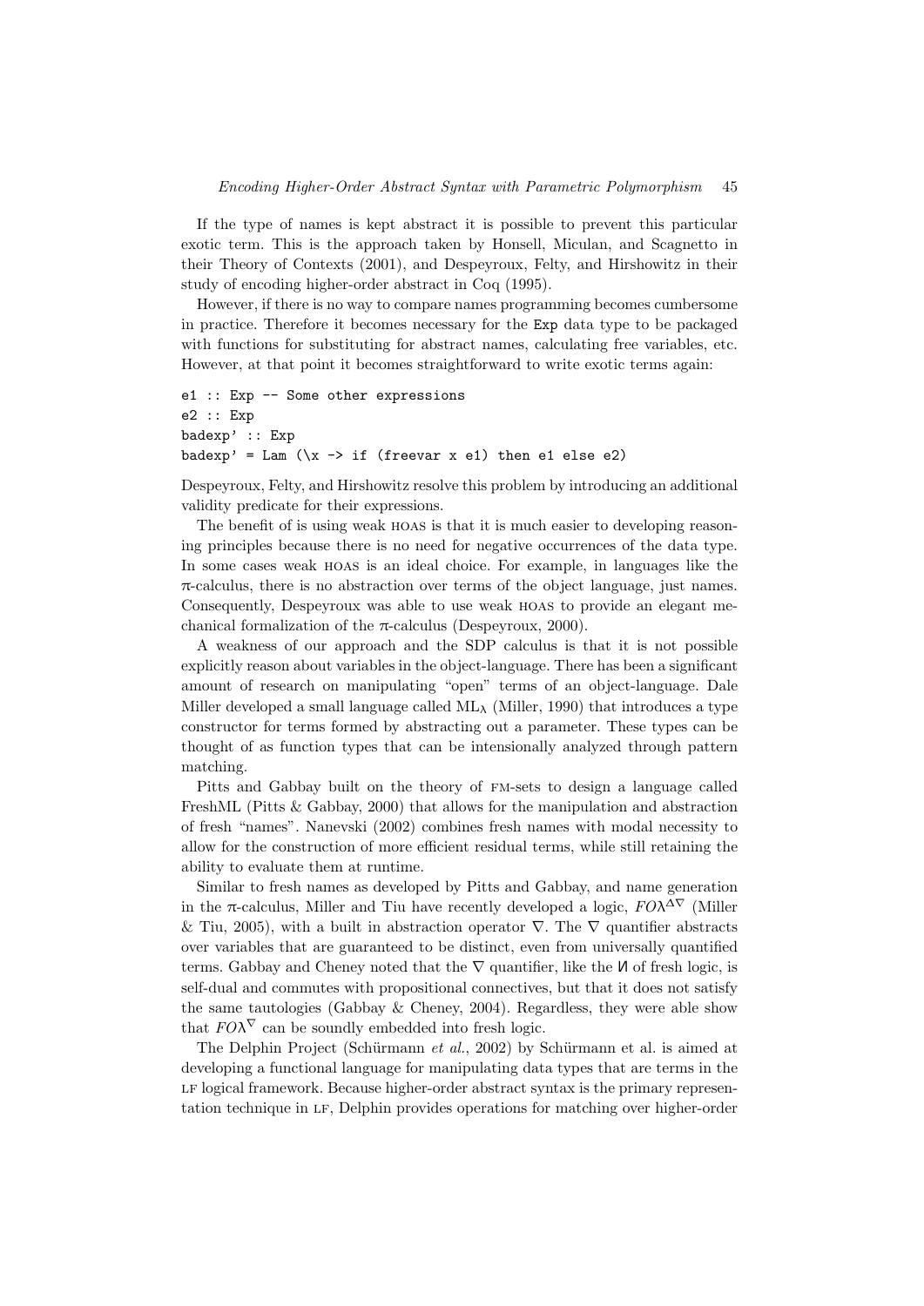If the type of names is kept abstract it is possible to prevent this particular exotic term. This is the approach taken by Honsell, Miculan, and Scagnetto in their Theory of Contexts (2001), and Despeyroux, Felty, and Hirshowitz in their study of encoding higher-order abstract in Coq (1995).

However, if there is no way to compare names programming becomes cumbersome in practice. Therefore it becomes necessary for the `Exp` data type to be packaged with functions for substituting for abstract names, calculating free variables, etc. However, at that point it becomes straightforward to write exotic terms again:

```
e1 :: Exp -- Some other expressions
e2 :: Exp
badexp' :: Exp
badexp' = Lam (\x -> if (freevar x e1) then e1 else e2)
```

Despeyroux, Felty, and Hirshowitz resolve this problem by introducing an additional validity predicate for their expressions.

The benefit of is using weak HOAS is that it is much easier to developing reasoning principles because there is no need for negative occurrences of the data type. In some cases weak HOAS is an ideal choice. For example, in languages like the $\pi$-calculus, there is no abstraction over terms of the object language, just names. Consequently, Despeyroux was able to use weak HOAS to provide an elegant mechanical formalization of the $\pi$-calculus (Despeyroux, 2000).

A weakness of our approach and the SDP calculus is that it is not possible explicitly reason about variables in the object-language. There has been a significant amount of research on manipulating "open" terms of an object-language. Dale Miller developed a small language called $\mathrm{ML}_\lambda$ (Miller, 1990) that introduces a type constructor for terms formed by abstracting out a parameter. These types can be thought of as function types that can be intensionally analyzed through pattern matching.

Pitts and Gabbay built on the theory of FM-sets to design a language called FreshML (Pitts & Gabbay, 2000) that allows for the manipulation and abstraction of fresh "names". Nanevski (2002) combines fresh names with modal necessity to allow for the construction of more efficient residual terms, while still retaining the ability to evaluate them at runtime.

Similar to fresh names as developed by Pitts and Gabbay, and name generation in the $\pi$-calculus, Miller and Tiu have recently developed a logic, $FO\lambda^{\Delta\nabla}$ (Miller & Tiu, 2005), with a built in abstraction operator $\nabla$. The $\nabla$ quantifier abstracts over variables that are guaranteed to be distinct, even from universally quantified terms. Gabbay and Cheney noted that the $\nabla$ quantifier, like the И of fresh logic, is self-dual and commutes with propositional connectives, but that it does not satisfy the same tautologies (Gabbay & Cheney, 2004). Regardless, they were able show that $FO\lambda^{\nabla}$ can be soundly embedded into fresh logic.

The Delphin Project (Schürmann *et al.*, 2002) by Schürmann et al. is aimed at developing a functional language for manipulating data types that are terms in the LF logical framework. Because higher-order abstract syntax is the primary representation technique in LF, Delphin provides operations for matching over higher-order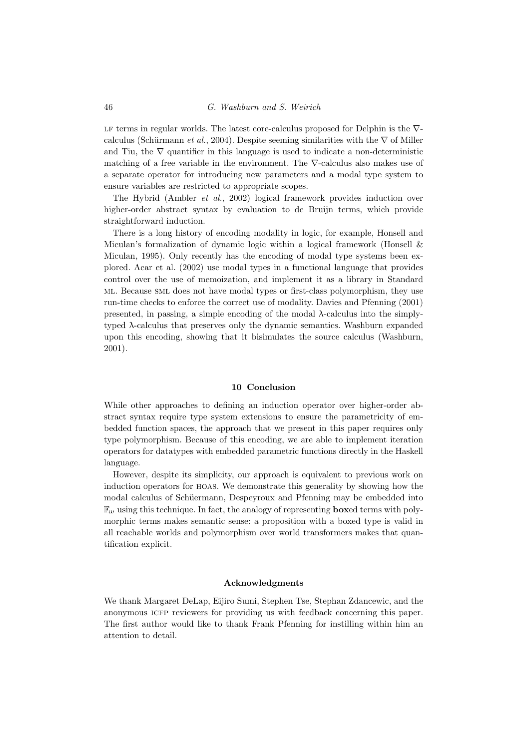LF terms in regular worlds. The latest core-calculus proposed for Delphin is the $\nabla$-calculus (Schürmann *et al.*, 2004). Despite seeming similarities with the $\nabla$ of Miller and Tiu, the $\nabla$ quantifier in this language is used to indicate a non-deterministic matching of a free variable in the environment. The $\nabla$-calculus also makes use of a separate operator for introducing new parameters and a modal type system to ensure variables are restricted to appropriate scopes.

The Hybrid (Ambler *et al.*, 2002) logical framework provides induction over higher-order abstract syntax by evaluation to de Bruijn terms, which provide straightforward induction.

There is a long history of encoding modality in logic, for example, Honsell and Miculan's formalization of dynamic logic within a logical framework (Honsell & Miculan, 1995). Only recently has the encoding of modal type systems been explored. Acar et al. (2002) use modal types in a functional language that provides control over the use of memoization, and implement it as a library in Standard ML. Because SML does not have modal types or first-class polymorphism, they use run-time checks to enforce the correct use of modality. Davies and Pfenning (2001) presented, in passing, a simple encoding of the modal λ-calculus into the simply-typed λ-calculus that preserves only the dynamic semantics. Washburn expanded upon this encoding, showing that it bisimulates the source calculus (Washburn, 2001).

## 10 Conclusion

While other approaches to defining an induction operator over higher-order abstract syntax require type system extensions to ensure the parametricity of embedded function spaces, the approach that we present in this paper requires only type polymorphism. Because of this encoding, we are able to implement iteration operators for datatypes with embedded parametric functions directly in the Haskell language.

However, despite its simplicity, our approach is equivalent to previous work on induction operators for HOAS. We demonstrate this generality by showing how the modal calculus of Schüermann, Despeyroux and Pfenning may be embedded into $\mathbb{F}_\omega$ using this technique. In fact, the analogy of representing **box**ed terms with polymorphic terms makes semantic sense: a proposition with a boxed type is valid in all reachable worlds and polymorphism over world transformers makes that quantification explicit.

### Acknowledgments

We thank Margaret DeLap, Eijiro Sumi, Stephen Tse, Stephan Zdancewic, and the anonymous ICFP reviewers for providing us with feedback concerning this paper. The first author would like to thank Frank Pfenning for instilling within him an attention to detail.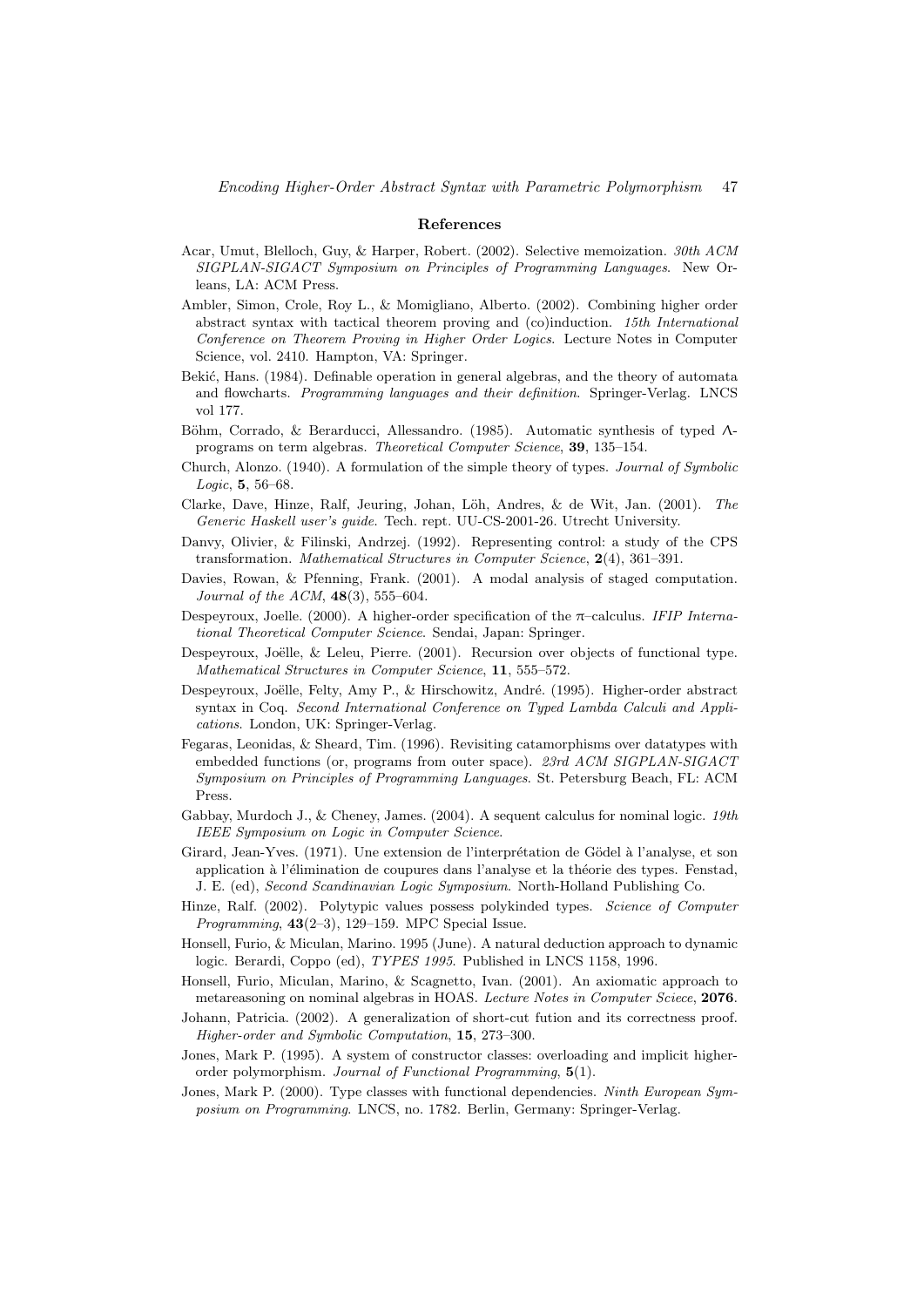## References

Acar, Umut, Blelloch, Guy, & Harper, Robert. (2002). Selective memoization. *30th ACM SIGPLAN-SIGACT Symposium on Principles of Programming Languages*. New Orleans, LA: ACM Press.

Ambler, Simon, Crole, Roy L., & Momigliano, Alberto. (2002). Combining higher order abstract syntax with tactical theorem proving and (co)induction. *15th International Conference on Theorem Proving in Higher Order Logics*. Lecture Notes in Computer Science, vol. 2410. Hampton, VA: Springer.

Bekić, Hans. (1984). Definable operation in general algebras, and the theory of automata and flowcharts. *Programming languages and their definition*. Springer-Verlag. LNCS vol 177.

Böhm, Corrado, & Berarducci, Allessandro. (1985). Automatic synthesis of typed Λ-programs on term algebras. *Theoretical Computer Science*, **39**, 135–154.

Church, Alonzo. (1940). A formulation of the simple theory of types. *Journal of Symbolic Logic*, **5**, 56–68.

Clarke, Dave, Hinze, Ralf, Jeuring, Johan, Löh, Andres, & de Wit, Jan. (2001). *The Generic Haskell user's guide*. Tech. rept. UU-CS-2001-26. Utrecht University.

Danvy, Olivier, & Filinski, Andrzej. (1992). Representing control: a study of the CPS transformation. *Mathematical Structures in Computer Science*, **2**(4), 361–391.

Davies, Rowan, & Pfenning, Frank. (2001). A modal analysis of staged computation. *Journal of the ACM*, **48**(3), 555–604.

Despeyroux, Joelle. (2000). A higher-order specification of the π–calculus. *IFIP International Theoretical Computer Science*. Sendai, Japan: Springer.

Despeyroux, Joëlle, & Leleu, Pierre. (2001). Recursion over objects of functional type. *Mathematical Structures in Computer Science*, **11**, 555–572.

Despeyroux, Joëlle, Felty, Amy P., & Hirschowitz, André. (1995). Higher-order abstract syntax in Coq. *Second International Conference on Typed Lambda Calculi and Applications*. London, UK: Springer-Verlag.

Fegaras, Leonidas, & Sheard, Tim. (1996). Revisiting catamorphisms over datatypes with embedded functions (or, programs from outer space). *23rd ACM SIGPLAN-SIGACT Symposium on Principles of Programming Languages*. St. Petersburg Beach, FL: ACM Press.

Gabbay, Murdoch J., & Cheney, James. (2004). A sequent calculus for nominal logic. *19th IEEE Symposium on Logic in Computer Science*.

Girard, Jean-Yves. (1971). Une extension de l'interprétation de Gödel à l'analyse, et son application à l'élimination de coupures dans l'analyse et la théorie des types. Fenstad, J. E. (ed), *Second Scandinavian Logic Symposium*. North-Holland Publishing Co.

Hinze, Ralf. (2002). Polytypic values possess polykinded types. *Science of Computer Programming*, **43**(2–3), 129–159. MPC Special Issue.

Honsell, Furio, & Miculan, Marino. 1995 (June). A natural deduction approach to dynamic logic. Berardi, Coppo (ed), *TYPES 1995*. Published in LNCS 1158, 1996.

Honsell, Furio, Miculan, Marino, & Scagnetto, Ivan. (2001). An axiomatic approach to metareasoning on nominal algebras in HOAS. *Lecture Notes in Computer Sciece*, **2076**.

Johann, Patricia. (2002). A generalization of short-cut fution and its correctness proof. *Higher-order and Symbolic Computation*, **15**, 273–300.

Jones, Mark P. (1995). A system of constructor classes: overloading and implicit higher-order polymorphism. *Journal of Functional Programming*, **5**(1).

Jones, Mark P. (2000). Type classes with functional dependencies. *Ninth European Symposium on Programming*. LNCS, no. 1782. Berlin, Germany: Springer-Verlag.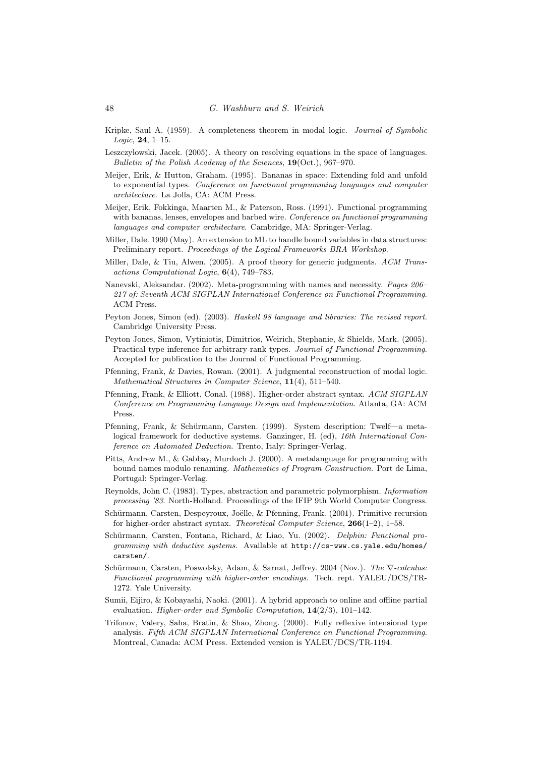Kripke, Saul A. (1959). A completeness theorem in modal logic. *Journal of Symbolic Logic*, **24**, 1–15.

Leszczyłowski, Jacek. (2005). A theory on resolving equations in the space of languages. *Bulletin of the Polish Academy of the Sciences*, **19**(Oct.), 967–970.

Meijer, Erik, & Hutton, Graham. (1995). Bananas in space: Extending fold and unfold to exponential types. *Conference on functional programming languages and computer architecture*. La Jolla, CA: ACM Press.

Meijer, Erik, Fokkinga, Maarten M., & Paterson, Ross. (1991). Functional programming with bananas, lenses, envelopes and barbed wire. *Conference on functional programming languages and computer architecture*. Cambridge, MA: Springer-Verlag.

Miller, Dale. 1990 (May). An extension to ML to handle bound variables in data structures: Preliminary report. *Proceedings of the Logical Frameworks BRA Workshop*.

Miller, Dale, & Tiu, Alwen. (2005). A proof theory for generic judgments. *ACM Transactions Computational Logic*, **6**(4), 749–783.

Nanevski, Aleksandar. (2002). Meta-programming with names and necessity. *Pages 206–217 of: Seventh ACM SIGPLAN International Conference on Functional Programming*. ACM Press.

Peyton Jones, Simon (ed). (2003). *Haskell 98 language and libraries: The revised report*. Cambridge University Press.

Peyton Jones, Simon, Vytiniotis, Dimitrios, Weirich, Stephanie, & Shields, Mark. (2005). Practical type inference for arbitrary-rank types. *Journal of Functional Programming*. Accepted for publication to the Journal of Functional Programming.

Pfenning, Frank, & Davies, Rowan. (2001). A judgmental reconstruction of modal logic. *Mathematical Structures in Computer Science*, **11**(4), 511–540.

Pfenning, Frank, & Elliott, Conal. (1988). Higher-order abstract syntax. *ACM SIGPLAN Conference on Programming Language Design and Implementation*. Atlanta, GA: ACM Press.

Pfenning, Frank, & Schürmann, Carsten. (1999). System description: Twelf—a metalogical framework for deductive systems. Ganzinger, H. (ed), *16th International Conference on Automated Deduction*. Trento, Italy: Springer-Verlag.

Pitts, Andrew M., & Gabbay, Murdoch J. (2000). A metalanguage for programming with bound names modulo renaming. *Mathematics of Program Construction*. Port de Lima, Portugal: Springer-Verlag.

Reynolds, John C. (1983). Types, abstraction and parametric polymorphism. *Information processing '83*. North-Holland. Proceedings of the IFIP 9th World Computer Congress.

Schürmann, Carsten, Despeyroux, Joëlle, & Pfenning, Frank. (2001). Primitive recursion for higher-order abstract syntax. *Theoretical Computer Science*, **266**(1–2), 1–58.

Schürmann, Carsten, Fontana, Richard, & Liao, Yu. (2002). *Delphin: Functional programming with deductive systems*. Available at http://cs-www.cs.yale.edu/homes/carsten/.

Schürmann, Carsten, Poswolsky, Adam, & Sarnat, Jeffrey. 2004 (Nov.). *The $\nabla$-calculus: Functional programming with higher-order encodings*. Tech. rept. YALEU/DCS/TR-1272. Yale University.

Sumii, Eijiro, & Kobayashi, Naoki. (2001). A hybrid approach to online and offline partial evaluation. *Higher-order and Symbolic Computation*, **14**(2/3), 101–142.

Trifonov, Valery, Saha, Bratin, & Shao, Zhong. (2000). Fully reflexive intensional type analysis. *Fifth ACM SIGPLAN International Conference on Functional Programming*. Montreal, Canada: ACM Press. Extended version is YALEU/DCS/TR-1194.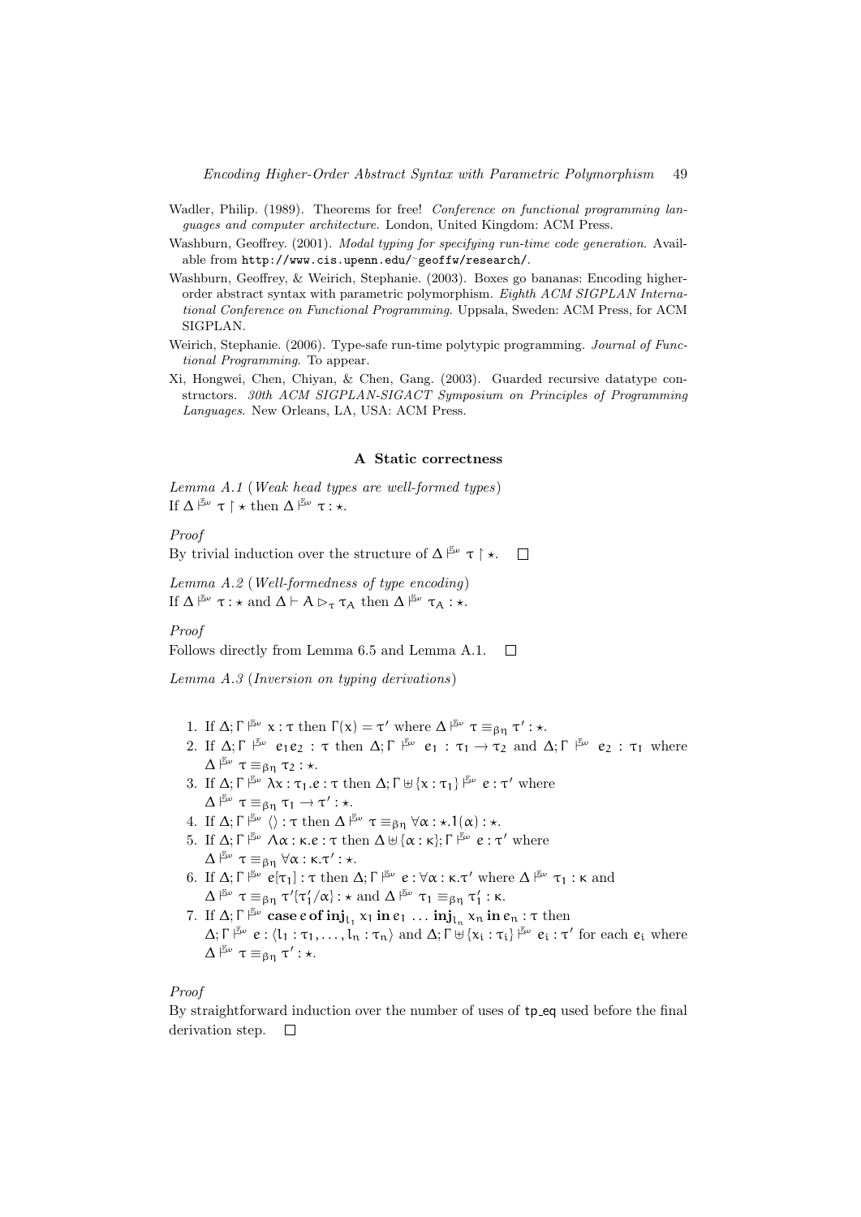Wadler, Philip. (1989). Theorems for free! *Conference on functional programming languages and computer architecture*. London, United Kingdom: ACM Press.

Washburn, Geoffrey. (2001). *Modal typing for specifying run-time code generation*. Available from http://www.cis.upenn.edu/~geoffw/research/.

Washburn, Geoffrey, & Weirich, Stephanie. (2003). Boxes go bananas: Encoding higher-order abstract syntax with parametric polymorphism. *Eighth ACM SIGPLAN International Conference on Functional Programming*. Uppsala, Sweden: ACM Press, for ACM SIGPLAN.

Weirich, Stephanie. (2006). Type-safe run-time polytypic programming. *Journal of Functional Programming*. To appear.

Xi, Hongwei, Chen, Chiyan, & Chen, Gang. (2003). Guarded recursive datatype constructors. *30th ACM SIGPLAN-SIGACT Symposium on Principles of Programming Languages*. New Orleans, LA, USA: ACM Press.

## A Static correctness

*Lemma A.1* (*Weak head types are well-formed types*)
If $\Delta \vdash^{\mathbb{F}\omega} \tau \upharpoonright \star$ then $\Delta \vdash^{\mathbb{F}\omega} \tau : \star$.

*Proof*
By trivial induction over the structure of $\Delta \vdash^{\mathbb{F}\omega} \tau \upharpoonright \star$. $\square$

*Lemma A.2* (*Well-formedness of type encoding*)
If $\Delta \vdash^{\mathbb{F}\omega} \tau : \star$ and $\Delta \vdash A \rhd_\tau \tau_A$ then $\Delta \vdash^{\mathbb{F}\omega} \tau_A : \star$.

*Proof*
Follows directly from Lemma 6.5 and Lemma A.1. $\square$

*Lemma A.3* (*Inversion on typing derivations*)

1. If $\Delta; \Gamma \vdash^{\mathbb{F}\omega} x : \tau$ then $\Gamma(x) = \tau'$ where $\Delta \vdash^{\mathbb{F}\omega} \tau \equiv_{\beta\eta} \tau' : \star$.
2. If $\Delta; \Gamma \vdash^{\mathbb{F}\omega} e_1 e_2 : \tau$ then $\Delta; \Gamma \vdash^{\mathbb{F}\omega} e_1 : \tau_1 \to \tau_2$ and $\Delta; \Gamma \vdash^{\mathbb{F}\omega} e_2 : \tau_1$ where $\Delta \vdash^{\mathbb{F}\omega} \tau \equiv_{\beta\eta} \tau_2 : \star$.
3. If $\Delta; \Gamma \vdash^{\mathbb{F}\omega} \lambda x : \tau_1.e : \tau$ then $\Delta; \Gamma \uplus \{x : \tau_1\} \vdash^{\mathbb{F}\omega} e : \tau'$ where $\Delta \vdash^{\mathbb{F}\omega} \tau \equiv_{\beta\eta} \tau_1 \to \tau' : \star$.
4. If $\Delta; \Gamma \vdash^{\mathbb{F}\omega} \langle\rangle : \tau$ then $\Delta \vdash^{\mathbb{F}\omega} \tau \equiv_{\beta\eta} \forall\alpha : \star.1(\alpha) : \star$.
5. If $\Delta; \Gamma \vdash^{\mathbb{F}\omega} \Lambda\alpha : \kappa.e : \tau$ then $\Delta \uplus \{\alpha : \kappa\}; \Gamma \vdash^{\mathbb{F}\omega} e : \tau'$ where $\Delta \vdash^{\mathbb{F}\omega} \tau \equiv_{\beta\eta} \forall\alpha : \kappa.\tau' : \star$.
6. If $\Delta; \Gamma \vdash^{\mathbb{F}\omega} e[\tau_1] : \tau$ then $\Delta; \Gamma \vdash^{\mathbb{F}\omega} e : \forall\alpha : \kappa.\tau'$ where $\Delta \vdash^{\mathbb{F}\omega} \tau_1 : \kappa$ and $\Delta \vdash^{\mathbb{F}\omega} \tau \equiv_{\beta\eta} \tau'\{\tau_1'/\alpha\} : \star$ and $\Delta \vdash^{\mathbb{F}\omega} \tau_1 \equiv_{\beta\eta} \tau_1' : \kappa$.
7. If $\Delta; \Gamma \vdash^{\mathbb{F}\omega}$ **case** $e$ **of inj**$_{l_1}$ $x_1$ **in** $e_1$ $\ldots$ **inj**$_{l_n}$ $x_n$ **in** $e_n : \tau$ then $\Delta; \Gamma \vdash^{\mathbb{F}\omega} e : \langle l_1 : \tau_1, \ldots, l_n : \tau_n\rangle$ and $\Delta; \Gamma \uplus \{x_i : \tau_i\} \vdash^{\mathbb{F}\omega} e_i : \tau'$ for each $e_i$ where $\Delta \vdash^{\mathbb{F}\omega} \tau \equiv_{\beta\eta} \tau' : \star$.

*Proof*
By straightforward induction over the number of uses of tp_eq used before the final derivation step. $\square$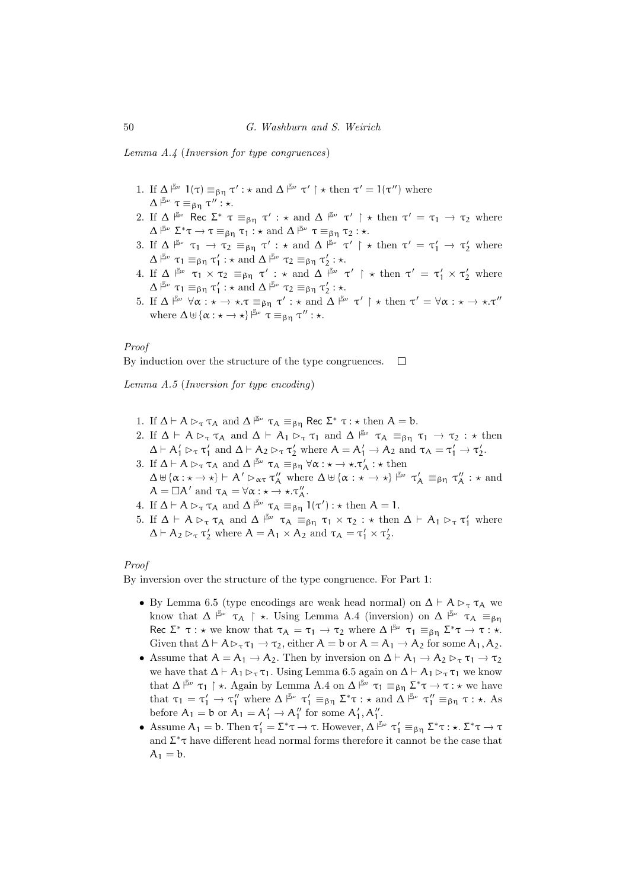*Lemma A.4* (*Inversion for type congruences*)

1. If $\Delta \models^{\mathbb{F}_\omega} 1(\tau) \equiv_{\beta\eta} \tau' : \star$ and $\Delta \models^{\mathbb{F}_\omega} \tau' \upharpoonright \star$ then $\tau' = 1(\tau'')$ where $\Delta \models^{\mathbb{F}_\omega} \tau \equiv_{\beta\eta} \tau'' : \star$.
2. If $\Delta \models^{\mathbb{F}_\omega} \mathsf{Rec}\ \Sigma^*\ \tau \equiv_{\beta\eta} \tau' : \star$ and $\Delta \models^{\mathbb{F}_\omega} \tau' \upharpoonright \star$ then $\tau' = \tau_1 \to \tau_2$ where $\Delta \models^{\mathbb{F}_\omega} \Sigma^*\tau \to \tau \equiv_{\beta\eta} \tau_1 : \star$ and $\Delta \models^{\mathbb{F}_\omega} \tau \equiv_{\beta\eta} \tau_2 : \star$.
3. If $\Delta \models^{\mathbb{F}_\omega} \tau_1 \to \tau_2 \equiv_{\beta\eta} \tau' : \star$ and $\Delta \models^{\mathbb{F}_\omega} \tau' \upharpoonright \star$ then $\tau' = \tau_1' \to \tau_2'$ where $\Delta \models^{\mathbb{F}_\omega} \tau_1 \equiv_{\beta\eta} \tau_1' : \star$ and $\Delta \models^{\mathbb{F}_\omega} \tau_2 \equiv_{\beta\eta} \tau_2' : \star$.
4. If $\Delta \models^{\mathbb{F}_\omega} \tau_1 \times \tau_2 \equiv_{\beta\eta} \tau' : \star$ and $\Delta \models^{\mathbb{F}_\omega} \tau' \upharpoonright \star$ then $\tau' = \tau_1' \times \tau_2'$ where $\Delta \models^{\mathbb{F}_\omega} \tau_1 \equiv_{\beta\eta} \tau_1' : \star$ and $\Delta \models^{\mathbb{F}_\omega} \tau_2 \equiv_{\beta\eta} \tau_2' : \star$.
5. If $\Delta \models^{\mathbb{F}_\omega} \forall\alpha : \star \to \star.\tau \equiv_{\beta\eta} \tau' : \star$ and $\Delta \models^{\mathbb{F}_\omega} \tau' \upharpoonright \star$ then $\tau' = \forall\alpha : \star \to \star.\tau''$ where $\Delta \uplus \{\alpha : \star \to \star\} \models^{\mathbb{F}_\omega} \tau \equiv_{\beta\eta} \tau'' : \star$.

*Proof*

By induction over the structure of the type congruences. □

*Lemma A.5* (*Inversion for type encoding*)

1. If $\Delta \vdash A \rhd_\tau \tau_A$ and $\Delta \models^{\mathbb{F}_\omega} \tau_A \equiv_{\beta\eta} \mathsf{Rec}\ \Sigma^*\ \tau : \star$ then $A = \mathsf{b}$.
2. If $\Delta \vdash A \rhd_\tau \tau_A$ and $\Delta \vdash A_1 \rhd_\tau \tau_1$ and $\Delta \models^{\mathbb{F}_\omega} \tau_A \equiv_{\beta\eta} \tau_1 \to \tau_2 : \star$ then $\Delta \vdash A_1' \rhd_\tau \tau_1'$ and $\Delta \vdash A_2 \rhd_\tau \tau_2'$ where $A = A_1' \to A_2$ and $\tau_A = \tau_1' \to \tau_2'$.
3. If $\Delta \vdash A \rhd_\tau \tau_A$ and $\Delta \models^{\mathbb{F}_\omega} \tau_A \equiv_{\beta\eta} \forall\alpha : \star \to \star.\tau_A' : \star$ then $\Delta \uplus \{\alpha : \star \to \star\} \vdash A' \rhd_{\alpha\tau} \tau_A''$ where $\Delta \uplus \{\alpha : \star \to \star\} \models^{\mathbb{F}_\omega} \tau_A' \equiv_{\beta\eta} \tau_A'' : \star$ and $A = \Box A'$ and $\tau_A = \forall\alpha : \star \to \star.\tau_A''$.
4. If $\Delta \vdash A \rhd_\tau \tau_A$ and $\Delta \models^{\mathbb{F}_\omega} \tau_A \equiv_{\beta\eta} 1(\tau') : \star$ then $A = 1$.
5. If $\Delta \vdash A \rhd_\tau \tau_A$ and $\Delta \models^{\mathbb{F}_\omega} \tau_A \equiv_{\beta\eta} \tau_1 \times \tau_2 : \star$ then $\Delta \vdash A_1 \rhd_\tau \tau_1'$ where $\Delta \vdash A_2 \rhd_\tau \tau_2'$ where $A = A_1 \times A_2$ and $\tau_A = \tau_1' \times \tau_2'$.

*Proof*

By inversion over the structure of the type congruence. For Part 1:

- By Lemma 6.5 (type encodings are weak head normal) on $\Delta \vdash A \rhd_\tau \tau_A$ we know that $\Delta \models^{\mathbb{F}_\omega} \tau_A \upharpoonright \star$. Using Lemma A.4 (inversion) on $\Delta \models^{\mathbb{F}_\omega} \tau_A \equiv_{\beta\eta} \mathsf{Rec}\ \Sigma^*\ \tau : \star$ we know that $\tau_A = \tau_1 \to \tau_2$ where $\Delta \models^{\mathbb{F}_\omega} \tau_1 \equiv_{\beta\eta} \Sigma^*\tau \to \tau : \star$. Given that $\Delta \vdash A \rhd_\tau \tau_1 \to \tau_2$, either $A = \mathsf{b}$ or $A = A_1 \to A_2$ for some $A_1, A_2$.
- Assume that $A = A_1 \to A_2$. Then by inversion on $\Delta \vdash A_1 \to A_2 \rhd_\tau \tau_1 \to \tau_2$ we have that $\Delta \vdash A_1 \rhd_\tau \tau_1$. Using Lemma 6.5 again on $\Delta \vdash A_1 \rhd_\tau \tau_1$ we know that $\Delta \models^{\mathbb{F}_\omega} \tau_1 \upharpoonright \star$. Again by Lemma A.4 on $\Delta \models^{\mathbb{F}_\omega} \tau_1 \equiv_{\beta\eta} \Sigma^*\tau \to \tau : \star$ we have that $\tau_1 = \tau_1' \to \tau_1''$ where $\Delta \models^{\mathbb{F}_\omega} \tau_1' \equiv_{\beta\eta} \Sigma^*\tau : \star$ and $\Delta \models^{\mathbb{F}_\omega} \tau_1'' \equiv_{\beta\eta} \tau : \star$. As before $A_1 = \mathsf{b}$ or $A_1 = A_1' \to A_1''$ for some $A_1', A_1''$.
- Assume $A_1 = \mathsf{b}$. Then $\tau_1' = \Sigma^*\tau \to \tau$. However, $\Delta \models^{\mathbb{F}_\omega} \tau_1' \equiv_{\beta\eta} \Sigma^*\tau : \star$. $\Sigma^*\tau \to \tau$ and $\Sigma^*\tau$ have different head normal forms therefore it cannot be the case that $A_1 = \mathsf{b}$.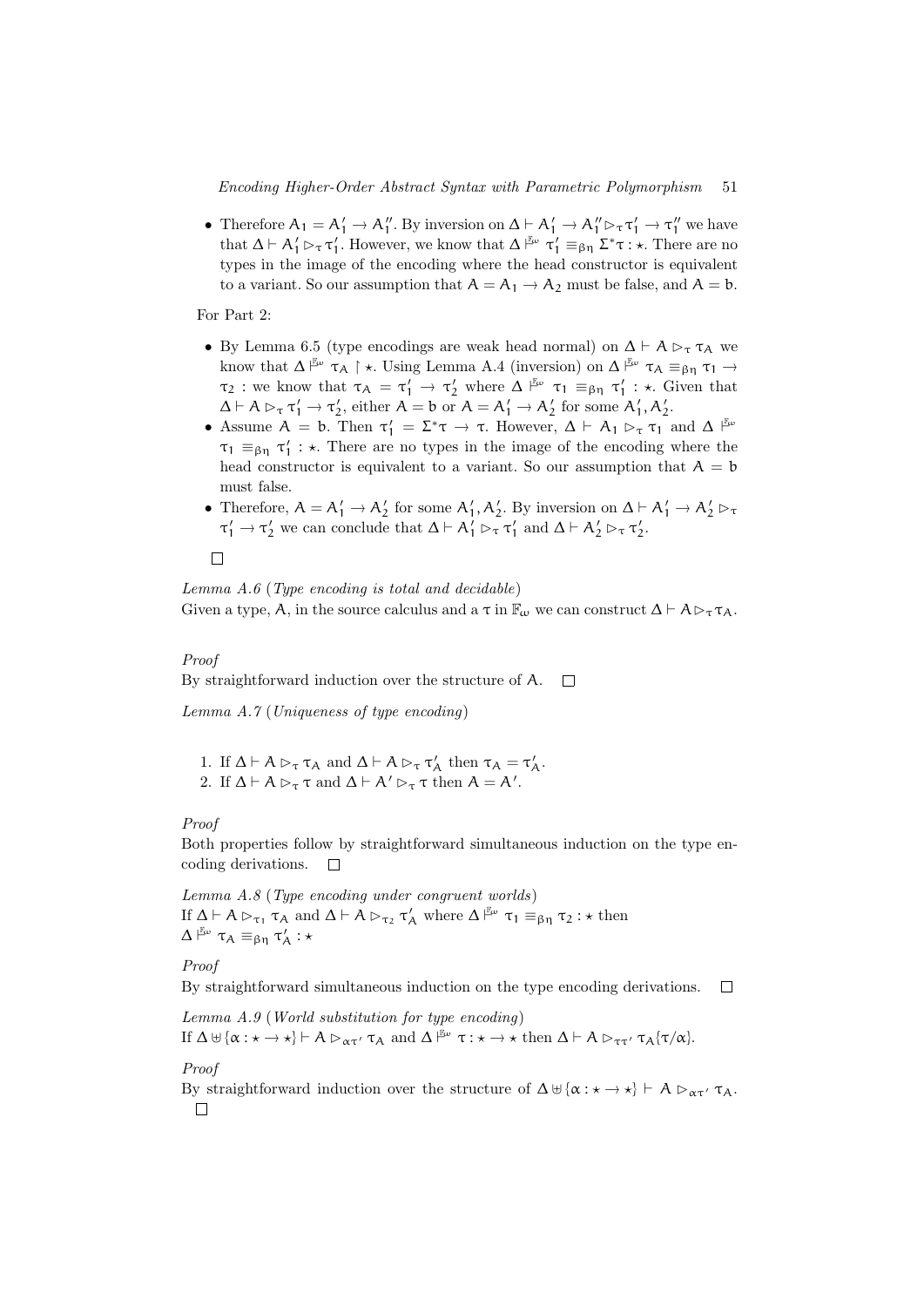- Therefore $A_1 = A_1' \to A_1''$. By inversion on $\Delta \vdash A_1' \to A_1'' \rhd_\tau \tau_1' \to \tau_1''$ we have that $\Delta \vdash A_1' \rhd_\tau \tau_1'$. However, we know that $\Delta \models^{\mathbb{F}_\omega} \tau_1' \equiv_{\beta\eta} \Sigma^* \tau : \star$. There are no types in the image of the encoding where the head constructor is equivalent to a variant. So our assumption that $A = A_1 \to A_2$ must be false, and $A = \mathsf{b}$.

For Part 2:

- By Lemma 6.5 (type encodings are weak head normal) on $\Delta \vdash A \rhd_\tau \tau_A$ we know that $\Delta \models^{\mathbb{F}_\omega} \tau_A \upharpoonright \star$. Using Lemma A.4 (inversion) on $\Delta \models^{\mathbb{F}_\omega} \tau_A \equiv_{\beta\eta} \tau_1 \to \tau_2$ : we know that $\tau_A = \tau_1' \to \tau_2'$ where $\Delta \models^{\mathbb{F}_\omega} \tau_1 \equiv_{\beta\eta} \tau_1' : \star$. Given that $\Delta \vdash A \rhd_\tau \tau_1' \to \tau_2'$, either $A = \mathsf{b}$ or $A = A_1' \to A_2'$ for some $A_1', A_2'$.
- Assume $A = \mathsf{b}$. Then $\tau_1' = \Sigma^* \tau \to \tau$. However, $\Delta \vdash A_1 \rhd_\tau \tau_1$ and $\Delta \models^{\mathbb{F}_\omega} \tau_1 \equiv_{\beta\eta} \tau_1' : \star$. There are no types in the image of the encoding where the head constructor is equivalent to a variant. So our assumption that $A = \mathsf{b}$ must false.
- Therefore, $A = A_1' \to A_2'$ for some $A_1', A_2'$. By inversion on $\Delta \vdash A_1' \to A_2' \rhd_\tau \tau_1' \to \tau_2'$ we can conclude that $\Delta \vdash A_1' \rhd_\tau \tau_1'$ and $\Delta \vdash A_2' \rhd_\tau \tau_2'$.

□

*Lemma A.6* (*Type encoding is total and decidable*)
Given a type, $A$, in the source calculus and a $\tau$ in $\mathbb{F}_\omega$ we can construct $\Delta \vdash A \rhd_\tau \tau_A$.

*Proof*
By straightforward induction over the structure of $A$. □

*Lemma A.7* (*Uniqueness of type encoding*)

1. If $\Delta \vdash A \rhd_\tau \tau_A$ and $\Delta \vdash A \rhd_\tau \tau_A'$ then $\tau_A = \tau_A'$.
2. If $\Delta \vdash A \rhd_\tau \tau$ and $\Delta \vdash A' \rhd_\tau \tau$ then $A = A'$.

*Proof*
Both properties follow by straightforward simultaneous induction on the type encoding derivations. □

*Lemma A.8* (*Type encoding under congruent worlds*)
If $\Delta \vdash A \rhd_{\tau_1} \tau_A$ and $\Delta \vdash A \rhd_{\tau_2} \tau_A'$ where $\Delta \models^{\mathbb{F}_\omega} \tau_1 \equiv_{\beta\eta} \tau_2 : \star$ then
$\Delta \models^{\mathbb{F}_\omega} \tau_A \equiv_{\beta\eta} \tau_A' : \star$

*Proof*
By straightforward simultaneous induction on the type encoding derivations. □

*Lemma A.9* (*World substitution for type encoding*)
If $\Delta \uplus \{\alpha : \star \to \star\} \vdash A \rhd_{\alpha\tau'} \tau_A$ and $\Delta \models^{\mathbb{F}_\omega} \tau : \star \to \star$ then $\Delta \vdash A \rhd_{\tau\tau'} \tau_A\{\tau/\alpha\}$.

*Proof*
By straightforward induction over the structure of $\Delta \uplus \{\alpha : \star \to \star\} \vdash A \rhd_{\alpha\tau'} \tau_A$.
□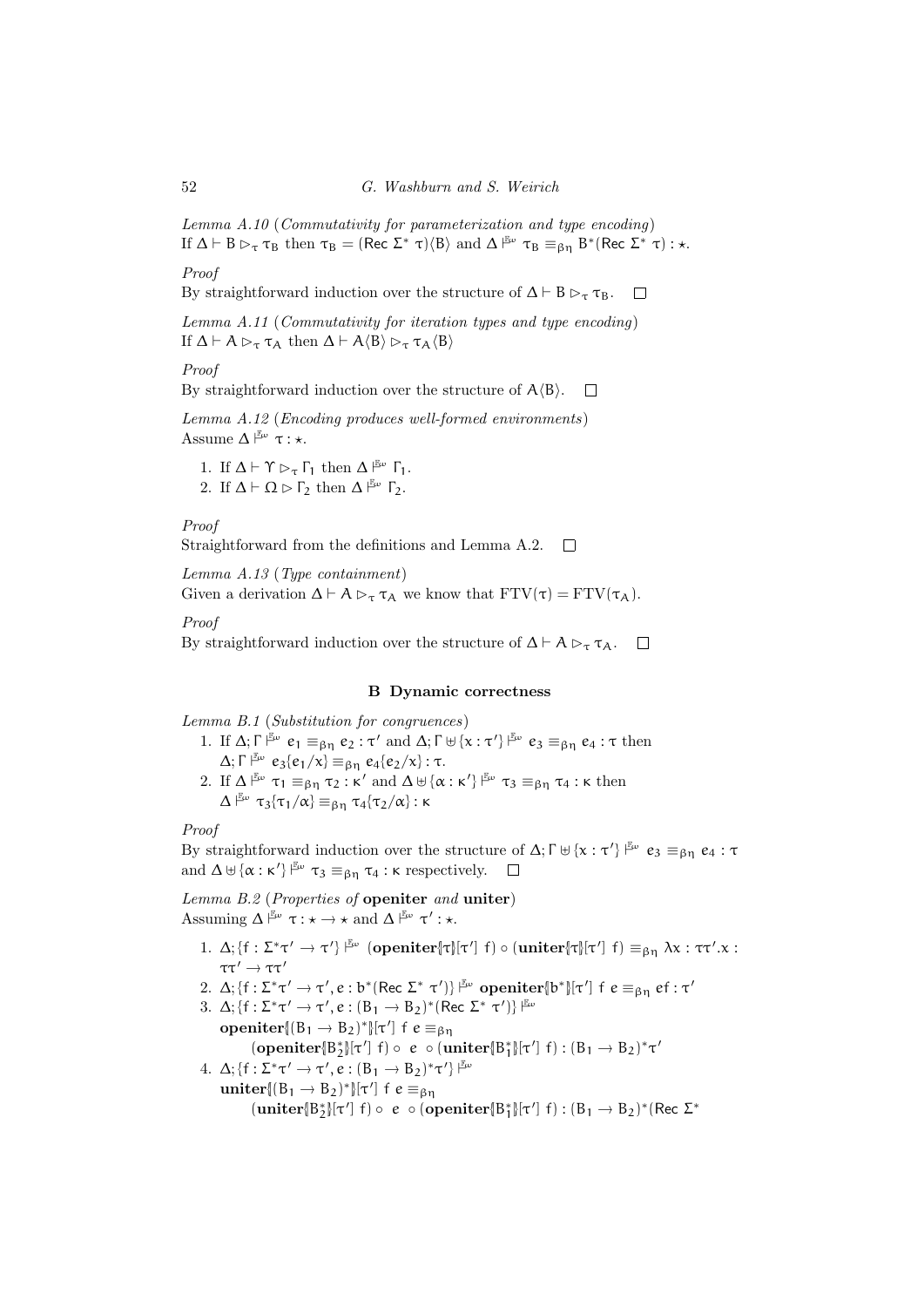*Lemma A.10* (*Commutativity for parameterization and type encoding*)
If $\Delta \vdash \mathsf{B} \rhd_\tau \tau_\mathsf{B}$ then $\tau_\mathsf{B} = (\mathsf{Rec}\ \Sigma^*\ \tau)\langle \mathsf{B}\rangle$ and $\Delta \vdash^{\mathbb{F}_\omega} \tau_\mathsf{B} \equiv_{\beta\eta} \mathsf{B}^*(\mathsf{Rec}\ \Sigma^*\ \tau) : \star$.

*Proof*
By straightforward induction over the structure of $\Delta \vdash \mathsf{B} \rhd_\tau \tau_\mathsf{B}$. □

*Lemma A.11* (*Commutativity for iteration types and type encoding*)
If $\Delta \vdash \mathsf{A} \rhd_\tau \tau_\mathsf{A}$ then $\Delta \vdash \mathsf{A}\langle \mathsf{B}\rangle \rhd_\tau \tau_\mathsf{A}\langle \mathsf{B}\rangle$

*Proof*
By straightforward induction over the structure of $\mathsf{A}\langle \mathsf{B}\rangle$. □

*Lemma A.12* (*Encoding produces well-formed environments*)
Assume $\Delta \vdash^{\mathbb{F}_\omega} \tau : \star$.

1. If $\Delta \vdash \Upsilon \rhd_\tau \Gamma_1$ then $\Delta \vdash^{\mathbb{F}_\omega} \Gamma_1$.
2. If $\Delta \vdash \Omega \rhd \Gamma_2$ then $\Delta \vdash^{\mathbb{F}_\omega} \Gamma_2$.

*Proof*
Straightforward from the definitions and Lemma A.2. □

*Lemma A.13* (*Type containment*)
Given a derivation $\Delta \vdash \mathsf{A} \rhd_\tau \tau_\mathsf{A}$ we know that $\mathrm{FTV}(\tau) = \mathrm{FTV}(\tau_\mathsf{A})$.

*Proof*
By straightforward induction over the structure of $\Delta \vdash \mathsf{A} \rhd_\tau \tau_\mathsf{A}$. □

## B Dynamic correctness

*Lemma B.1* (*Substitution for congruences*)

1. If $\Delta; \Gamma \vdash^{\mathbb{F}_\omega} e_1 \equiv_{\beta\eta} e_2 : \tau'$ and $\Delta; \Gamma \uplus \{x : \tau'\} \vdash^{\mathbb{F}_\omega} e_3 \equiv_{\beta\eta} e_4 : \tau$ then $\Delta; \Gamma \vdash^{\mathbb{F}_\omega} e_3\{e_1/x\} \equiv_{\beta\eta} e_4\{e_2/x\} : \tau$.
2. If $\Delta \vdash^{\mathbb{F}_\omega} \tau_1 \equiv_{\beta\eta} \tau_2 : \kappa'$ and $\Delta \uplus \{\alpha : \kappa'\} \vdash^{\mathbb{F}_\omega} \tau_3 \equiv_{\beta\eta} \tau_4 : \kappa$ then $\Delta \vdash^{\mathbb{F}_\omega} \tau_3\{\tau_1/\alpha\} \equiv_{\beta\eta} \tau_4\{\tau_2/\alpha\} : \kappa$

*Proof*
By straightforward induction over the structure of $\Delta; \Gamma \uplus \{x : \tau'\} \vdash^{\mathbb{F}_\omega} e_3 \equiv_{\beta\eta} e_4 : \tau$ and $\Delta \uplus \{\alpha : \kappa'\} \vdash^{\mathbb{F}_\omega} \tau_3 \equiv_{\beta\eta} \tau_4 : \kappa$ respectively. □

*Lemma B.2* (*Properties of* **openiter** *and* **uniter**)
Assuming $\Delta \vdash^{\mathbb{F}_\omega} \tau : \star \to \star$ and $\Delta \vdash^{\mathbb{F}_\omega} \tau' : \star$.

1. $\Delta; \{f : \Sigma^*\tau' \to \tau'\} \vdash^{\mathbb{F}_\omega} (\mathbf{openiter}⦃\tau⦄[\tau']\ f) \circ (\mathbf{uniter}⦃\tau⦄[\tau']\ f) \equiv_{\beta\eta} \lambda x : \tau\tau'.x : \tau\tau' \to \tau\tau'$
2. $\Delta; \{f : \Sigma^*\tau' \to \tau', e : b^*(\mathsf{Rec}\ \Sigma^*\ \tau')\} \vdash^{\mathbb{F}_\omega} \mathbf{openiter}⦃b^*⦄[\tau']\ f\ e \equiv_{\beta\eta} ef : \tau'$
3. $\Delta; \{f : \Sigma^*\tau' \to \tau', e : (\mathsf{B}_1 \to \mathsf{B}_2)^*(\mathsf{Rec}\ \Sigma^*\ \tau')\} \vdash^{\mathbb{F}_\omega}$
   $\mathbf{openiter}⦃(\mathsf{B}_1 \to \mathsf{B}_2)^*⦄[\tau']\ f\ e \equiv_{\beta\eta}$
   $(\mathbf{openiter}⦃\mathsf{B}_2^*⦄[\tau']\ f) \circ\ e\ \circ (\mathbf{uniter}⦃\mathsf{B}_1^*⦄[\tau']\ f) : (\mathsf{B}_1 \to \mathsf{B}_2)^*\tau'$
4. $\Delta; \{f : \Sigma^*\tau' \to \tau', e : (\mathsf{B}_1 \to \mathsf{B}_2)^*\tau'\} \vdash^{\mathbb{F}_\omega}$
   $\mathbf{uniter}⦃(\mathsf{B}_1 \to \mathsf{B}_2)^*⦄[\tau']\ f\ e \equiv_{\beta\eta}$
   $(\mathbf{uniter}⦃\mathsf{B}_2^*⦄[\tau']\ f) \circ\ e\ \circ (\mathbf{openiter}⦃\mathsf{B}_1^*⦄[\tau']\ f) : (\mathsf{B}_1 \to \mathsf{B}_2)^*(\mathsf{Rec}\ \Sigma^*$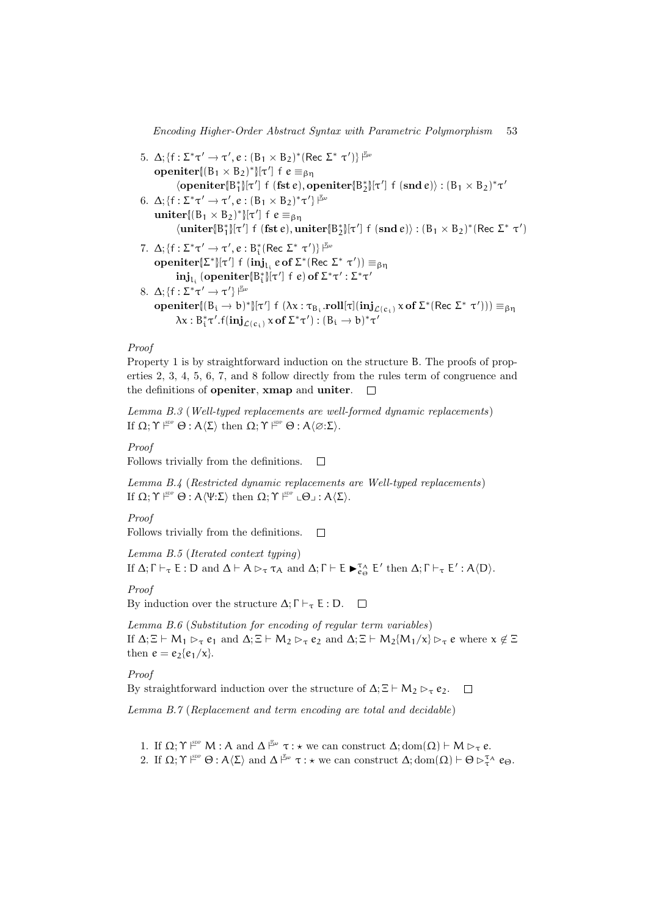5. $\Delta; \{f : \Sigma^*\tau' \to \tau', e : (B_1 \times B_2)^*(\mathsf{Rec}\ \Sigma^*\ \tau')\} \models^{\mathbb{F}\omega}$
   $\textbf{openiter}[\![(B_1 \times B_2)^*]\!][\tau']\ f\ e \equiv_{\beta\eta}$
   $\langle \textbf{openiter}[\![B_1^*]\!][\tau']\ f\ (\textbf{fst}\ e), \textbf{openiter}[\![B_2^*]\!][\tau']\ f\ (\textbf{snd}\ e)\rangle : (B_1 \times B_2)^*\tau'$
6. $\Delta; \{f : \Sigma^*\tau' \to \tau', e : (B_1 \times B_2)^*\tau'\} \models^{\mathbb{F}\omega}$
   $\textbf{uniter}[\![(B_1 \times B_2)^*]\!][\tau']\ f\ e \equiv_{\beta\eta}$
   $\langle \textbf{uniter}[\![B_1^*]\!][\tau']\ f\ (\textbf{fst}\ e), \textbf{uniter}[\![B_2^*]\!][\tau']\ f\ (\textbf{snd}\ e)\rangle : (B_1 \times B_2)^*(\mathsf{Rec}\ \Sigma^*\ \tau')$
7. $\Delta; \{f : \Sigma^*\tau' \to \tau', e : B_i^*(\mathsf{Rec}\ \Sigma^*\ \tau')\} \models^{\mathbb{F}\omega}$
   $\textbf{openiter}[\![\Sigma^*]\!][\tau']\ f\ (\textbf{inj}_{l_i}\ e\ \textbf{of}\ \Sigma^*(\mathsf{Rec}\ \Sigma^*\ \tau')) \equiv_{\beta\eta}$
   $\textbf{inj}_{l_i}\ (\textbf{openiter}[\![B_i^*]\!][\tau']\ f\ e)\ \textbf{of}\ \Sigma^*\tau' : \Sigma^*\tau'$
8. $\Delta; \{f : \Sigma^*\tau' \to \tau'\} \models^{\mathbb{F}\omega}$
   $\textbf{openiter}[\![(B_i \to b)^*]\!][\tau']\ f\ (\lambda x : \tau_{B_i}.\textbf{roll}[\tau](\textbf{inj}_{\mathcal{L}(c_i)}\ x\ \textbf{of}\ \Sigma^*(\mathsf{Rec}\ \Sigma^*\ \tau'))) \equiv_{\beta\eta}$
   $\lambda x : B_i^*\tau'.f(\textbf{inj}_{\mathcal{L}(c_i)}\ x\ \textbf{of}\ \Sigma^*\tau') : (B_i \to b)^*\tau'$

*Proof*
Property 1 is by straightforward induction on the structure B. The proofs of properties 2, 3, 4, 5, 6, 7, and 8 follow directly from the rules term of congruence and the definitions of **openiter**, **xmap** and **uniter**. □

*Lemma B.3* (*Well-typed replacements are well-formed dynamic replacements*)
If $\Omega; \Upsilon \models^{\text{SDP}} \Theta : A\langle\Sigma\rangle$ then $\Omega; \Upsilon \models^{\text{SDP}} \Theta : A\langle\varnothing{:}\Sigma\rangle$.

*Proof*
Follows trivially from the definitions. □

*Lemma B.4* (*Restricted dynamic replacements are Well-typed replacements*)
If $\Omega; \Upsilon \models^{\text{SDP}} \Theta : A\langle\Psi{:}\Sigma\rangle$ then $\Omega; \Upsilon \models^{\text{SDP}} \llcorner\Theta\lrcorner : A\langle\Sigma\rangle$.

*Proof*
Follows trivially from the definitions. □

*Lemma B.5* (*Iterated context typing*)
If $\Delta; \Gamma \vdash_\tau E : D$ and $\Delta \vdash A \rhd_\tau \tau_A$ and $\Delta; \Gamma \vdash E \blacktriangleright^{\tau_A}_{e_\Theta} E'$ then $\Delta; \Gamma \vdash_\tau E' : A\langle D\rangle$.

*Proof*
By induction over the structure $\Delta; \Gamma \vdash_\tau E : D$. □

*Lemma B.6* (*Substitution for encoding of regular term variables*)
If $\Delta; \Xi \vdash M_1 \rhd_\tau e_1$ and $\Delta; \Xi \vdash M_2 \rhd_\tau e_2$ and $\Delta; \Xi \vdash M_2\{M_1/x\} \rhd_\tau e$ where $x \notin \Xi$ then $e = e_2\{e_1/x\}$.

*Proof*
By straightforward induction over the structure of $\Delta; \Xi \vdash M_2 \rhd_\tau e_2$. □

*Lemma B.7* (*Replacement and term encoding are total and decidable*)

1. If $\Omega; \Upsilon \models^{\text{SDP}} M : A$ and $\Delta \models^{\mathbb{F}\omega} \tau : \star$ we can construct $\Delta; \text{dom}(\Omega) \vdash M \rhd_\tau e$.
2. If $\Omega; \Upsilon \models^{\text{SDP}} \Theta : A\langle\Sigma\rangle$ and $\Delta \models^{\mathbb{F}\omega} \tau : \star$ we can construct $\Delta; \text{dom}(\Omega) \vdash \Theta \rhd^{\tau_A}_\tau e_\Theta$.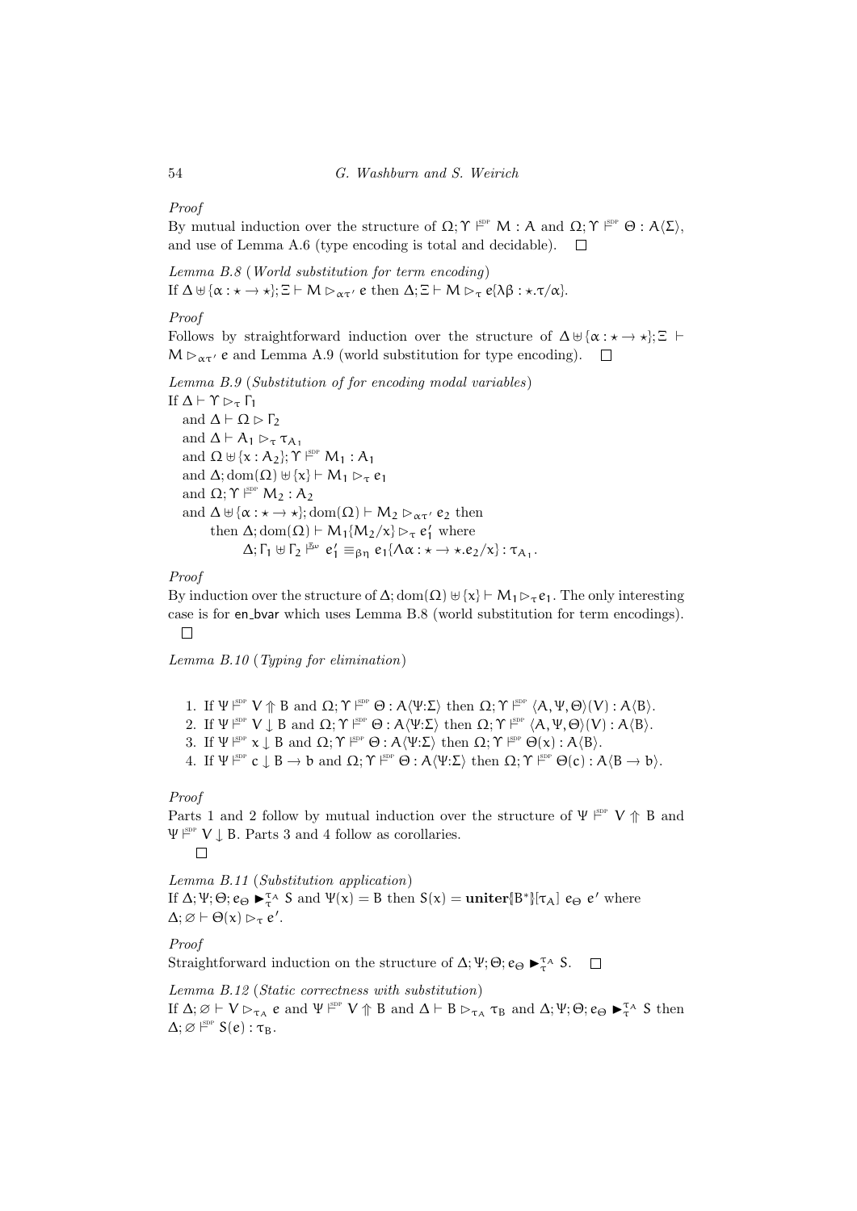*Proof*

By mutual induction over the structure of $\Omega; \Upsilon \models^{\text{SDP}} M : A$ and $\Omega; \Upsilon \models^{\text{SDP}} \Theta : A\langle\Sigma\rangle$, and use of Lemma A.6 (type encoding is total and decidable). $\square$

*Lemma B.8* (*World substitution for term encoding*)
If $\Delta \uplus \{\alpha : \star \to \star\}; \Xi \vdash M \rhd_{\alpha\tau'} e$ then $\Delta; \Xi \vdash M \rhd_{\tau} e\{\lambda\beta : \star.\tau/\alpha\}$.

*Proof*

Follows by straightforward induction over the structure of $\Delta \uplus \{\alpha : \star \to \star\}; \Xi \vdash M \rhd_{\alpha\tau'} e$ and Lemma A.9 (world substitution for type encoding). $\square$

*Lemma B.9* (*Substitution of for encoding modal variables*)
If $\Delta \vdash \Upsilon \rhd_{\tau} \Gamma_1$
and $\Delta \vdash \Omega \rhd \Gamma_2$
and $\Delta \vdash A_1 \rhd_{\tau} \tau_{A_1}$
and $\Omega \uplus \{x : A_2\}; \Upsilon \models^{\text{SDP}} M_1 : A_1$
and $\Delta; \text{dom}(\Omega) \uplus \{x\} \vdash M_1 \rhd_{\tau} e_1$
and $\Omega; \Upsilon \models^{\text{SDP}} M_2 : A_2$
and $\Delta \uplus \{\alpha : \star \to \star\}; \text{dom}(\Omega) \vdash M_2 \rhd_{\alpha\tau'} e_2$ then
then $\Delta; \text{dom}(\Omega) \vdash M_1\{M_2/x\} \rhd_{\tau} e_1'$ where
$\Delta; \Gamma_1 \uplus \Gamma_2 \models^{\mathbb{F}^{\omega}} e_1' \equiv_{\beta\eta} e_1\{\Lambda\alpha : \star \to \star.e_2/x\} : \tau_{A_1}$.

*Proof*

By induction over the structure of $\Delta; \text{dom}(\Omega) \uplus \{x\} \vdash M_1 \rhd_{\tau} e_1$. The only interesting case is for en_bvar which uses Lemma B.8 (world substitution for term encodings). $\square$

*Lemma B.10* (*Typing for elimination*)

1. If $\Psi \models^{\text{SDP}} V \Uparrow B$ and $\Omega; \Upsilon \models^{\text{SDP}} \Theta : A\langle\Psi{:}\Sigma\rangle$ then $\Omega; \Upsilon \models^{\text{SDP}} \langle A, \Psi, \Theta\rangle(V) : A\langle B\rangle$.
2. If $\Psi \models^{\text{SDP}} V \downarrow B$ and $\Omega; \Upsilon \models^{\text{SDP}} \Theta : A\langle\Psi{:}\Sigma\rangle$ then $\Omega; \Upsilon \models^{\text{SDP}} \langle A, \Psi, \Theta\rangle(V) : A\langle B\rangle$.
3. If $\Psi \models^{\text{SDP}} x \downarrow B$ and $\Omega; \Upsilon \models^{\text{SDP}} \Theta : A\langle\Psi{:}\Sigma\rangle$ then $\Omega; \Upsilon \models^{\text{SDP}} \Theta(x) : A\langle B\rangle$.
4. If $\Psi \models^{\text{SDP}} c \downarrow B \to b$ and $\Omega; \Upsilon \models^{\text{SDP}} \Theta : A\langle\Psi{:}\Sigma\rangle$ then $\Omega; \Upsilon \models^{\text{SDP}} \Theta(c) : A\langle B \to b\rangle$.

*Proof*

Parts 1 and 2 follow by mutual induction over the structure of $\Psi \models^{\text{SDP}} V \Uparrow B$ and $\Psi \models^{\text{SDP}} V \downarrow B$. Parts 3 and 4 follow as corollaries. $\square$

*Lemma B.11* (*Substitution application*)
If $\Delta; \Psi; \Theta; e_{\Theta} \blacktriangleright_{\tau}^{\tau_A} S$ and $\Psi(x) = B$ then $S(x) = \textbf{uniter}\{\!|B^*|\!\}[\tau_A]\ e_{\Theta}\ e'$ where $\Delta; \varnothing \vdash \Theta(x) \rhd_{\tau} e'$.

*Proof*

Straightforward induction on the structure of $\Delta; \Psi; \Theta; e_{\Theta} \blacktriangleright_{\tau}^{\tau_A} S$. $\square$

*Lemma B.12* (*Static correctness with substitution*)
If $\Delta; \varnothing \vdash V \rhd_{\tau_A} e$ and $\Psi \models^{\text{SDP}} V \Uparrow B$ and $\Delta \vdash B \rhd_{\tau_A} \tau_B$ and $\Delta; \Psi; \Theta; e_{\Theta} \blacktriangleright_{\tau}^{\tau_A} S$ then $\Delta; \varnothing \models^{\text{SDP}} S(e) : \tau_B$.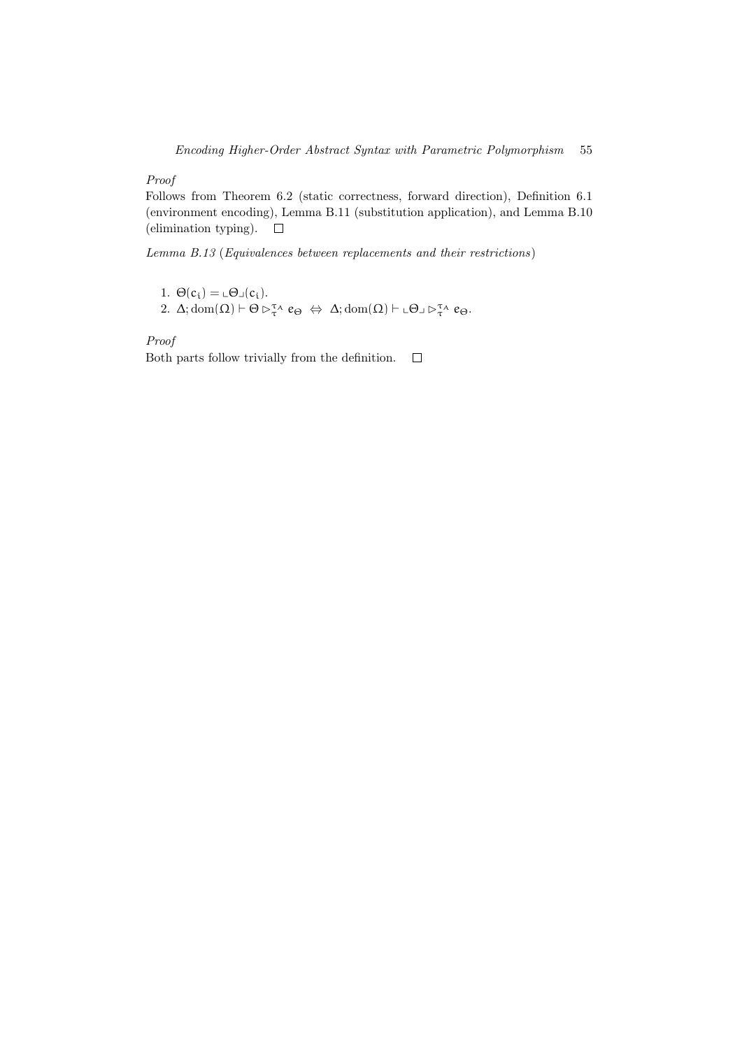*Proof*

Follows from Theorem 6.2 (static correctness, forward direction), Definition 6.1 (environment encoding), Lemma B.11 (substitution application), and Lemma B.10 (elimination typing). □

*Lemma B.13* (*Equivalences between replacements and their restrictions*)

1. $\Theta(\mathsf{c}_i) = \llcorner\Theta\lrcorner(\mathsf{c}_i)$.
2. $\Delta; \mathrm{dom}(\Omega) \vdash \Theta \rhd_{\tau}^{\tau_A} e_\Theta \;\Leftrightarrow\; \Delta; \mathrm{dom}(\Omega) \vdash \llcorner\Theta\lrcorner \rhd_{\tau}^{\tau_A} e_\Theta$.

*Proof*

Both parts follow trivially from the definition. □